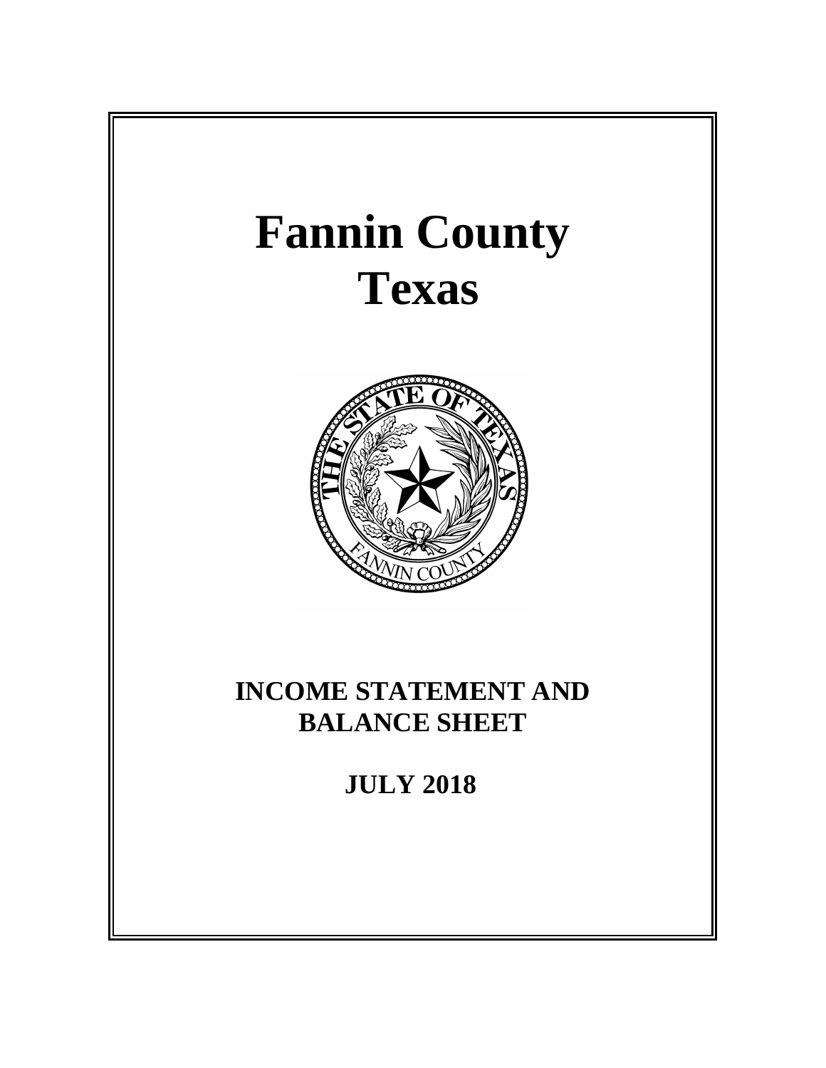# Fannin County
# Texas

## INCOME STATEMENT AND BALANCE SHEET

## JULY 2018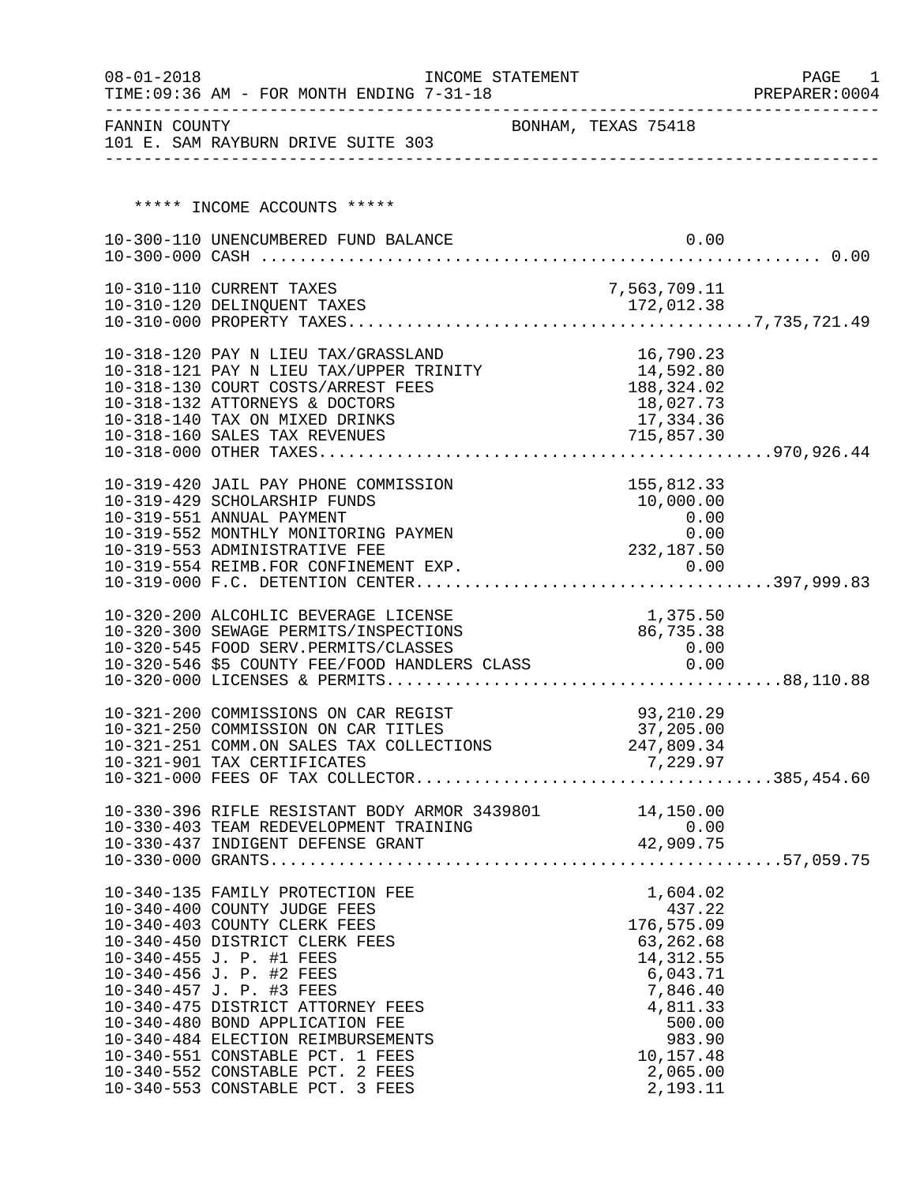08-01-2018 INCOME STATEMENT PAGE 1
TIME:09:36 AM - FOR MONTH ENDING 7-31-18 PREPARER:0004

FANNIN COUNTY BONHAM, TEXAS 75418
101 E. SAM RAYBURN DRIVE SUITE 303

***** INCOME ACCOUNTS *****

| Account | Description | Amount | Total |
|---|---|---|---|
| 10-300-110 | UNENCUMBERED FUND BALANCE | 0.00 | |
| 10-300-000 | CASH | | 0.00 |
| 10-310-110 | CURRENT TAXES | 7,563,709.11 | |
| 10-310-120 | DELINQUENT TAXES | 172,012.38 | |
| 10-310-000 | PROPERTY TAXES | | 7,735,721.49 |
| 10-318-120 | PAY N LIEU TAX/GRASSLAND | 16,790.23 | |
| 10-318-121 | PAY N LIEU TAX/UPPER TRINITY | 14,592.80 | |
| 10-318-130 | COURT COSTS/ARREST FEES | 188,324.02 | |
| 10-318-132 | ATTORNEYS & DOCTORS | 18,027.73 | |
| 10-318-140 | TAX ON MIXED DRINKS | 17,334.36 | |
| 10-318-160 | SALES TAX REVENUES | 715,857.30 | |
| 10-318-000 | OTHER TAXES | | 970,926.44 |
| 10-319-420 | JAIL PAY PHONE COMMISSION | 155,812.33 | |
| 10-319-429 | SCHOLARSHIP FUNDS | 10,000.00 | |
| 10-319-551 | ANNUAL PAYMENT | 0.00 | |
| 10-319-552 | MONTHLY MONITORING PAYMEN | 0.00 | |
| 10-319-553 | ADMINISTRATIVE FEE | 232,187.50 | |
| 10-319-554 | REIMB.FOR CONFINEMENT EXP. | 0.00 | |
| 10-319-000 | F.C. DETENTION CENTER | | 397,999.83 |
| 10-320-200 | ALCOHLIC BEVERAGE LICENSE | 1,375.50 | |
| 10-320-300 | SEWAGE PERMITS/INSPECTIONS | 86,735.38 | |
| 10-320-545 | FOOD SERV.PERMITS/CLASSES | 0.00 | |
| 10-320-546 | $5 COUNTY FEE/FOOD HANDLERS CLASS | 0.00 | |
| 10-320-000 | LICENSES & PERMITS | | 88,110.88 |
| 10-321-200 | COMMISSIONS ON CAR REGIST | 93,210.29 | |
| 10-321-250 | COMMISSION ON CAR TITLES | 37,205.00 | |
| 10-321-251 | COMM.ON SALES TAX COLLECTIONS | 247,809.34 | |
| 10-321-901 | TAX CERTIFICATES | 7,229.97 | |
| 10-321-000 | FEES OF TAX COLLECTOR | | 385,454.60 |
| 10-330-396 | RIFLE RESISTANT BODY ARMOR 3439801 | 14,150.00 | |
| 10-330-403 | TEAM REDEVELOPMENT TRAINING | 0.00 | |
| 10-330-437 | INDIGENT DEFENSE GRANT | 42,909.75 | |
| 10-330-000 | GRANTS | | 57,059.75 |
| 10-340-135 | FAMILY PROTECTION FEE | 1,604.02 | |
| 10-340-400 | COUNTY JUDGE FEES | 437.22 | |
| 10-340-403 | COUNTY CLERK FEES | 176,575.09 | |
| 10-340-450 | DISTRICT CLERK FEES | 63,262.68 | |
| 10-340-455 | J. P. #1 FEES | 14,312.55 | |
| 10-340-456 | J. P. #2 FEES | 6,043.71 | |
| 10-340-457 | J. P. #3 FEES | 7,846.40 | |
| 10-340-475 | DISTRICT ATTORNEY FEES | 4,811.33 | |
| 10-340-480 | BOND APPLICATION FEE | 500.00 | |
| 10-340-484 | ELECTION REIMBURSEMENTS | 983.90 | |
| 10-340-551 | CONSTABLE PCT. 1 FEES | 10,157.48 | |
| 10-340-552 | CONSTABLE PCT. 2 FEES | 2,065.00 | |
| 10-340-553 | CONSTABLE PCT. 3 FEES | 2,193.11 | |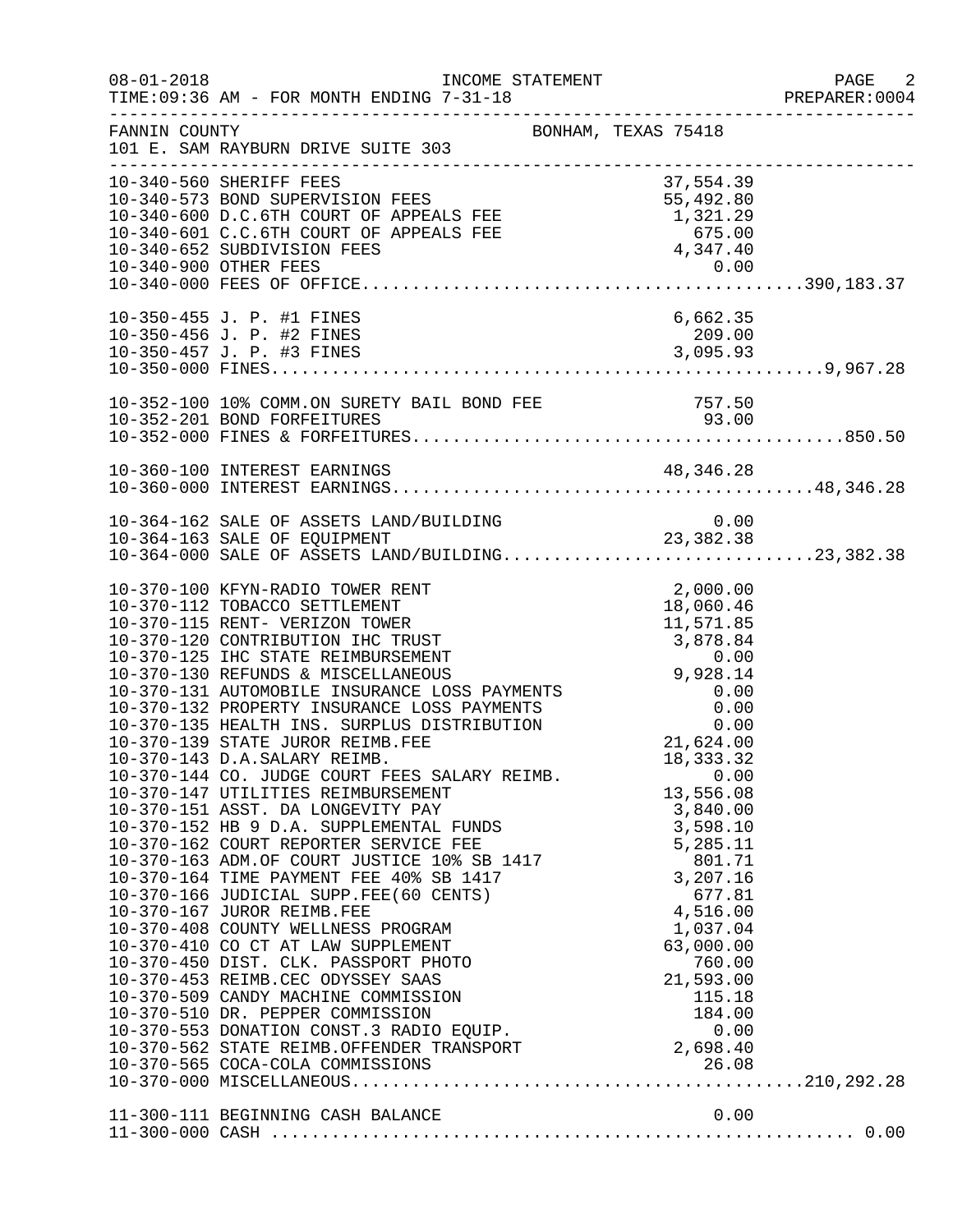FANNIN COUNTY BONHAM, TEXAS 75418
101 E. SAM RAYBURN DRIVE SUITE 303

| Account | Description | Amount | Total |
|---|---|---|---|
| 10-340-560 | SHERIFF FEES | 37,554.39 | |
| 10-340-573 | BOND SUPERVISION FEES | 55,492.80 | |
| 10-340-600 | D.C.6TH COURT OF APPEALS FEE | 1,321.29 | |
| 10-340-601 | C.C.6TH COURT OF APPEALS FEE | 675.00 | |
| 10-340-652 | SUBDIVISION FEES | 4,347.40 | |
| 10-340-900 | OTHER FEES | 0.00 | |
| 10-340-000 | FEES OF OFFICE | | 390,183.37 |
| 10-350-455 | J. P. #1 FINES | 6,662.35 | |
| 10-350-456 | J. P. #2 FINES | 209.00 | |
| 10-350-457 | J. P. #3 FINES | 3,095.93 | |
| 10-350-000 | FINES | | 9,967.28 |
| 10-352-100 | 10% COMM.ON SURETY BAIL BOND FEE | 757.50 | |
| 10-352-201 | BOND FORFEITURES | 93.00 | |
| 10-352-000 | FINES & FORFEITURES | | 850.50 |
| 10-360-100 | INTEREST EARNINGS | 48,346.28 | |
| 10-360-000 | INTEREST EARNINGS | | 48,346.28 |
| 10-364-162 | SALE OF ASSETS LAND/BUILDING | 0.00 | |
| 10-364-163 | SALE OF EQUIPMENT | 23,382.38 | |
| 10-364-000 | SALE OF ASSETS LAND/BUILDING | | 23,382.38 |
| 10-370-100 | KFYN-RADIO TOWER RENT | 2,000.00 | |
| 10-370-112 | TOBACCO SETTLEMENT | 18,060.46 | |
| 10-370-115 | RENT- VERIZON TOWER | 11,571.85 | |
| 10-370-120 | CONTRIBUTION IHC TRUST | 3,878.84 | |
| 10-370-125 | IHC STATE REIMBURSEMENT | 0.00 | |
| 10-370-130 | REFUNDS & MISCELLANEOUS | 9,928.14 | |
| 10-370-131 | AUTOMOBILE INSURANCE LOSS PAYMENTS | 0.00 | |
| 10-370-132 | PROPERTY INSURANCE LOSS PAYMENTS | 0.00 | |
| 10-370-135 | HEALTH INS. SURPLUS DISTRIBUTION | 0.00 | |
| 10-370-139 | STATE JUROR REIMB.FEE | 21,624.00 | |
| 10-370-143 | D.A.SALARY REIMB. | 18,333.32 | |
| 10-370-144 | CO. JUDGE COURT FEES SALARY REIMB. | 0.00 | |
| 10-370-147 | UTILITIES REIMBURSEMENT | 13,556.08 | |
| 10-370-151 | ASST. DA LONGEVITY PAY | 3,840.00 | |
| 10-370-152 | HB 9 D.A. SUPPLEMENTAL FUNDS | 3,598.10 | |
| 10-370-162 | COURT REPORTER SERVICE FEE | 5,285.11 | |
| 10-370-163 | ADM.OF COURT JUSTICE 10% SB 1417 | 801.71 | |
| 10-370-164 | TIME PAYMENT FEE 40% SB 1417 | 3,207.16 | |
| 10-370-166 | JUDICIAL SUPP.FEE(60 CENTS) | 677.81 | |
| 10-370-167 | JUROR REIMB.FEE | 4,516.00 | |
| 10-370-408 | COUNTY WELLNESS PROGRAM | 1,037.04 | |
| 10-370-410 | CO CT AT LAW SUPPLEMENT | 63,000.00 | |
| 10-370-450 | DIST. CLK. PASSPORT PHOTO | 760.00 | |
| 10-370-453 | REIMB.CEC ODYSSEY SAAS | 21,593.00 | |
| 10-370-509 | CANDY MACHINE COMMISSION | 115.18 | |
| 10-370-510 | DR. PEPPER COMMISSION | 184.00 | |
| 10-370-553 | DONATION CONST.3 RADIO EQUIP. | 0.00 | |
| 10-370-562 | STATE REIMB.OFFENDER TRANSPORT | 2,698.40 | |
| 10-370-565 | COCA-COLA COMMISSIONS | 26.08 | |
| 10-370-000 | MISCELLANEOUS | | 210,292.28 |
| 11-300-111 | BEGINNING CASH BALANCE | 0.00 | |
| 11-300-000 | CASH | | 0.00 |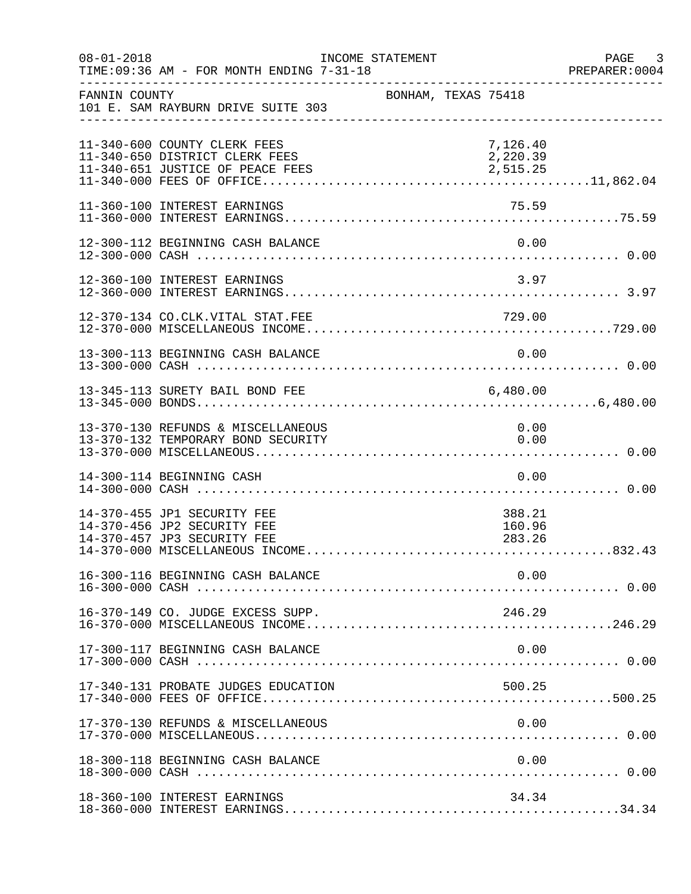FANNIN COUNTY BONHAM, TEXAS 75418
101 E. SAM RAYBURN DRIVE SUITE 303

| Account | Description | Amount | Total |
|---|---|---|---|
| 11-340-600 | COUNTY CLERK FEES | 7,126.40 | |
| 11-340-650 | DISTRICT CLERK FEES | 2,220.39 | |
| 11-340-651 | JUSTICE OF PEACE FEES | 2,515.25 | |
| 11-340-000 | FEES OF OFFICE | | 11,862.04 |
| 11-360-100 | INTEREST EARNINGS | 75.59 | |
| 11-360-000 | INTEREST EARNINGS | | 75.59 |
| 12-300-112 | BEGINNING CASH BALANCE | 0.00 | |
| 12-300-000 | CASH | | 0.00 |
| 12-360-100 | INTEREST EARNINGS | 3.97 | |
| 12-360-000 | INTEREST EARNINGS | | 3.97 |
| 12-370-134 | CO.CLK.VITAL STAT.FEE | 729.00 | |
| 12-370-000 | MISCELLANEOUS INCOME | | 729.00 |
| 13-300-113 | BEGINNING CASH BALANCE | 0.00 | |
| 13-300-000 | CASH | | 0.00 |
| 13-345-113 | SURETY BAIL BOND FEE | 6,480.00 | |
| 13-345-000 | BONDS | | 6,480.00 |
| 13-370-130 | REFUNDS & MISCELLANEOUS | 0.00 | |
| 13-370-132 | TEMPORARY BOND SECURITY | 0.00 | |
| 13-370-000 | MISCELLANEOUS | | 0.00 |
| 14-300-114 | BEGINNING CASH | 0.00 | |
| 14-300-000 | CASH | | 0.00 |
| 14-370-455 | JP1 SECURITY FEE | 388.21 | |
| 14-370-456 | JP2 SECURITY FEE | 160.96 | |
| 14-370-457 | JP3 SECURITY FEE | 283.26 | |
| 14-370-000 | MISCELLANEOUS INCOME | | 832.43 |
| 16-300-116 | BEGINNING CASH BALANCE | 0.00 | |
| 16-300-000 | CASH | | 0.00 |
| 16-370-149 | CO. JUDGE EXCESS SUPP. | 246.29 | |
| 16-370-000 | MISCELLANEOUS INCOME | | 246.29 |
| 17-300-117 | BEGINNING CASH BALANCE | 0.00 | |
| 17-300-000 | CASH | | 0.00 |
| 17-340-131 | PROBATE JUDGES EDUCATION | 500.25 | |
| 17-340-000 | FEES OF OFFICE | | 500.25 |
| 17-370-130 | REFUNDS & MISCELLANEOUS | 0.00 | |
| 17-370-000 | MISCELLANEOUS | | 0.00 |
| 18-300-118 | BEGINNING CASH BALANCE | 0.00 | |
| 18-300-000 | CASH | | 0.00 |
| 18-360-100 | INTEREST EARNINGS | 34.34 | |
| 18-360-000 | INTEREST EARNINGS | | 34.34 |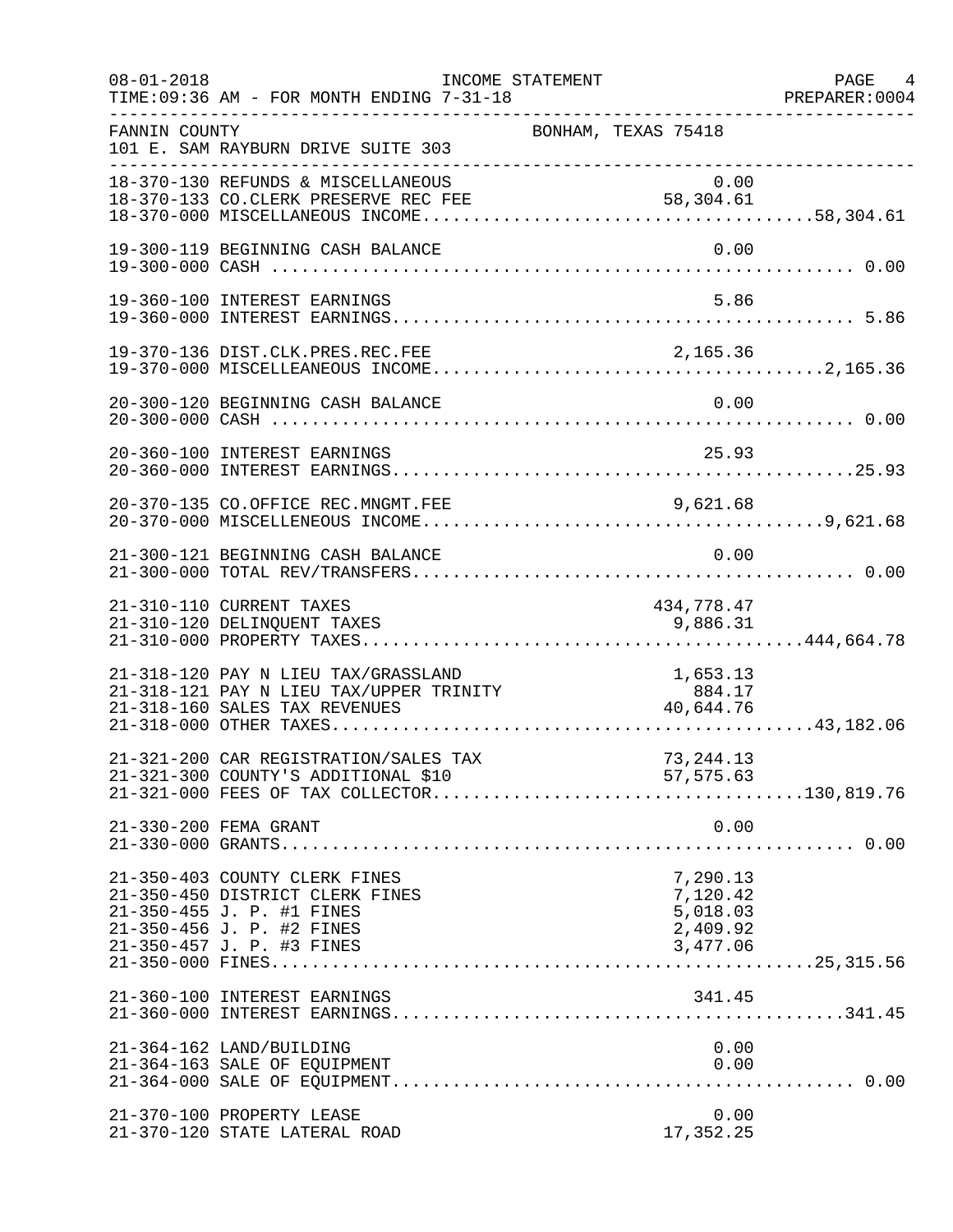08-01-2018 INCOME STATEMENT PAGE 4
TIME:09:36 AM - FOR MONTH ENDING 7-31-18 PREPARER:0004

FANNIN COUNTY BONHAM, TEXAS 75418
101 E. SAM RAYBURN DRIVE SUITE 303

| Account | Description | Amount | Total |
|---|---|---|---|
| 18-370-130 | REFUNDS & MISCELLANEOUS | 0.00 | |
| 18-370-133 | CO.CLERK PRESERVE REC FEE | 58,304.61 | |
| 18-370-000 | MISCELLANEOUS INCOME | | 58,304.61 |
| 19-300-119 | BEGINNING CASH BALANCE | 0.00 | |
| 19-300-000 | CASH | | 0.00 |
| 19-360-100 | INTEREST EARNINGS | 5.86 | |
| 19-360-000 | INTEREST EARNINGS | | 5.86 |
| 19-370-136 | DIST.CLK.PRES.REC.FEE | 2,165.36 | |
| 19-370-000 | MISCELLEANEOUS INCOME | | 2,165.36 |
| 20-300-120 | BEGINNING CASH BALANCE | 0.00 | |
| 20-300-000 | CASH | | 0.00 |
| 20-360-100 | INTEREST EARNINGS | 25.93 | |
| 20-360-000 | INTEREST EARNINGS | | 25.93 |
| 20-370-135 | CO.OFFICE REC.MNGMT.FEE | 9,621.68 | |
| 20-370-000 | MISCELLENEOUS INCOME | | 9,621.68 |
| 21-300-121 | BEGINNING CASH BALANCE | 0.00 | |
| 21-300-000 | TOTAL REV/TRANSFERS | | 0.00 |
| 21-310-110 | CURRENT TAXES | 434,778.47 | |
| 21-310-120 | DELINQUENT TAXES | 9,886.31 | |
| 21-310-000 | PROPERTY TAXES | | 444,664.78 |
| 21-318-120 | PAY N LIEU TAX/GRASSLAND | 1,653.13 | |
| 21-318-121 | PAY N LIEU TAX/UPPER TRINITY | 884.17 | |
| 21-318-160 | SALES TAX REVENUES | 40,644.76 | |
| 21-318-000 | OTHER TAXES | | 43,182.06 |
| 21-321-200 | CAR REGISTRATION/SALES TAX | 73,244.13 | |
| 21-321-300 | COUNTY'S ADDITIONAL $10 | 57,575.63 | |
| 21-321-000 | FEES OF TAX COLLECTOR | | 130,819.76 |
| 21-330-200 | FEMA GRANT | 0.00 | |
| 21-330-000 | GRANTS | | 0.00 |
| 21-350-403 | COUNTY CLERK FINES | 7,290.13 | |
| 21-350-450 | DISTRICT CLERK FINES | 7,120.42 | |
| 21-350-455 | J. P. #1 FINES | 5,018.03 | |
| 21-350-456 | J. P. #2 FINES | 2,409.92 | |
| 21-350-457 | J. P. #3 FINES | 3,477.06 | |
| 21-350-000 | FINES | | 25,315.56 |
| 21-360-100 | INTEREST EARNINGS | 341.45 | |
| 21-360-000 | INTEREST EARNINGS | | 341.45 |
| 21-364-162 | LAND/BUILDING | 0.00 | |
| 21-364-163 | SALE OF EQUIPMENT | 0.00 | |
| 21-364-000 | SALE OF EQUIPMENT | | 0.00 |
| 21-370-100 | PROPERTY LEASE | 0.00 | |
| 21-370-120 | STATE LATERAL ROAD | 17,352.25 | |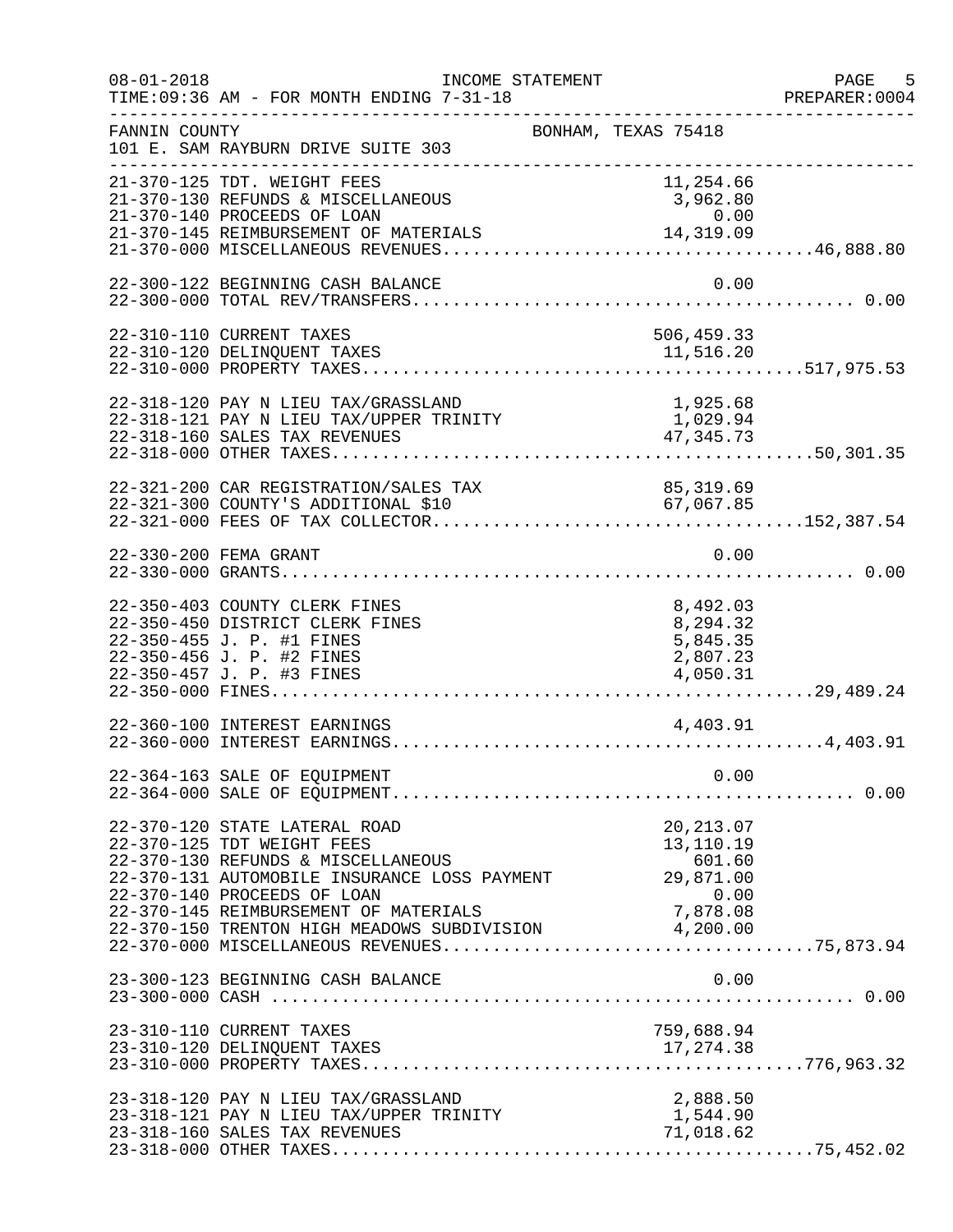FANNIN COUNTY BONHAM, TEXAS 75418
101 E. SAM RAYBURN DRIVE SUITE 303

INCOME STATEMENT
FOR MONTH ENDING 7-31-18

| Account | Description | Amount | Total |
|---|---|---|---|
| 21-370-125 | TDT. WEIGHT FEES | 11,254.66 | |
| 21-370-130 | REFUNDS & MISCELLANEOUS | 3,962.80 | |
| 21-370-140 | PROCEEDS OF LOAN | 0.00 | |
| 21-370-145 | REIMBURSEMENT OF MATERIALS | 14,319.09 | |
| 21-370-000 | MISCELLANEOUS REVENUES | | 46,888.80 |
| 22-300-122 | BEGINNING CASH BALANCE | 0.00 | |
| 22-300-000 | TOTAL REV/TRANSFERS | | 0.00 |
| 22-310-110 | CURRENT TAXES | 506,459.33 | |
| 22-310-120 | DELINQUENT TAXES | 11,516.20 | |
| 22-310-000 | PROPERTY TAXES | | 517,975.53 |
| 22-318-120 | PAY N LIEU TAX/GRASSLAND | 1,925.68 | |
| 22-318-121 | PAY N LIEU TAX/UPPER TRINITY | 1,029.94 | |
| 22-318-160 | SALES TAX REVENUES | 47,345.73 | |
| 22-318-000 | OTHER TAXES | | 50,301.35 |
| 22-321-200 | CAR REGISTRATION/SALES TAX | 85,319.69 | |
| 22-321-300 | COUNTY'S ADDITIONAL $10 | 67,067.85 | |
| 22-321-000 | FEES OF TAX COLLECTOR | | 152,387.54 |
| 22-330-200 | FEMA GRANT | 0.00 | |
| 22-330-000 | GRANTS | | 0.00 |
| 22-350-403 | COUNTY CLERK FINES | 8,492.03 | |
| 22-350-450 | DISTRICT CLERK FINES | 8,294.32 | |
| 22-350-455 | J. P. #1 FINES | 5,845.35 | |
| 22-350-456 | J. P. #2 FINES | 2,807.23 | |
| 22-350-457 | J. P. #3 FINES | 4,050.31 | |
| 22-350-000 | FINES | | 29,489.24 |
| 22-360-100 | INTEREST EARNINGS | 4,403.91 | |
| 22-360-000 | INTEREST EARNINGS | | 4,403.91 |
| 22-364-163 | SALE OF EQUIPMENT | 0.00 | |
| 22-364-000 | SALE OF EQUIPMENT | | 0.00 |
| 22-370-120 | STATE LATERAL ROAD | 20,213.07 | |
| 22-370-125 | TDT WEIGHT FEES | 13,110.19 | |
| 22-370-130 | REFUNDS & MISCELLANEOUS | 601.60 | |
| 22-370-131 | AUTOMOBILE INSURANCE LOSS PAYMENT | 29,871.00 | |
| 22-370-140 | PROCEEDS OF LOAN | 0.00 | |
| 22-370-145 | REIMBURSEMENT OF MATERIALS | 7,878.08 | |
| 22-370-150 | TRENTON HIGH MEADOWS SUBDIVISION | 4,200.00 | |
| 22-370-000 | MISCELLANEOUS REVENUES | | 75,873.94 |
| 23-300-123 | BEGINNING CASH BALANCE | 0.00 | |
| 23-300-000 | CASH | | 0.00 |
| 23-310-110 | CURRENT TAXES | 759,688.94 | |
| 23-310-120 | DELINQUENT TAXES | 17,274.38 | |
| 23-310-000 | PROPERTY TAXES | | 776,963.32 |
| 23-318-120 | PAY N LIEU TAX/GRASSLAND | 2,888.50 | |
| 23-318-121 | PAY N LIEU TAX/UPPER TRINITY | 1,544.90 | |
| 23-318-160 | SALES TAX REVENUES | 71,018.62 | |
| 23-318-000 | OTHER TAXES | | 75,452.02 |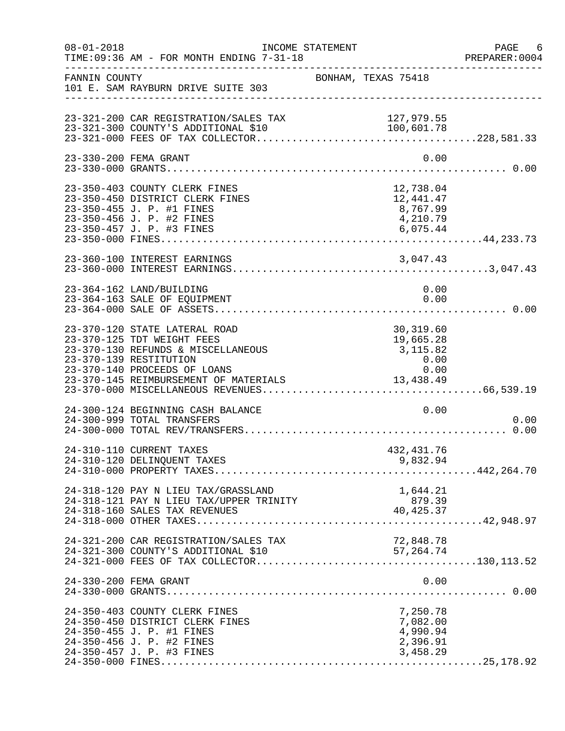FANNIN COUNTY BONHAM, TEXAS 75418
101 E. SAM RAYBURN DRIVE SUITE 303

| Account | Description | Amount | Total |
|---|---|---|---|
| 23-321-200 | CAR REGISTRATION/SALES TAX | 127,979.55 | |
| 23-321-300 | COUNTY'S ADDITIONAL $10 | 100,601.78 | |
| 23-321-000 | FEES OF TAX COLLECTOR | | 228,581.33 |
| 23-330-200 | FEMA GRANT | 0.00 | |
| 23-330-000 | GRANTS | | 0.00 |
| 23-350-403 | COUNTY CLERK FINES | 12,738.04 | |
| 23-350-450 | DISTRICT CLERK FINES | 12,441.47 | |
| 23-350-455 | J. P. #1 FINES | 8,767.99 | |
| 23-350-456 | J. P. #2 FINES | 4,210.79 | |
| 23-350-457 | J. P. #3 FINES | 6,075.44 | |
| 23-350-000 | FINES | | 44,233.73 |
| 23-360-100 | INTEREST EARNINGS | 3,047.43 | |
| 23-360-000 | INTEREST EARNINGS | | 3,047.43 |
| 23-364-162 | LAND/BUILDING | 0.00 | |
| 23-364-163 | SALE OF EQUIPMENT | 0.00 | |
| 23-364-000 | SALE OF ASSETS | | 0.00 |
| 23-370-120 | STATE LATERAL ROAD | 30,319.60 | |
| 23-370-125 | TDT WEIGHT FEES | 19,665.28 | |
| 23-370-130 | REFUNDS & MISCELLANEOUS | 3,115.82 | |
| 23-370-139 | RESTITUTION | 0.00 | |
| 23-370-140 | PROCEEDS OF LOANS | 0.00 | |
| 23-370-145 | REIMBURSEMENT OF MATERIALS | 13,438.49 | |
| 23-370-000 | MISCELLANEOUS REVENUES | | 66,539.19 |
| 24-300-124 | BEGINNING CASH BALANCE | 0.00 | |
| 24-300-999 | TOTAL TRANSFERS | | 0.00 |
| 24-300-000 | TOTAL REV/TRANSFERS | | 0.00 |
| 24-310-110 | CURRENT TAXES | 432,431.76 | |
| 24-310-120 | DELINQUENT TAXES | 9,832.94 | |
| 24-310-000 | PROPERTY TAXES | | 442,264.70 |
| 24-318-120 | PAY N LIEU TAX/GRASSLAND | 1,644.21 | |
| 24-318-121 | PAY N LIEU TAX/UPPER TRINITY | 879.39 | |
| 24-318-160 | SALES TAX REVENUES | 40,425.37 | |
| 24-318-000 | OTHER TAXES | | 42,948.97 |
| 24-321-200 | CAR REGISTRATION/SALES TAX | 72,848.78 | |
| 24-321-300 | COUNTY'S ADDITIONAL $10 | 57,264.74 | |
| 24-321-000 | FEES OF TAX COLLECTOR | | 130,113.52 |
| 24-330-200 | FEMA GRANT | 0.00 | |
| 24-330-000 | GRANTS | | 0.00 |
| 24-350-403 | COUNTY CLERK FINES | 7,250.78 | |
| 24-350-450 | DISTRICT CLERK FINES | 7,082.00 | |
| 24-350-455 | J. P. #1 FINES | 4,990.94 | |
| 24-350-456 | J. P. #2 FINES | 2,396.91 | |
| 24-350-457 | J. P. #3 FINES | 3,458.29 | |
| 24-350-000 | FINES | | 25,178.92 |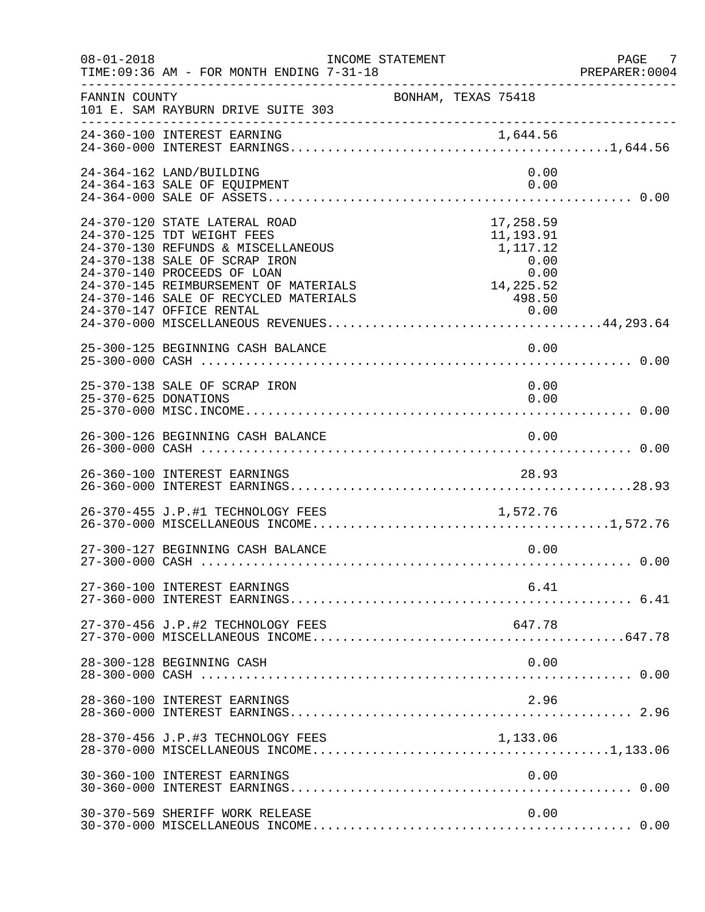FANNIN COUNTY — BONHAM, TEXAS 75418
101 E. SAM RAYBURN DRIVE SUITE 303

INCOME STATEMENT — FOR MONTH ENDING 7-31-18

| Account | Description | Amount | Total |
|---|---|---|---|
| 24-360-100 | INTEREST EARNING | 1,644.56 | |
| 24-360-000 | INTEREST EARNINGS | | 1,644.56 |
| 24-364-162 | LAND/BUILDING | 0.00 | |
| 24-364-163 | SALE OF EQUIPMENT | 0.00 | |
| 24-364-000 | SALE OF ASSETS | | 0.00 |
| 24-370-120 | STATE LATERAL ROAD | 17,258.59 | |
| 24-370-125 | TDT WEIGHT FEES | 11,193.91 | |
| 24-370-130 | REFUNDS & MISCELLANEOUS | 1,117.12 | |
| 24-370-138 | SALE OF SCRAP IRON | 0.00 | |
| 24-370-140 | PROCEEDS OF LOAN | 0.00 | |
| 24-370-145 | REIMBURSEMENT OF MATERIALS | 14,225.52 | |
| 24-370-146 | SALE OF RECYCLED MATERIALS | 498.50 | |
| 24-370-147 | OFFICE RENTAL | 0.00 | |
| 24-370-000 | MISCELLANEOUS REVENUES | | 44,293.64 |
| 25-300-125 | BEGINNING CASH BALANCE | 0.00 | |
| 25-300-000 | CASH | | 0.00 |
| 25-370-138 | SALE OF SCRAP IRON | 0.00 | |
| 25-370-625 | DONATIONS | 0.00 | |
| 25-370-000 | MISC.INCOME | | 0.00 |
| 26-300-126 | BEGINNING CASH BALANCE | 0.00 | |
| 26-300-000 | CASH | | 0.00 |
| 26-360-100 | INTEREST EARNINGS | 28.93 | |
| 26-360-000 | INTEREST EARNINGS | | 28.93 |
| 26-370-455 | J.P.#1 TECHNOLOGY FEES | 1,572.76 | |
| 26-370-000 | MISCELLANEOUS INCOME | | 1,572.76 |
| 27-300-127 | BEGINNING CASH BALANCE | 0.00 | |
| 27-300-000 | CASH | | 0.00 |
| 27-360-100 | INTEREST EARNINGS | 6.41 | |
| 27-360-000 | INTEREST EARNINGS | | 6.41 |
| 27-370-456 | J.P.#2 TECHNOLOGY FEES | 647.78 | |
| 27-370-000 | MISCELLANEOUS INCOME | | 647.78 |
| 28-300-128 | BEGINNING CASH | 0.00 | |
| 28-300-000 | CASH | | 0.00 |
| 28-360-100 | INTEREST EARNINGS | 2.96 | |
| 28-360-000 | INTEREST EARNINGS | | 2.96 |
| 28-370-456 | J.P.#3 TECHNOLOGY FEES | 1,133.06 | |
| 28-370-000 | MISCELLANEOUS INCOME | | 1,133.06 |
| 30-360-100 | INTEREST EARNINGS | 0.00 | |
| 30-360-000 | INTEREST EARNINGS | | 0.00 |
| 30-370-569 | SHERIFF WORK RELEASE | 0.00 | |
| 30-370-000 | MISCELLANEOUS INCOME | | 0.00 |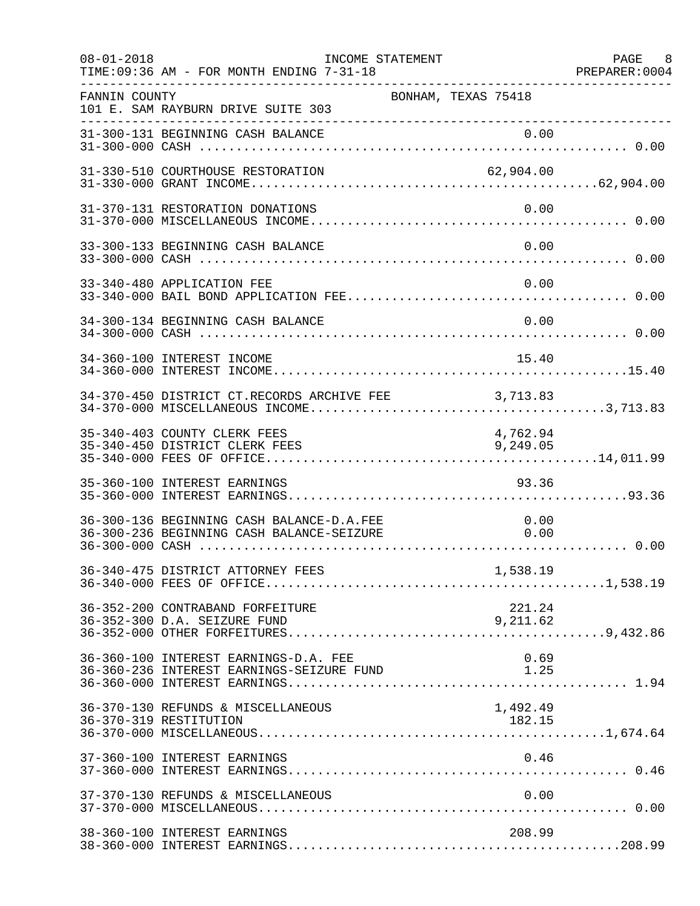FANNIN COUNTY BONHAM, TEXAS 75418
101 E. SAM RAYBURN DRIVE SUITE 303

INCOME STATEMENT
FOR MONTH ENDING 7-31-18

| Account | Description | Amount | Total |
|---|---|---|---|
| 31-300-131 | BEGINNING CASH BALANCE | 0.00 | |
| 31-300-000 | CASH | | 0.00 |
| 31-330-510 | COURTHOUSE RESTORATION | 62,904.00 | |
| 31-330-000 | GRANT INCOME | | 62,904.00 |
| 31-370-131 | RESTORATION DONATIONS | 0.00 | |
| 31-370-000 | MISCELLANEOUS INCOME | | 0.00 |
| 33-300-133 | BEGINNING CASH BALANCE | 0.00 | |
| 33-300-000 | CASH | | 0.00 |
| 33-340-480 | APPLICATION FEE | 0.00 | |
| 33-340-000 | BAIL BOND APPLICATION FEE | | 0.00 |
| 34-300-134 | BEGINNING CASH BALANCE | 0.00 | |
| 34-300-000 | CASH | | 0.00 |
| 34-360-100 | INTEREST INCOME | 15.40 | |
| 34-360-000 | INTEREST INCOME | | 15.40 |
| 34-370-450 | DISTRICT CT.RECORDS ARCHIVE FEE | 3,713.83 | |
| 34-370-000 | MISCELLANEOUS INCOME | | 3,713.83 |
| 35-340-403 | COUNTY CLERK FEES | 4,762.94 | |
| 35-340-450 | DISTRICT CLERK FEES | 9,249.05 | |
| 35-340-000 | FEES OF OFFICE | | 14,011.99 |
| 35-360-100 | INTEREST EARNINGS | 93.36 | |
| 35-360-000 | INTEREST EARNINGS | | 93.36 |
| 36-300-136 | BEGINNING CASH BALANCE-D.A.FEE | 0.00 | |
| 36-300-236 | BEGINNING CASH BALANCE-SEIZURE | 0.00 | |
| 36-300-000 | CASH | | 0.00 |
| 36-340-475 | DISTRICT ATTORNEY FEES | 1,538.19 | |
| 36-340-000 | FEES OF OFFICE | | 1,538.19 |
| 36-352-200 | CONTRABAND FORFEITURE | 221.24 | |
| 36-352-300 | D.A. SEIZURE FUND | 9,211.62 | |
| 36-352-000 | OTHER FORFEITURES | | 9,432.86 |
| 36-360-100 | INTEREST EARNINGS-D.A. FEE | 0.69 | |
| 36-360-236 | INTEREST EARNINGS-SEIZURE FUND | 1.25 | |
| 36-360-000 | INTEREST EARNINGS | | 1.94 |
| 36-370-130 | REFUNDS & MISCELLANEOUS | 1,492.49 | |
| 36-370-319 | RESTITUTION | 182.15 | |
| 36-370-000 | MISCELLANEOUS | | 1,674.64 |
| 37-360-100 | INTEREST EARNINGS | 0.46 | |
| 37-360-000 | INTEREST EARNINGS | | 0.46 |
| 37-370-130 | REFUNDS & MISCELLANEOUS | 0.00 | |
| 37-370-000 | MISCELLANEOUS | | 0.00 |
| 38-360-100 | INTEREST EARNINGS | 208.99 | |
| 38-360-000 | INTEREST EARNINGS | | 208.99 |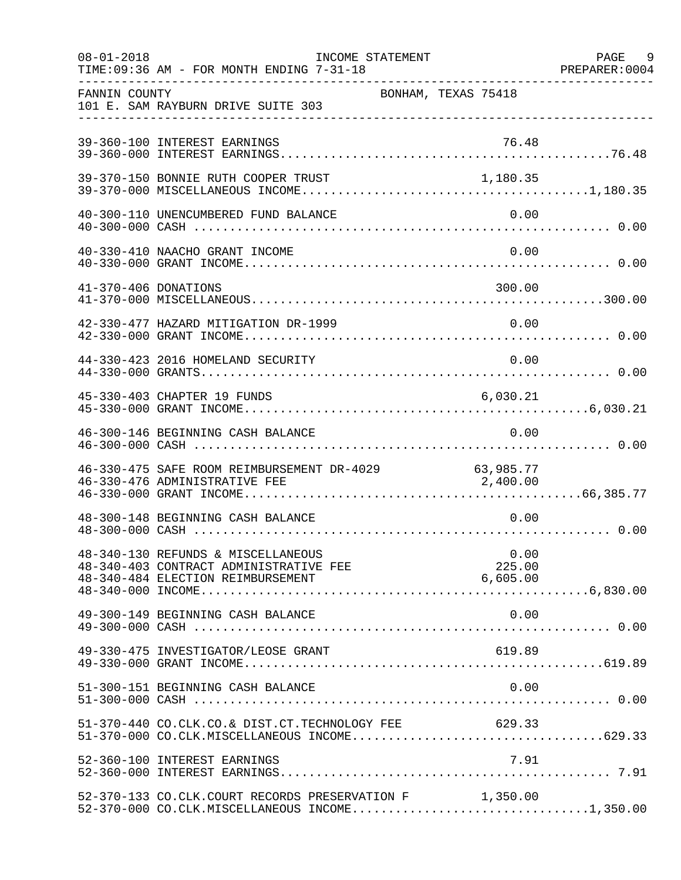FANNIN COUNTY — BONHAM, TEXAS 75418
101 E. SAM RAYBURN DRIVE SUITE 303

INCOME STATEMENT
TIME:09:36 AM - FOR MONTH ENDING 7-31-18

| Account | Description | Amount | Total |
|---|---|---|---|
| 39-360-100 | INTEREST EARNINGS | 76.48 | |
| 39-360-000 | INTEREST EARNINGS | | 76.48 |
| 39-370-150 | BONNIE RUTH COOPER TRUST | 1,180.35 | |
| 39-370-000 | MISCELLANEOUS INCOME | | 1,180.35 |
| 40-300-110 | UNENCUMBERED FUND BALANCE | 0.00 | |
| 40-300-000 | CASH | | 0.00 |
| 40-330-410 | NAACHO GRANT INCOME | 0.00 | |
| 40-330-000 | GRANT INCOME | | 0.00 |
| 41-370-406 | DONATIONS | 300.00 | |
| 41-370-000 | MISCELLANEOUS | | 300.00 |
| 42-330-477 | HAZARD MITIGATION DR-1999 | 0.00 | |
| 42-330-000 | GRANT INCOME | | 0.00 |
| 44-330-423 | 2016 HOMELAND SECURITY | 0.00 | |
| 44-330-000 | GRANTS | | 0.00 |
| 45-330-403 | CHAPTER 19 FUNDS | 6,030.21 | |
| 45-330-000 | GRANT INCOME | | 6,030.21 |
| 46-300-146 | BEGINNING CASH BALANCE | 0.00 | |
| 46-300-000 | CASH | | 0.00 |
| 46-330-475 | SAFE ROOM REIMBURSEMENT DR-4029 | 63,985.77 | |
| 46-330-476 | ADMINISTRATIVE FEE | 2,400.00 | |
| 46-330-000 | GRANT INCOME | | 66,385.77 |
| 48-300-148 | BEGINNING CASH BALANCE | 0.00 | |
| 48-300-000 | CASH | | 0.00 |
| 48-340-130 | REFUNDS & MISCELLANEOUS | 0.00 | |
| 48-340-403 | CONTRACT ADMINISTRATIVE FEE | 225.00 | |
| 48-340-484 | ELECTION REIMBURSEMENT | 6,605.00 | |
| 48-340-000 | INCOME | | 6,830.00 |
| 49-300-149 | BEGINNING CASH BALANCE | 0.00 | |
| 49-300-000 | CASH | | 0.00 |
| 49-330-475 | INVESTIGATOR/LEOSE GRANT | 619.89 | |
| 49-330-000 | GRANT INCOME | | 619.89 |
| 51-300-151 | BEGINNING CASH BALANCE | 0.00 | |
| 51-300-000 | CASH | | 0.00 |
| 51-370-440 | CO.CLK.CO.& DIST.CT.TECHNOLOGY FEE | 629.33 | |
| 51-370-000 | CO.CLK.MISCELLANEOUS INCOME | | 629.33 |
| 52-360-100 | INTEREST EARNINGS | 7.91 | |
| 52-360-000 | INTEREST EARNINGS | | 7.91 |
| 52-370-133 | CO.CLK.COURT RECORDS PRESERVATION F | 1,350.00 | |
| 52-370-000 | CO.CLK.MISCELLANEOUS INCOME | | 1,350.00 |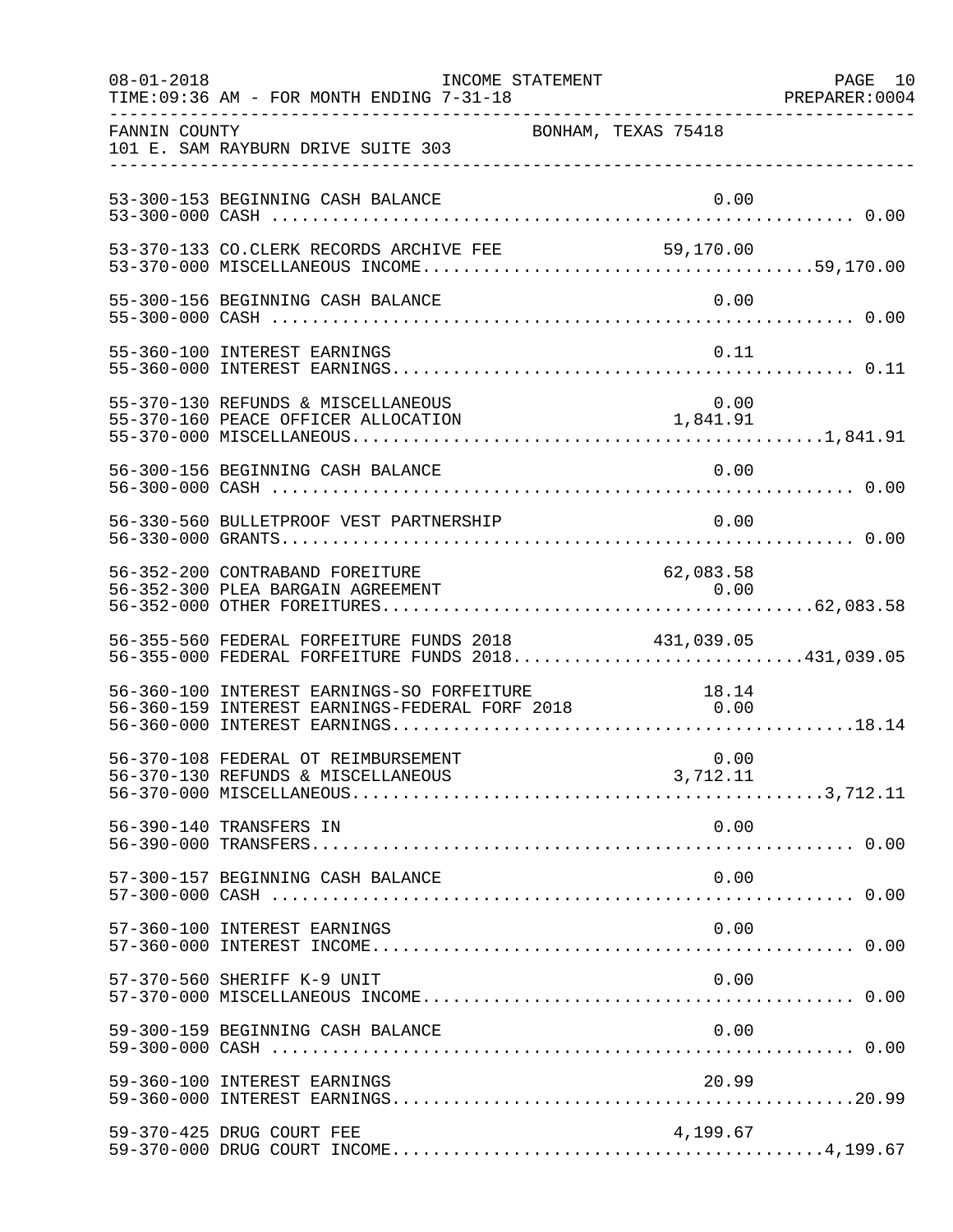08-01-2018 INCOME STATEMENT
TIME:09:36 AM - FOR MONTH ENDING 7-31-18 PREPARER:0004

FANNIN COUNTY BONHAM, TEXAS 75418
101 E. SAM RAYBURN DRIVE SUITE 303

| Account | Description | Amount | Total |
|---|---|---|---|
| 53-300-153 | BEGINNING CASH BALANCE | 0.00 | |
| 53-300-000 | CASH | | 0.00 |
| 53-370-133 | CO.CLERK RECORDS ARCHIVE FEE | 59,170.00 | |
| 53-370-000 | MISCELLANEOUS INCOME | | 59,170.00 |
| 55-300-156 | BEGINNING CASH BALANCE | 0.00 | |
| 55-300-000 | CASH | | 0.00 |
| 55-360-100 | INTEREST EARNINGS | 0.11 | |
| 55-360-000 | INTEREST EARNINGS | | 0.11 |
| 55-370-130 | REFUNDS & MISCELLANEOUS | 0.00 | |
| 55-370-160 | PEACE OFFICER ALLOCATION | 1,841.91 | |
| 55-370-000 | MISCELLANEOUS | | 1,841.91 |
| 56-300-156 | BEGINNING CASH BALANCE | 0.00 | |
| 56-300-000 | CASH | | 0.00 |
| 56-330-560 | BULLETPROOF VEST PARTNERSHIP | 0.00 | |
| 56-330-000 | GRANTS | | 0.00 |
| 56-352-200 | CONTRABAND FOREITURE | 62,083.58 | |
| 56-352-300 | PLEA BARGAIN AGREEMENT | 0.00 | |
| 56-352-000 | OTHER FOREITURES | | 62,083.58 |
| 56-355-560 | FEDERAL FORFEITURE FUNDS 2018 | 431,039.05 | |
| 56-355-000 | FEDERAL FORFEITURE FUNDS 2018 | | 431,039.05 |
| 56-360-100 | INTEREST EARNINGS-SO FORFEITURE | 18.14 | |
| 56-360-159 | INTEREST EARNINGS-FEDERAL FORF 2018 | 0.00 | |
| 56-360-000 | INTEREST EARNINGS | | 18.14 |
| 56-370-108 | FEDERAL OT REIMBURSEMENT | 0.00 | |
| 56-370-130 | REFUNDS & MISCELLANEOUS | 3,712.11 | |
| 56-370-000 | MISCELLANEOUS | | 3,712.11 |
| 56-390-140 | TRANSFERS IN | 0.00 | |
| 56-390-000 | TRANSFERS | | 0.00 |
| 57-300-157 | BEGINNING CASH BALANCE | 0.00 | |
| 57-300-000 | CASH | | 0.00 |
| 57-360-100 | INTEREST EARNINGS | 0.00 | |
| 57-360-000 | INTEREST INCOME | | 0.00 |
| 57-370-560 | SHERIFF K-9 UNIT | 0.00 | |
| 57-370-000 | MISCELLANEOUS INCOME | | 0.00 |
| 59-300-159 | BEGINNING CASH BALANCE | 0.00 | |
| 59-300-000 | CASH | | 0.00 |
| 59-360-100 | INTEREST EARNINGS | 20.99 | |
| 59-360-000 | INTEREST EARNINGS | | 20.99 |
| 59-370-425 | DRUG COURT FEE | 4,199.67 | |
| 59-370-000 | DRUG COURT INCOME | | 4,199.67 |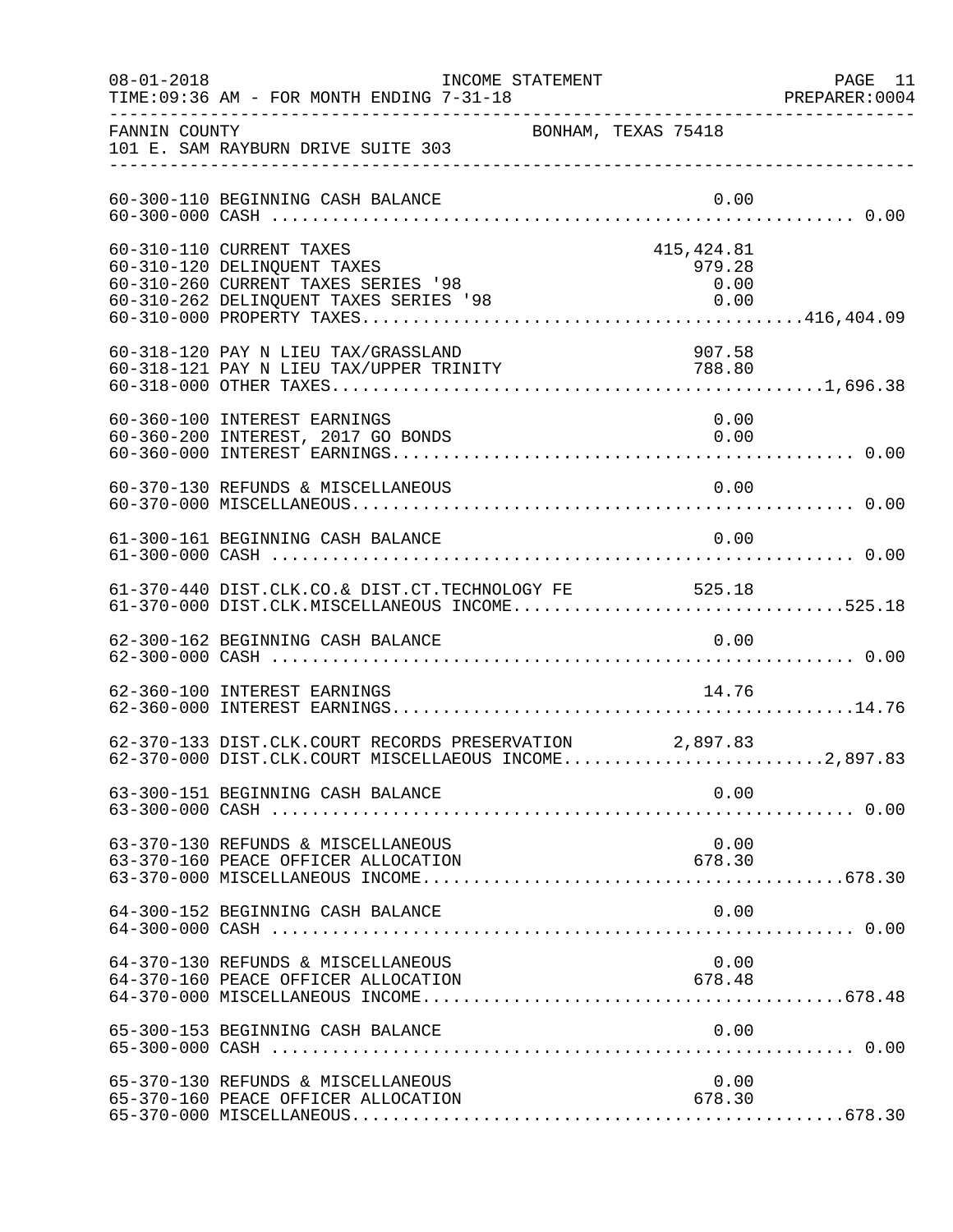FANNIN COUNTY — BONHAM, TEXAS 75418
101 E. SAM RAYBURN DRIVE SUITE 303

INCOME STATEMENT — TIME:09:36 AM - FOR MONTH ENDING 7-31-18

| Account | Description | Amount | Total |
|---|---|---|---|
| 60-300-110 | BEGINNING CASH BALANCE | 0.00 | |
| 60-300-000 | CASH | | 0.00 |
| 60-310-110 | CURRENT TAXES | 415,424.81 | |
| 60-310-120 | DELINQUENT TAXES | 979.28 | |
| 60-310-260 | CURRENT TAXES SERIES '98 | 0.00 | |
| 60-310-262 | DELINQUENT TAXES SERIES '98 | 0.00 | |
| 60-310-000 | PROPERTY TAXES | | 416,404.09 |
| 60-318-120 | PAY N LIEU TAX/GRASSLAND | 907.58 | |
| 60-318-121 | PAY N LIEU TAX/UPPER TRINITY | 788.80 | |
| 60-318-000 | OTHER TAXES | | 1,696.38 |
| 60-360-100 | INTEREST EARNINGS | 0.00 | |
| 60-360-200 | INTEREST, 2017 GO BONDS | 0.00 | |
| 60-360-000 | INTEREST EARNINGS | | 0.00 |
| 60-370-130 | REFUNDS & MISCELLANEOUS | 0.00 | |
| 60-370-000 | MISCELLANEOUS | | 0.00 |
| 61-300-161 | BEGINNING CASH BALANCE | 0.00 | |
| 61-300-000 | CASH | | 0.00 |
| 61-370-440 | DIST.CLK.CO.& DIST.CT.TECHNOLOGY FE | 525.18 | |
| 61-370-000 | DIST.CLK.MISCELLANEOUS INCOME | | 525.18 |
| 62-300-162 | BEGINNING CASH BALANCE | 0.00 | |
| 62-300-000 | CASH | | 0.00 |
| 62-360-100 | INTEREST EARNINGS | 14.76 | |
| 62-360-000 | INTEREST EARNINGS | | 14.76 |
| 62-370-133 | DIST.CLK.COURT RECORDS PRESERVATION | 2,897.83 | |
| 62-370-000 | DIST.CLK.COURT MISCELLAEOUS INCOME | | 2,897.83 |
| 63-300-151 | BEGINNING CASH BALANCE | 0.00 | |
| 63-300-000 | CASH | | 0.00 |
| 63-370-130 | REFUNDS & MISCELLANEOUS | 0.00 | |
| 63-370-160 | PEACE OFFICER ALLOCATION | 678.30 | |
| 63-370-000 | MISCELLANEOUS INCOME | | 678.30 |
| 64-300-152 | BEGINNING CASH BALANCE | 0.00 | |
| 64-300-000 | CASH | | 0.00 |
| 64-370-130 | REFUNDS & MISCELLANEOUS | 0.00 | |
| 64-370-160 | PEACE OFFICER ALLOCATION | 678.48 | |
| 64-370-000 | MISCELLANEOUS INCOME | | 678.48 |
| 65-300-153 | BEGINNING CASH BALANCE | 0.00 | |
| 65-300-000 | CASH | | 0.00 |
| 65-370-130 | REFUNDS & MISCELLANEOUS | 0.00 | |
| 65-370-160 | PEACE OFFICER ALLOCATION | 678.30 | |
| 65-370-000 | MISCELLANEOUS | | 678.30 |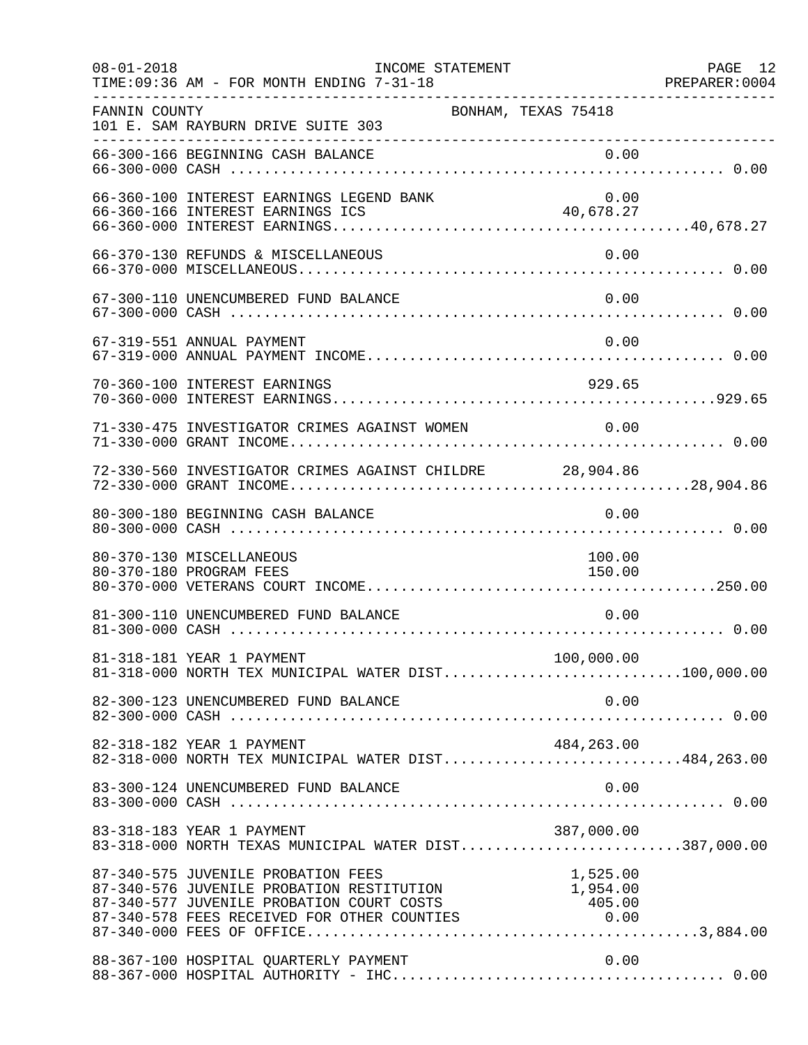FANNIN COUNTY BONHAM, TEXAS 75418
101 E. SAM RAYBURN DRIVE SUITE 303

INCOME STATEMENT
FOR MONTH ENDING 7-31-18

| Account | Description | Detail | Total |
|---|---|---|---|
| 66-300-166 | BEGINNING CASH BALANCE | 0.00 | |
| 66-300-000 | CASH | | 0.00 |
| 66-360-100 | INTEREST EARNINGS LEGEND BANK | 0.00 | |
| 66-360-166 | INTEREST EARNINGS ICS | 40,678.27 | |
| 66-360-000 | INTEREST EARNINGS | | 40,678.27 |
| 66-370-130 | REFUNDS & MISCELLANEOUS | 0.00 | |
| 66-370-000 | MISCELLANEOUS | | 0.00 |
| 67-300-110 | UNENCUMBERED FUND BALANCE | 0.00 | |
| 67-300-000 | CASH | | 0.00 |
| 67-319-551 | ANNUAL PAYMENT | 0.00 | |
| 67-319-000 | ANNUAL PAYMENT INCOME | | 0.00 |
| 70-360-100 | INTEREST EARNINGS | 929.65 | |
| 70-360-000 | INTEREST EARNINGS | | 929.65 |
| 71-330-475 | INVESTIGATOR CRIMES AGAINST WOMEN | 0.00 | |
| 71-330-000 | GRANT INCOME | | 0.00 |
| 72-330-560 | INVESTIGATOR CRIMES AGAINST CHILDRE | 28,904.86 | |
| 72-330-000 | GRANT INCOME | | 28,904.86 |
| 80-300-180 | BEGINNING CASH BALANCE | 0.00 | |
| 80-300-000 | CASH | | 0.00 |
| 80-370-130 | MISCELLANEOUS | 100.00 | |
| 80-370-180 | PROGRAM FEES | 150.00 | |
| 80-370-000 | VETERANS COURT INCOME | | 250.00 |
| 81-300-110 | UNENCUMBERED FUND BALANCE | 0.00 | |
| 81-300-000 | CASH | | 0.00 |
| 81-318-181 | YEAR 1 PAYMENT | 100,000.00 | |
| 81-318-000 | NORTH TEX MUNICIPAL WATER DIST | | 100,000.00 |
| 82-300-123 | UNENCUMBERED FUND BALANCE | 0.00 | |
| 82-300-000 | CASH | | 0.00 |
| 82-318-182 | YEAR 1 PAYMENT | 484,263.00 | |
| 82-318-000 | NORTH TEX MUNICIPAL WATER DIST | | 484,263.00 |
| 83-300-124 | UNENCUMBERED FUND BALANCE | 0.00 | |
| 83-300-000 | CASH | | 0.00 |
| 83-318-183 | YEAR 1 PAYMENT | 387,000.00 | |
| 83-318-000 | NORTH TEXAS MUNICIPAL WATER DIST | | 387,000.00 |
| 87-340-575 | JUVENILE PROBATION FEES | 1,525.00 | |
| 87-340-576 | JUVENILE PROBATION RESTITUTION | 1,954.00 | |
| 87-340-577 | JUVENILE PROBATION COURT COSTS | 405.00 | |
| 87-340-578 | FEES RECEIVED FOR OTHER COUNTIES | 0.00 | |
| 87-340-000 | FEES OF OFFICE | | 3,884.00 |
| 88-367-100 | HOSPITAL QUARTERLY PAYMENT | 0.00 | |
| 88-367-000 | HOSPITAL AUTHORITY - IHC | | 0.00 |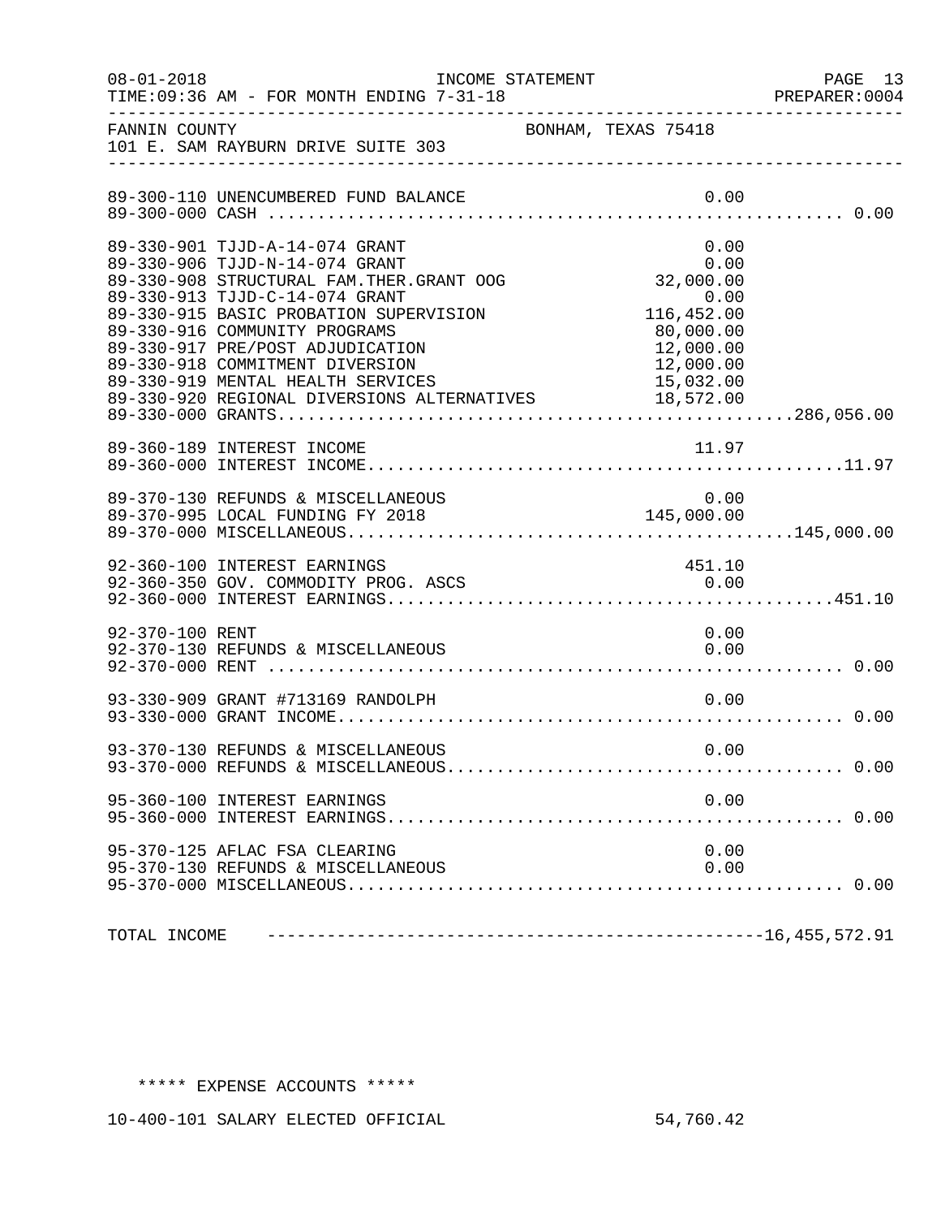FANNIN COUNTY BONHAM, TEXAS 75418
101 E. SAM RAYBURN DRIVE SUITE 303

| Account | Description | Amount | Total |
|---|---|---|---|
| 89-300-110 | UNENCUMBERED FUND BALANCE | 0.00 | |
| 89-300-000 | CASH | | 0.00 |
| 89-330-901 | TJJD-A-14-074 GRANT | 0.00 | |
| 89-330-906 | TJJD-N-14-074 GRANT | 0.00 | |
| 89-330-908 | STRUCTURAL FAM.THER.GRANT OOG | 32,000.00 | |
| 89-330-913 | TJJD-C-14-074 GRANT | 0.00 | |
| 89-330-915 | BASIC PROBATION SUPERVISION | 116,452.00 | |
| 89-330-916 | COMMUNITY PROGRAMS | 80,000.00 | |
| 89-330-917 | PRE/POST ADJUDICATION | 12,000.00 | |
| 89-330-918 | COMMITMENT DIVERSION | 12,000.00 | |
| 89-330-919 | MENTAL HEALTH SERVICES | 15,032.00 | |
| 89-330-920 | REGIONAL DIVERSIONS ALTERNATIVES | 18,572.00 | |
| 89-330-000 | GRANTS | | 286,056.00 |
| 89-360-189 | INTEREST INCOME | 11.97 | |
| 89-360-000 | INTEREST INCOME | | 11.97 |
| 89-370-130 | REFUNDS & MISCELLANEOUS | 0.00 | |
| 89-370-995 | LOCAL FUNDING FY 2018 | 145,000.00 | |
| 89-370-000 | MISCELLANEOUS | | 145,000.00 |
| 92-360-100 | INTEREST EARNINGS | 451.10 | |
| 92-360-350 | GOV. COMMODITY PROG. ASCS | 0.00 | |
| 92-360-000 | INTEREST EARNINGS | | 451.10 |
| 92-370-100 | RENT | 0.00 | |
| 92-370-130 | REFUNDS & MISCELLANEOUS | 0.00 | |
| 92-370-000 | RENT | | 0.00 |
| 93-330-909 | GRANT #713169 RANDOLPH | 0.00 | |
| 93-330-000 | GRANT INCOME | | 0.00 |
| 93-370-130 | REFUNDS & MISCELLANEOUS | 0.00 | |
| 93-370-000 | REFUNDS & MISCELLANEOUS | | 0.00 |
| 95-360-100 | INTEREST EARNINGS | 0.00 | |
| 95-360-000 | INTEREST EARNINGS | | 0.00 |
| 95-370-125 | AFLAC FSA CLEARING | 0.00 | |
| 95-370-130 | REFUNDS & MISCELLANEOUS | 0.00 | |
| 95-370-000 | MISCELLANEOUS | | 0.00 |
| TOTAL INCOME | | | 16,455,572.91 |

***** EXPENSE ACCOUNTS *****

| Account | Description | Amount |
|---|---|---|
| 10-400-101 | SALARY ELECTED OFFICIAL | 54,760.42 |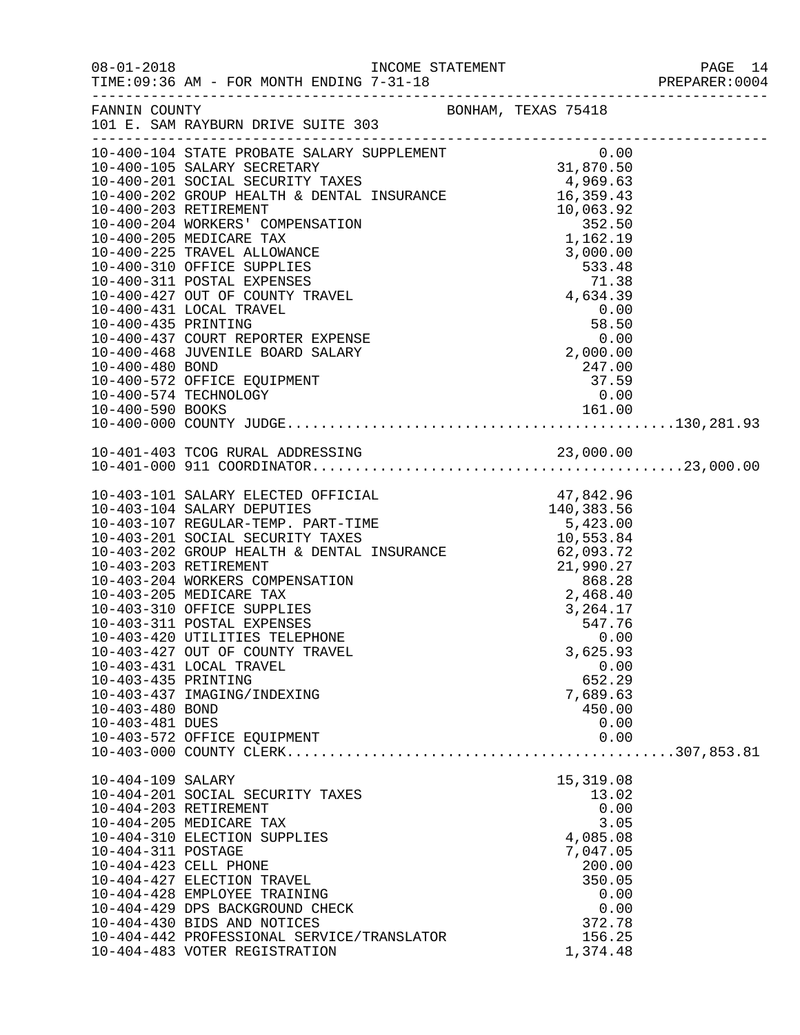FANNIN COUNTY — BONHAM, TEXAS 75418
101 E. SAM RAYBURN DRIVE SUITE 303

INCOME STATEMENT
TIME:09:36 AM - FOR MONTH ENDING 7-31-18

| Account | Description | Amount | Total |
|---|---|---|---|
| 10-400-104 | STATE PROBATE SALARY SUPPLEMENT | 0.00 | |
| 10-400-105 | SALARY SECRETARY | 31,870.50 | |
| 10-400-201 | SOCIAL SECURITY TAXES | 4,969.63 | |
| 10-400-202 | GROUP HEALTH & DENTAL INSURANCE | 16,359.43 | |
| 10-400-203 | RETIREMENT | 10,063.92 | |
| 10-400-204 | WORKERS' COMPENSATION | 352.50 | |
| 10-400-205 | MEDICARE TAX | 1,162.19 | |
| 10-400-225 | TRAVEL ALLOWANCE | 3,000.00 | |
| 10-400-310 | OFFICE SUPPLIES | 533.48 | |
| 10-400-311 | POSTAL EXPENSES | 71.38 | |
| 10-400-427 | OUT OF COUNTY TRAVEL | 4,634.39 | |
| 10-400-431 | LOCAL TRAVEL | 0.00 | |
| 10-400-435 | PRINTING | 58.50 | |
| 10-400-437 | COURT REPORTER EXPENSE | 0.00 | |
| 10-400-468 | JUVENILE BOARD SALARY | 2,000.00 | |
| 10-400-480 | BOND | 247.00 | |
| 10-400-572 | OFFICE EQUIPMENT | 37.59 | |
| 10-400-574 | TECHNOLOGY | 0.00 | |
| 10-400-590 | BOOKS | 161.00 | |
| 10-400-000 | COUNTY JUDGE | | 130,281.93 |
| 10-401-403 | TCOG RURAL ADDRESSING | 23,000.00 | |
| 10-401-000 | 911 COORDINATOR | | 23,000.00 |
| 10-403-101 | SALARY ELECTED OFFICIAL | 47,842.96 | |
| 10-403-104 | SALARY DEPUTIES | 140,383.56 | |
| 10-403-107 | REGULAR-TEMP. PART-TIME | 5,423.00 | |
| 10-403-201 | SOCIAL SECURITY TAXES | 10,553.84 | |
| 10-403-202 | GROUP HEALTH & DENTAL INSURANCE | 62,093.72 | |
| 10-403-203 | RETIREMENT | 21,990.27 | |
| 10-403-204 | WORKERS COMPENSATION | 868.28 | |
| 10-403-205 | MEDICARE TAX | 2,468.40 | |
| 10-403-310 | OFFICE SUPPLIES | 3,264.17 | |
| 10-403-311 | POSTAL EXPENSES | 547.76 | |
| 10-403-420 | UTILITIES TELEPHONE | 0.00 | |
| 10-403-427 | OUT OF COUNTY TRAVEL | 3,625.93 | |
| 10-403-431 | LOCAL TRAVEL | 0.00 | |
| 10-403-435 | PRINTING | 652.29 | |
| 10-403-437 | IMAGING/INDEXING | 7,689.63 | |
| 10-403-480 | BOND | 450.00 | |
| 10-403-481 | DUES | 0.00 | |
| 10-403-572 | OFFICE EQUIPMENT | 0.00 | |
| 10-403-000 | COUNTY CLERK | | 307,853.81 |
| 10-404-109 | SALARY | 15,319.08 | |
| 10-404-201 | SOCIAL SECURITY TAXES | 13.02 | |
| 10-404-203 | RETIREMENT | 0.00 | |
| 10-404-205 | MEDICARE TAX | 3.05 | |
| 10-404-310 | ELECTION SUPPLIES | 4,085.08 | |
| 10-404-311 | POSTAGE | 7,047.05 | |
| 10-404-423 | CELL PHONE | 200.00 | |
| 10-404-427 | ELECTION TRAVEL | 350.05 | |
| 10-404-428 | EMPLOYEE TRAINING | 0.00 | |
| 10-404-429 | DPS BACKGROUND CHECK | 0.00 | |
| 10-404-430 | BIDS AND NOTICES | 372.78 | |
| 10-404-442 | PROFESSIONAL SERVICE/TRANSLATOR | 156.25 | |
| 10-404-483 | VOTER REGISTRATION | 1,374.48 | |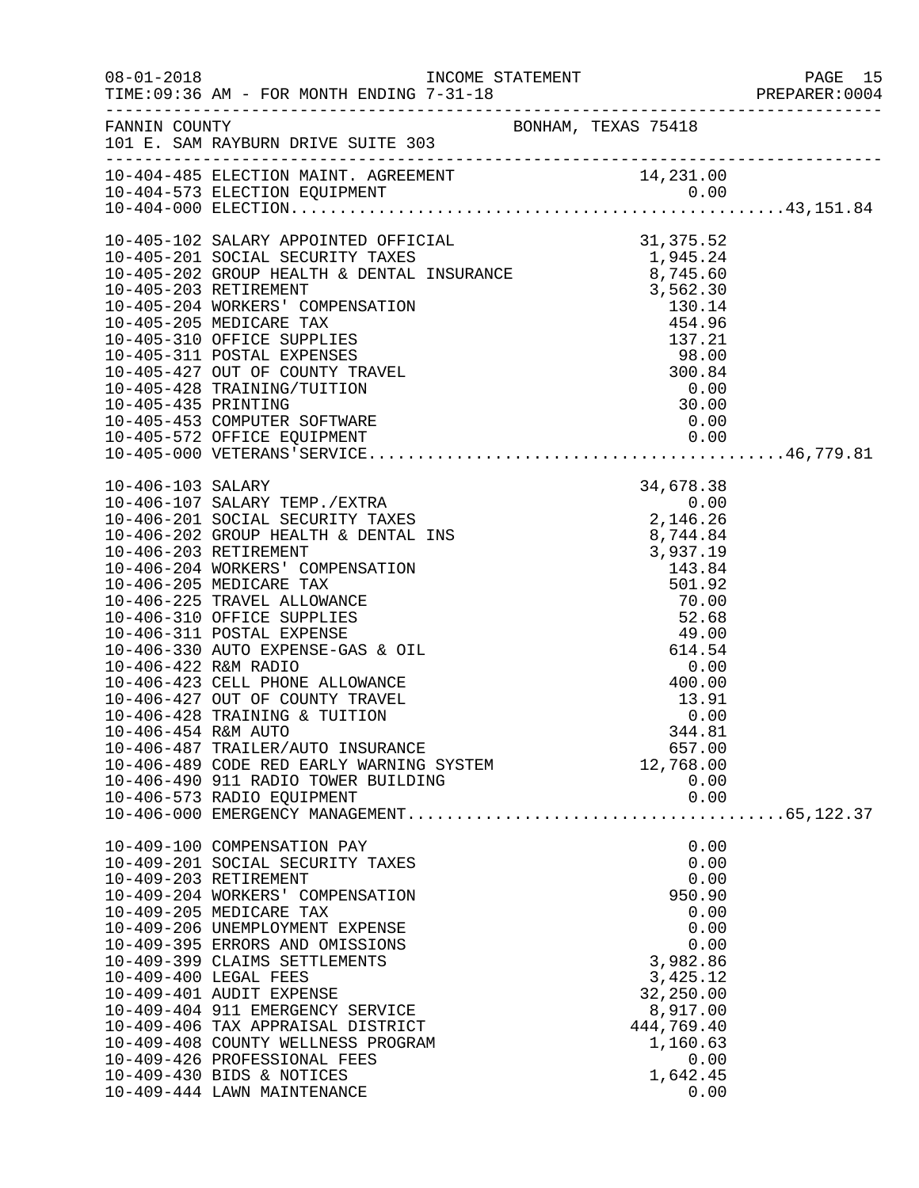FANNIN COUNTY BONHAM, TEXAS 75418
101 E. SAM RAYBURN DRIVE SUITE 303

| Account | Description | Amount | Total |
|---|---|---|---|
| 10-404-485 | ELECTION MAINT. AGREEMENT | 14,231.00 | |
| 10-404-573 | ELECTION EQUIPMENT | 0.00 | |
| 10-404-000 | ELECTION | | 43,151.84 |
| 10-405-102 | SALARY APPOINTED OFFICIAL | 31,375.52 | |
| 10-405-201 | SOCIAL SECURITY TAXES | 1,945.24 | |
| 10-405-202 | GROUP HEALTH & DENTAL INSURANCE | 8,745.60 | |
| 10-405-203 | RETIREMENT | 3,562.30 | |
| 10-405-204 | WORKERS' COMPENSATION | 130.14 | |
| 10-405-205 | MEDICARE TAX | 454.96 | |
| 10-405-310 | OFFICE SUPPLIES | 137.21 | |
| 10-405-311 | POSTAL EXPENSES | 98.00 | |
| 10-405-427 | OUT OF COUNTY TRAVEL | 300.84 | |
| 10-405-428 | TRAINING/TUITION | 0.00 | |
| 10-405-435 | PRINTING | 30.00 | |
| 10-405-453 | COMPUTER SOFTWARE | 0.00 | |
| 10-405-572 | OFFICE EQUIPMENT | 0.00 | |
| 10-405-000 | VETERANS'SERVICE | | 46,779.81 |
| 10-406-103 | SALARY | 34,678.38 | |
| 10-406-107 | SALARY TEMP./EXTRA | 0.00 | |
| 10-406-201 | SOCIAL SECURITY TAXES | 2,146.26 | |
| 10-406-202 | GROUP HEALTH & DENTAL INS | 8,744.84 | |
| 10-406-203 | RETIREMENT | 3,937.19 | |
| 10-406-204 | WORKERS' COMPENSATION | 143.84 | |
| 10-406-205 | MEDICARE TAX | 501.92 | |
| 10-406-225 | TRAVEL ALLOWANCE | 70.00 | |
| 10-406-310 | OFFICE SUPPLIES | 52.68 | |
| 10-406-311 | POSTAL EXPENSE | 49.00 | |
| 10-406-330 | AUTO EXPENSE-GAS & OIL | 614.54 | |
| 10-406-422 | R&M RADIO | 0.00 | |
| 10-406-423 | CELL PHONE ALLOWANCE | 400.00 | |
| 10-406-427 | OUT OF COUNTY TRAVEL | 13.91 | |
| 10-406-428 | TRAINING & TUITION | 0.00 | |
| 10-406-454 | R&M AUTO | 344.81 | |
| 10-406-487 | TRAILER/AUTO INSURANCE | 657.00 | |
| 10-406-489 | CODE RED EARLY WARNING SYSTEM | 12,768.00 | |
| 10-406-490 | 911 RADIO TOWER BUILDING | 0.00 | |
| 10-406-573 | RADIO EQUIPMENT | 0.00 | |
| 10-406-000 | EMERGENCY MANAGEMENT | | 65,122.37 |
| 10-409-100 | COMPENSATION PAY | 0.00 | |
| 10-409-201 | SOCIAL SECURITY TAXES | 0.00 | |
| 10-409-203 | RETIREMENT | 0.00 | |
| 10-409-204 | WORKERS' COMPENSATION | 950.90 | |
| 10-409-205 | MEDICARE TAX | 0.00 | |
| 10-409-206 | UNEMPLOYMENT EXPENSE | 0.00 | |
| 10-409-395 | ERRORS AND OMISSIONS | 0.00 | |
| 10-409-399 | CLAIMS SETTLEMENTS | 3,982.86 | |
| 10-409-400 | LEGAL FEES | 3,425.12 | |
| 10-409-401 | AUDIT EXPENSE | 32,250.00 | |
| 10-409-404 | 911 EMERGENCY SERVICE | 8,917.00 | |
| 10-409-406 | TAX APPRAISAL DISTRICT | 444,769.40 | |
| 10-409-408 | COUNTY WELLNESS PROGRAM | 1,160.63 | |
| 10-409-426 | PROFESSIONAL FEES | 0.00 | |
| 10-409-430 | BIDS & NOTICES | 1,642.45 | |
| 10-409-444 | LAWN MAINTENANCE | 0.00 | |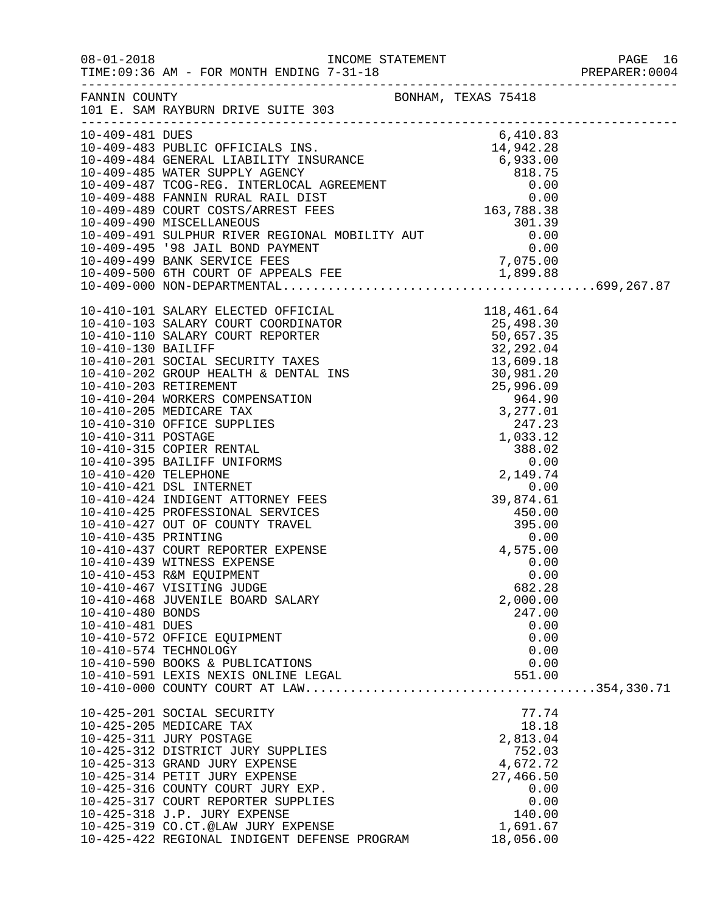FANNIN COUNTY BONHAM, TEXAS 75418
101 E. SAM RAYBURN DRIVE SUITE 303

| Account | Description | Amount | Total |
|---|---|---|---|
| 10-409-481 | DUES | 6,410.83 | |
| 10-409-483 | PUBLIC OFFICIALS INS. | 14,942.28 | |
| 10-409-484 | GENERAL LIABILITY INSURANCE | 6,933.00 | |
| 10-409-485 | WATER SUPPLY AGENCY | 818.75 | |
| 10-409-487 | TCOG-REG. INTERLOCAL AGREEMENT | 0.00 | |
| 10-409-488 | FANNIN RURAL RAIL DIST | 0.00 | |
| 10-409-489 | COURT COSTS/ARREST FEES | 163,788.38 | |
| 10-409-490 | MISCELLANEOUS | 301.39 | |
| 10-409-491 | SULPHUR RIVER REGIONAL MOBILITY AUT | 0.00 | |
| 10-409-495 | '98 JAIL BOND PAYMENT | 0.00 | |
| 10-409-499 | BANK SERVICE FEES | 7,075.00 | |
| 10-409-500 | 6TH COURT OF APPEALS FEE | 1,899.88 | |
| 10-409-000 | NON-DEPARTMENTAL | | 699,267.87 |
| 10-410-101 | SALARY ELECTED OFFICIAL | 118,461.64 | |
| 10-410-103 | SALARY COURT COORDINATOR | 25,498.30 | |
| 10-410-110 | SALARY COURT REPORTER | 50,657.35 | |
| 10-410-130 | BAILIFF | 32,292.04 | |
| 10-410-201 | SOCIAL SECURITY TAXES | 13,609.18 | |
| 10-410-202 | GROUP HEALTH & DENTAL INS | 30,981.20 | |
| 10-410-203 | RETIREMENT | 25,996.09 | |
| 10-410-204 | WORKERS COMPENSATION | 964.90 | |
| 10-410-205 | MEDICARE TAX | 3,277.01 | |
| 10-410-310 | OFFICE SUPPLIES | 247.23 | |
| 10-410-311 | POSTAGE | 1,033.12 | |
| 10-410-315 | COPIER RENTAL | 388.02 | |
| 10-410-395 | BAILIFF UNIFORMS | 0.00 | |
| 10-410-420 | TELEPHONE | 2,149.74 | |
| 10-410-421 | DSL INTERNET | 0.00 | |
| 10-410-424 | INDIGENT ATTORNEY FEES | 39,874.61 | |
| 10-410-425 | PROFESSIONAL SERVICES | 450.00 | |
| 10-410-427 | OUT OF COUNTY TRAVEL | 395.00 | |
| 10-410-435 | PRINTING | 0.00 | |
| 10-410-437 | COURT REPORTER EXPENSE | 4,575.00 | |
| 10-410-439 | WITNESS EXPENSE | 0.00 | |
| 10-410-453 | R&M EQUIPMENT | 0.00 | |
| 10-410-467 | VISITING JUDGE | 682.28 | |
| 10-410-468 | JUVENILE BOARD SALARY | 2,000.00 | |
| 10-410-480 | BONDS | 247.00 | |
| 10-410-481 | DUES | 0.00 | |
| 10-410-572 | OFFICE EQUIPMENT | 0.00 | |
| 10-410-574 | TECHNOLOGY | 0.00 | |
| 10-410-590 | BOOKS & PUBLICATIONS | 0.00 | |
| 10-410-591 | LEXIS NEXIS ONLINE LEGAL | 551.00 | |
| 10-410-000 | COUNTY COURT AT LAW | | 354,330.71 |
| 10-425-201 | SOCIAL SECURITY | 77.74 | |
| 10-425-205 | MEDICARE TAX | 18.18 | |
| 10-425-311 | JURY POSTAGE | 2,813.04 | |
| 10-425-312 | DISTRICT JURY SUPPLIES | 752.03 | |
| 10-425-313 | GRAND JURY EXPENSE | 4,672.72 | |
| 10-425-314 | PETIT JURY EXPENSE | 27,466.50 | |
| 10-425-316 | COUNTY COURT JURY EXP. | 0.00 | |
| 10-425-317 | COURT REPORTER SUPPLIES | 0.00 | |
| 10-425-318 | J.P. JURY EXPENSE | 140.00 | |
| 10-425-319 | CO.CT.@LAW JURY EXPENSE | 1,691.67 | |
| 10-425-422 | REGIONAL INDIGENT DEFENSE PROGRAM | 18,056.00 | |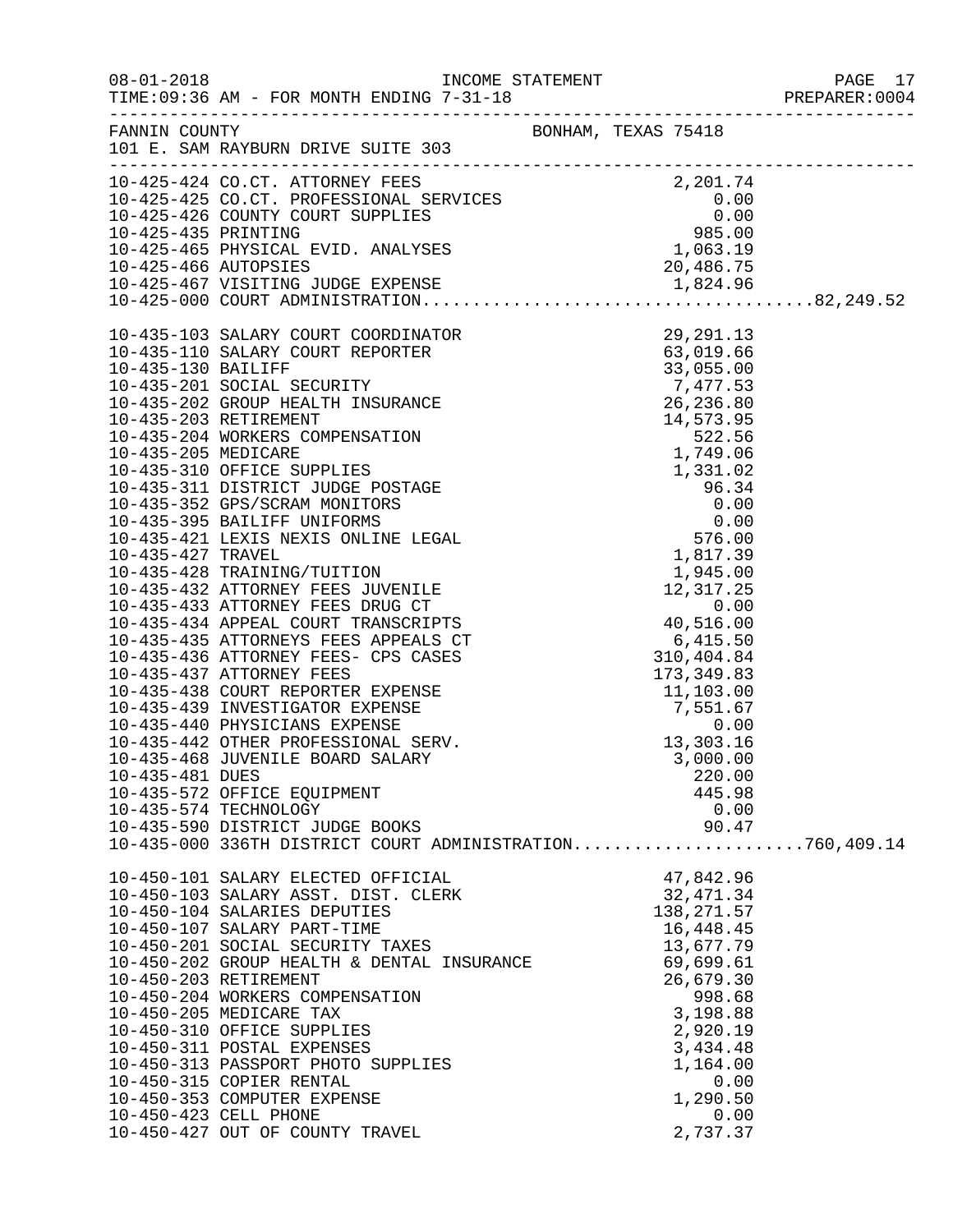FANNIN COUNTY — BONHAM, TEXAS 75418
101 E. SAM RAYBURN DRIVE SUITE 303

INCOME STATEMENT
FOR MONTH ENDING 7-31-18

| Account | Description | Amount | Total |
|---|---|---|---|
| 10-425-424 | CO.CT. ATTORNEY FEES | 2,201.74 | |
| 10-425-425 | CO.CT. PROFESSIONAL SERVICES | 0.00 | |
| 10-425-426 | COUNTY COURT SUPPLIES | 0.00 | |
| 10-425-435 | PRINTING | 985.00 | |
| 10-425-465 | PHYSICAL EVID. ANALYSES | 1,063.19 | |
| 10-425-466 | AUTOPSIES | 20,486.75 | |
| 10-425-467 | VISITING JUDGE EXPENSE | 1,824.96 | |
| 10-425-000 | COURT ADMINISTRATION | | 82,249.52 |
| 10-435-103 | SALARY COURT COORDINATOR | 29,291.13 | |
| 10-435-110 | SALARY COURT REPORTER | 63,019.66 | |
| 10-435-130 | BAILIFF | 33,055.00 | |
| 10-435-201 | SOCIAL SECURITY | 7,477.53 | |
| 10-435-202 | GROUP HEALTH INSURANCE | 26,236.80 | |
| 10-435-203 | RETIREMENT | 14,573.95 | |
| 10-435-204 | WORKERS COMPENSATION | 522.56 | |
| 10-435-205 | MEDICARE | 1,749.06 | |
| 10-435-310 | OFFICE SUPPLIES | 1,331.02 | |
| 10-435-311 | DISTRICT JUDGE POSTAGE | 96.34 | |
| 10-435-352 | GPS/SCRAM MONITORS | 0.00 | |
| 10-435-395 | BAILIFF UNIFORMS | 0.00 | |
| 10-435-421 | LEXIS NEXIS ONLINE LEGAL | 576.00 | |
| 10-435-427 | TRAVEL | 1,817.39 | |
| 10-435-428 | TRAINING/TUITION | 1,945.00 | |
| 10-435-432 | ATTORNEY FEES JUVENILE | 12,317.25 | |
| 10-435-433 | ATTORNEY FEES DRUG CT | 0.00 | |
| 10-435-434 | APPEAL COURT TRANSCRIPTS | 40,516.00 | |
| 10-435-435 | ATTORNEYS FEES APPEALS CT | 6,415.50 | |
| 10-435-436 | ATTORNEY FEES- CPS CASES | 310,404.84 | |
| 10-435-437 | ATTORNEY FEES | 173,349.83 | |
| 10-435-438 | COURT REPORTER EXPENSE | 11,103.00 | |
| 10-435-439 | INVESTIGATOR EXPENSE | 7,551.67 | |
| 10-435-440 | PHYSICIANS EXPENSE | 0.00 | |
| 10-435-442 | OTHER PROFESSIONAL SERV. | 13,303.16 | |
| 10-435-468 | JUVENILE BOARD SALARY | 3,000.00 | |
| 10-435-481 | DUES | 220.00 | |
| 10-435-572 | OFFICE EQUIPMENT | 445.98 | |
| 10-435-574 | TECHNOLOGY | 0.00 | |
| 10-435-590 | DISTRICT JUDGE BOOKS | 90.47 | |
| 10-435-000 | 336TH DISTRICT COURT ADMINISTRATION | | 760,409.14 |
| 10-450-101 | SALARY ELECTED OFFICIAL | 47,842.96 | |
| 10-450-103 | SALARY ASST. DIST. CLERK | 32,471.34 | |
| 10-450-104 | SALARIES DEPUTIES | 138,271.57 | |
| 10-450-107 | SALARY PART-TIME | 16,448.45 | |
| 10-450-201 | SOCIAL SECURITY TAXES | 13,677.79 | |
| 10-450-202 | GROUP HEALTH & DENTAL INSURANCE | 69,699.61 | |
| 10-450-203 | RETIREMENT | 26,679.30 | |
| 10-450-204 | WORKERS COMPENSATION | 998.68 | |
| 10-450-205 | MEDICARE TAX | 3,198.88 | |
| 10-450-310 | OFFICE SUPPLIES | 2,920.19 | |
| 10-450-311 | POSTAL EXPENSES | 3,434.48 | |
| 10-450-313 | PASSPORT PHOTO SUPPLIES | 1,164.00 | |
| 10-450-315 | COPIER RENTAL | 0.00 | |
| 10-450-353 | COMPUTER EXPENSE | 1,290.50 | |
| 10-450-423 | CELL PHONE | 0.00 | |
| 10-450-427 | OUT OF COUNTY TRAVEL | 2,737.37 | |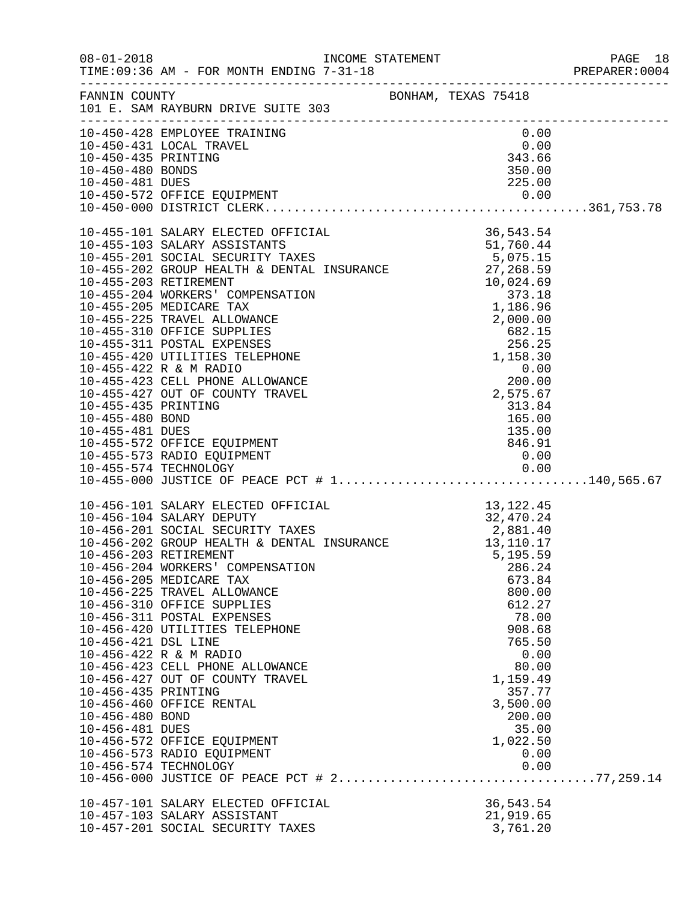FANNIN COUNTY BONHAM, TEXAS 75418
101 E. SAM RAYBURN DRIVE SUITE 303

| Account | Description | Amount | Total |
|---|---|---|---|
| 10-450-428 | EMPLOYEE TRAINING | 0.00 | |
| 10-450-431 | LOCAL TRAVEL | 0.00 | |
| 10-450-435 | PRINTING | 343.66 | |
| 10-450-480 | BONDS | 350.00 | |
| 10-450-481 | DUES | 225.00 | |
| 10-450-572 | OFFICE EQUIPMENT | 0.00 | |
| 10-450-000 | DISTRICT CLERK | | 361,753.78 |
| 10-455-101 | SALARY ELECTED OFFICIAL | 36,543.54 | |
| 10-455-103 | SALARY ASSISTANTS | 51,760.44 | |
| 10-455-201 | SOCIAL SECURITY TAXES | 5,075.15 | |
| 10-455-202 | GROUP HEALTH & DENTAL INSURANCE | 27,268.59 | |
| 10-455-203 | RETIREMENT | 10,024.69 | |
| 10-455-204 | WORKERS' COMPENSATION | 373.18 | |
| 10-455-205 | MEDICARE TAX | 1,186.96 | |
| 10-455-225 | TRAVEL ALLOWANCE | 2,000.00 | |
| 10-455-310 | OFFICE SUPPLIES | 682.15 | |
| 10-455-311 | POSTAL EXPENSES | 256.25 | |
| 10-455-420 | UTILITIES TELEPHONE | 1,158.30 | |
| 10-455-422 | R & M RADIO | 0.00 | |
| 10-455-423 | CELL PHONE ALLOWANCE | 200.00 | |
| 10-455-427 | OUT OF COUNTY TRAVEL | 2,575.67 | |
| 10-455-435 | PRINTING | 313.84 | |
| 10-455-480 | BOND | 165.00 | |
| 10-455-481 | DUES | 135.00 | |
| 10-455-572 | OFFICE EQUIPMENT | 846.91 | |
| 10-455-573 | RADIO EQUIPMENT | 0.00 | |
| 10-455-574 | TECHNOLOGY | 0.00 | |
| 10-455-000 | JUSTICE OF PEACE PCT # 1 | | 140,565.67 |
| 10-456-101 | SALARY ELECTED OFFICIAL | 13,122.45 | |
| 10-456-104 | SALARY DEPUTY | 32,470.24 | |
| 10-456-201 | SOCIAL SECURITY TAXES | 2,881.40 | |
| 10-456-202 | GROUP HEALTH & DENTAL INSURANCE | 13,110.17 | |
| 10-456-203 | RETIREMENT | 5,195.59 | |
| 10-456-204 | WORKERS' COMPENSATION | 286.24 | |
| 10-456-205 | MEDICARE TAX | 673.84 | |
| 10-456-225 | TRAVEL ALLOWANCE | 800.00 | |
| 10-456-310 | OFFICE SUPPLIES | 612.27 | |
| 10-456-311 | POSTAL EXPENSES | 78.00 | |
| 10-456-420 | UTILITIES TELEPHONE | 908.68 | |
| 10-456-421 | DSL LINE | 765.50 | |
| 10-456-422 | R & M RADIO | 0.00 | |
| 10-456-423 | CELL PHONE ALLOWANCE | 80.00 | |
| 10-456-427 | OUT OF COUNTY TRAVEL | 1,159.49 | |
| 10-456-435 | PRINTING | 357.77 | |
| 10-456-460 | OFFICE RENTAL | 3,500.00 | |
| 10-456-480 | BOND | 200.00 | |
| 10-456-481 | DUES | 35.00 | |
| 10-456-572 | OFFICE EQUIPMENT | 1,022.50 | |
| 10-456-573 | RADIO EQUIPMENT | 0.00 | |
| 10-456-574 | TECHNOLOGY | 0.00 | |
| 10-456-000 | JUSTICE OF PEACE PCT # 2 | | 77,259.14 |
| 10-457-101 | SALARY ELECTED OFFICIAL | 36,543.54 | |
| 10-457-103 | SALARY ASSISTANT | 21,919.65 | |
| 10-457-201 | SOCIAL SECURITY TAXES | 3,761.20 | |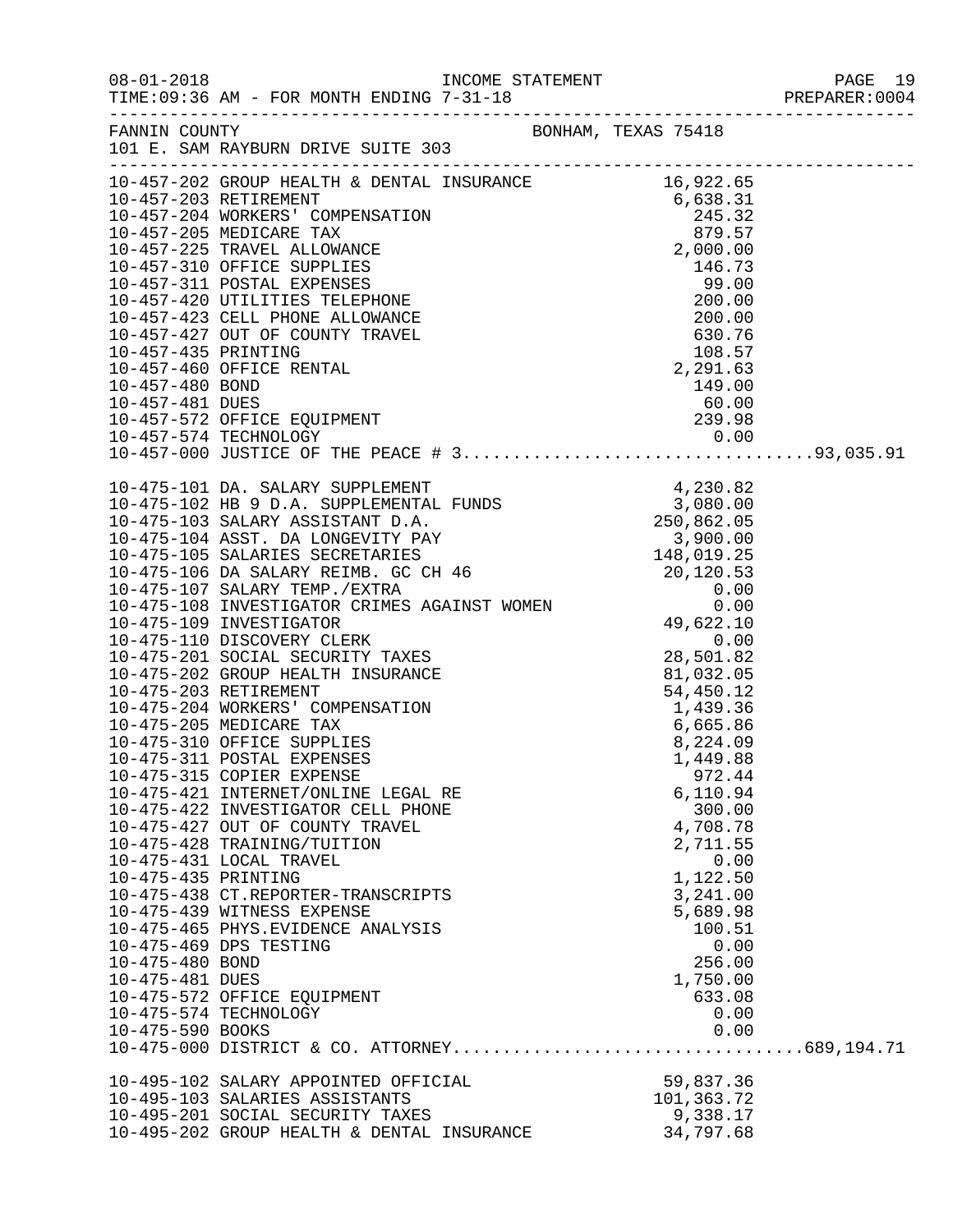FANNIN COUNTY BONHAM, TEXAS 75418
101 E. SAM RAYBURN DRIVE SUITE 303

| Account | Description | Amount | Total |
|---|---|---|---|
| 10-457-202 | GROUP HEALTH & DENTAL INSURANCE | 16,922.65 | |
| 10-457-203 | RETIREMENT | 6,638.31 | |
| 10-457-204 | WORKERS' COMPENSATION | 245.32 | |
| 10-457-205 | MEDICARE TAX | 879.57 | |
| 10-457-225 | TRAVEL ALLOWANCE | 2,000.00 | |
| 10-457-310 | OFFICE SUPPLIES | 146.73 | |
| 10-457-311 | POSTAL EXPENSES | 99.00 | |
| 10-457-420 | UTILITIES TELEPHONE | 200.00 | |
| 10-457-423 | CELL PHONE ALLOWANCE | 200.00 | |
| 10-457-427 | OUT OF COUNTY TRAVEL | 630.76 | |
| 10-457-435 | PRINTING | 108.57 | |
| 10-457-460 | OFFICE RENTAL | 2,291.63 | |
| 10-457-480 | BOND | 149.00 | |
| 10-457-481 | DUES | 60.00 | |
| 10-457-572 | OFFICE EQUIPMENT | 239.98 | |
| 10-457-574 | TECHNOLOGY | 0.00 | |
| 10-457-000 | JUSTICE OF THE PEACE # 3 | | 93,035.91 |
| 10-475-101 | DA. SALARY SUPPLEMENT | 4,230.82 | |
| 10-475-102 | HB 9 D.A. SUPPLEMENTAL FUNDS | 3,080.00 | |
| 10-475-103 | SALARY ASSISTANT D.A. | 250,862.05 | |
| 10-475-104 | ASST. DA LONGEVITY PAY | 3,900.00 | |
| 10-475-105 | SALARIES SECRETARIES | 148,019.25 | |
| 10-475-106 | DA SALARY REIMB. GC CH 46 | 20,120.53 | |
| 10-475-107 | SALARY TEMP./EXTRA | 0.00 | |
| 10-475-108 | INVESTIGATOR CRIMES AGAINST WOMEN | 0.00 | |
| 10-475-109 | INVESTIGATOR | 49,622.10 | |
| 10-475-110 | DISCOVERY CLERK | 0.00 | |
| 10-475-201 | SOCIAL SECURITY TAXES | 28,501.82 | |
| 10-475-202 | GROUP HEALTH INSURANCE | 81,032.05 | |
| 10-475-203 | RETIREMENT | 54,450.12 | |
| 10-475-204 | WORKERS' COMPENSATION | 1,439.36 | |
| 10-475-205 | MEDICARE TAX | 6,665.86 | |
| 10-475-310 | OFFICE SUPPLIES | 8,224.09 | |
| 10-475-311 | POSTAL EXPENSES | 1,449.88 | |
| 10-475-315 | COPIER EXPENSE | 972.44 | |
| 10-475-421 | INTERNET/ONLINE LEGAL RE | 6,110.94 | |
| 10-475-422 | INVESTIGATOR CELL PHONE | 300.00 | |
| 10-475-427 | OUT OF COUNTY TRAVEL | 4,708.78 | |
| 10-475-428 | TRAINING/TUITION | 2,711.55 | |
| 10-475-431 | LOCAL TRAVEL | 0.00 | |
| 10-475-435 | PRINTING | 1,122.50 | |
| 10-475-438 | CT.REPORTER-TRANSCRIPTS | 3,241.00 | |
| 10-475-439 | WITNESS EXPENSE | 5,689.98 | |
| 10-475-465 | PHYS.EVIDENCE ANALYSIS | 100.51 | |
| 10-475-469 | DPS TESTING | 0.00 | |
| 10-475-480 | BOND | 256.00 | |
| 10-475-481 | DUES | 1,750.00 | |
| 10-475-572 | OFFICE EQUIPMENT | 633.08 | |
| 10-475-574 | TECHNOLOGY | 0.00 | |
| 10-475-590 | BOOKS | 0.00 | |
| 10-475-000 | DISTRICT & CO. ATTORNEY | | 689,194.71 |
| 10-495-102 | SALARY APPOINTED OFFICIAL | 59,837.36 | |
| 10-495-103 | SALARIES ASSISTANTS | 101,363.72 | |
| 10-495-201 | SOCIAL SECURITY TAXES | 9,338.17 | |
| 10-495-202 | GROUP HEALTH & DENTAL INSURANCE | 34,797.68 | |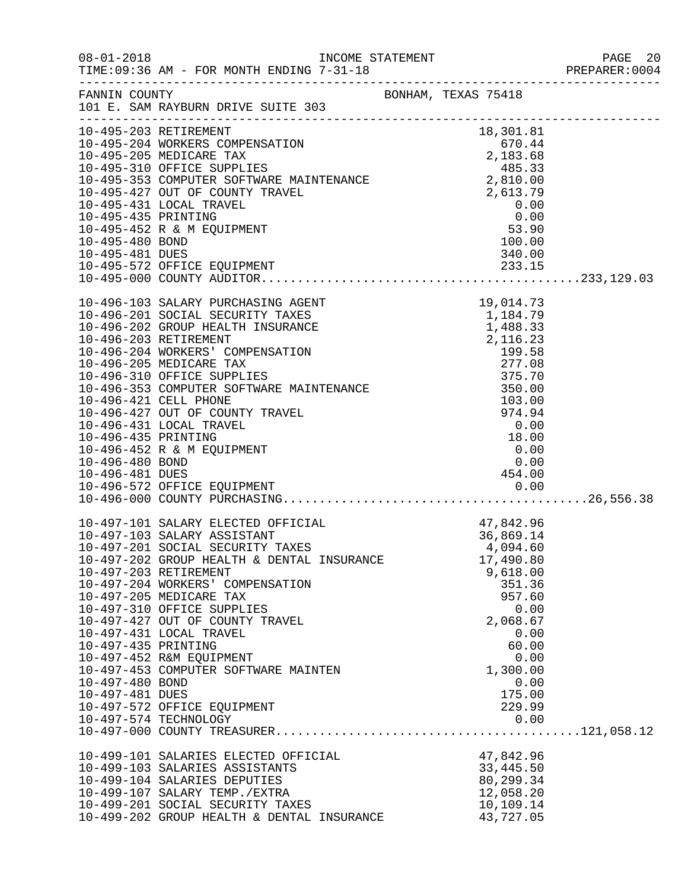FANNIN COUNTY BONHAM, TEXAS 75418
101 E. SAM RAYBURN DRIVE SUITE 303

| Account | Description | Amount | Total |
|---|---|---|---|
| 10-495-203 | RETIREMENT | 18,301.81 | |
| 10-495-204 | WORKERS COMPENSATION | 670.44 | |
| 10-495-205 | MEDICARE TAX | 2,183.68 | |
| 10-495-310 | OFFICE SUPPLIES | 485.33 | |
| 10-495-353 | COMPUTER SOFTWARE MAINTENANCE | 2,810.00 | |
| 10-495-427 | OUT OF COUNTY TRAVEL | 2,613.79 | |
| 10-495-431 | LOCAL TRAVEL | 0.00 | |
| 10-495-435 | PRINTING | 0.00 | |
| 10-495-452 | R & M EQUIPMENT | 53.90 | |
| 10-495-480 | BOND | 100.00 | |
| 10-495-481 | DUES | 340.00 | |
| 10-495-572 | OFFICE EQUIPMENT | 233.15 | |
| 10-495-000 | COUNTY AUDITOR | | 233,129.03 |
| 10-496-103 | SALARY PURCHASING AGENT | 19,014.73 | |
| 10-496-201 | SOCIAL SECURITY TAXES | 1,184.79 | |
| 10-496-202 | GROUP HEALTH INSURANCE | 1,488.33 | |
| 10-496-203 | RETIREMENT | 2,116.23 | |
| 10-496-204 | WORKERS' COMPENSATION | 199.58 | |
| 10-496-205 | MEDICARE TAX | 277.08 | |
| 10-496-310 | OFFICE SUPPLIES | 375.70 | |
| 10-496-353 | COMPUTER SOFTWARE MAINTENANCE | 350.00 | |
| 10-496-421 | CELL PHONE | 103.00 | |
| 10-496-427 | OUT OF COUNTY TRAVEL | 974.94 | |
| 10-496-431 | LOCAL TRAVEL | 0.00 | |
| 10-496-435 | PRINTING | 18.00 | |
| 10-496-452 | R & M EQUIPMENT | 0.00 | |
| 10-496-480 | BOND | 0.00 | |
| 10-496-481 | DUES | 454.00 | |
| 10-496-572 | OFFICE EQUIPMENT | 0.00 | |
| 10-496-000 | COUNTY PURCHASING | | 26,556.38 |
| 10-497-101 | SALARY ELECTED OFFICIAL | 47,842.96 | |
| 10-497-103 | SALARY ASSISTANT | 36,869.14 | |
| 10-497-201 | SOCIAL SECURITY TAXES | 4,094.60 | |
| 10-497-202 | GROUP HEALTH & DENTAL INSURANCE | 17,490.80 | |
| 10-497-203 | RETIREMENT | 9,618.00 | |
| 10-497-204 | WORKERS' COMPENSATION | 351.36 | |
| 10-497-205 | MEDICARE TAX | 957.60 | |
| 10-497-310 | OFFICE SUPPLIES | 0.00 | |
| 10-497-427 | OUT OF COUNTY TRAVEL | 2,068.67 | |
| 10-497-431 | LOCAL TRAVEL | 0.00 | |
| 10-497-435 | PRINTING | 60.00 | |
| 10-497-452 | R&M EQUIPMENT | 0.00 | |
| 10-497-453 | COMPUTER SOFTWARE MAINTEN | 1,300.00 | |
| 10-497-480 | BOND | 0.00 | |
| 10-497-481 | DUES | 175.00 | |
| 10-497-572 | OFFICE EQUIPMENT | 229.99 | |
| 10-497-574 | TECHNOLOGY | 0.00 | |
| 10-497-000 | COUNTY TREASURER | | 121,058.12 |
| 10-499-101 | SALARIES ELECTED OFFICIAL | 47,842.96 | |
| 10-499-103 | SALARIES ASSISTANTS | 33,445.50 | |
| 10-499-104 | SALARIES DEPUTIES | 80,299.34 | |
| 10-499-107 | SALARY TEMP./EXTRA | 12,058.20 | |
| 10-499-201 | SOCIAL SECURITY TAXES | 10,109.14 | |
| 10-499-202 | GROUP HEALTH & DENTAL INSURANCE | 43,727.05 | |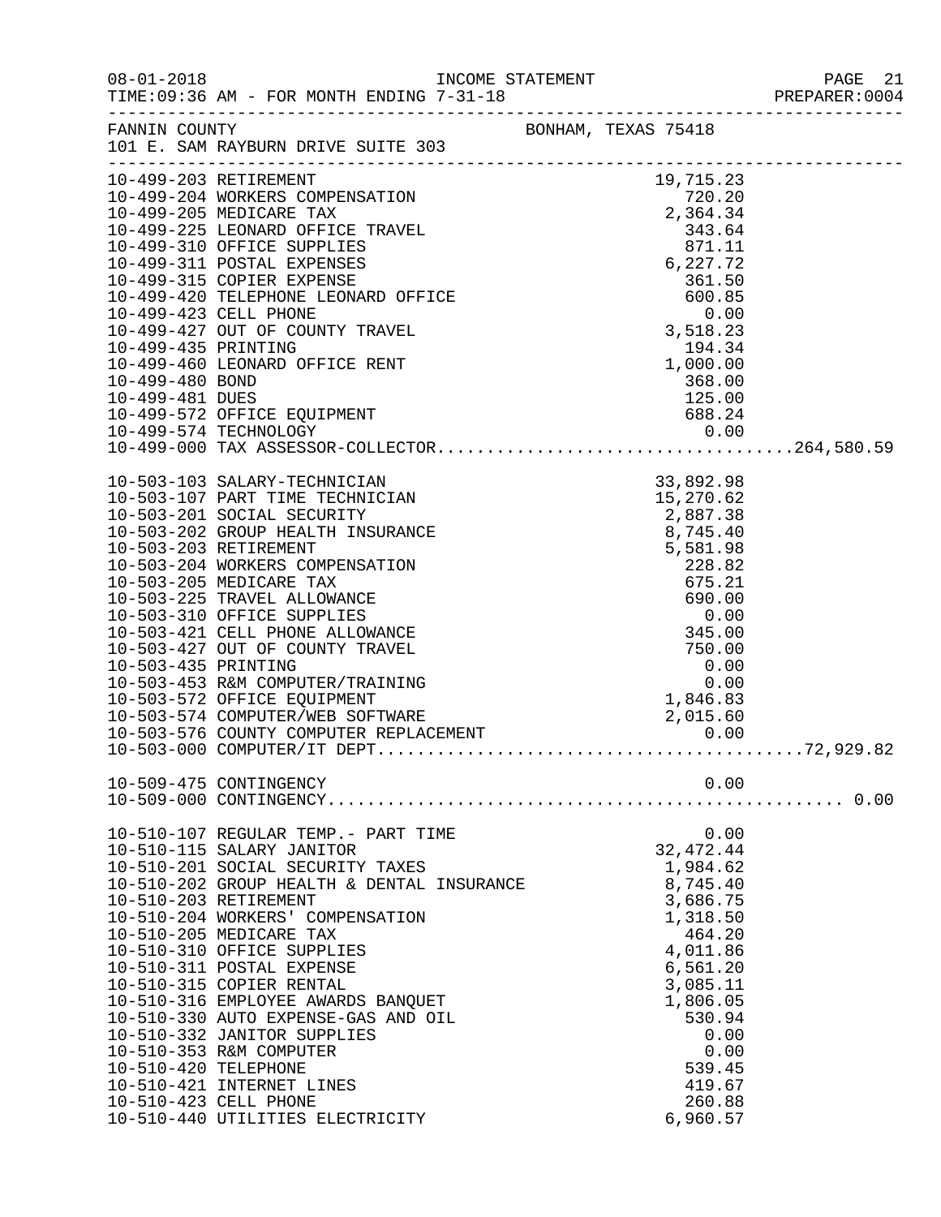FANNIN COUNTY BONHAM, TEXAS 75418
101 E. SAM RAYBURN DRIVE SUITE 303

| Account | Description | Amount | Total |
|---|---|---|---|
| 10-499-203 | RETIREMENT | 19,715.23 | |
| 10-499-204 | WORKERS COMPENSATION | 720.20 | |
| 10-499-205 | MEDICARE TAX | 2,364.34 | |
| 10-499-225 | LEONARD OFFICE TRAVEL | 343.64 | |
| 10-499-310 | OFFICE SUPPLIES | 871.11 | |
| 10-499-311 | POSTAL EXPENSES | 6,227.72 | |
| 10-499-315 | COPIER EXPENSE | 361.50 | |
| 10-499-420 | TELEPHONE LEONARD OFFICE | 600.85 | |
| 10-499-423 | CELL PHONE | 0.00 | |
| 10-499-427 | OUT OF COUNTY TRAVEL | 3,518.23 | |
| 10-499-435 | PRINTING | 194.34 | |
| 10-499-460 | LEONARD OFFICE RENT | 1,000.00 | |
| 10-499-480 | BOND | 368.00 | |
| 10-499-481 | DUES | 125.00 | |
| 10-499-572 | OFFICE EQUIPMENT | 688.24 | |
| 10-499-574 | TECHNOLOGY | 0.00 | |
| 10-499-000 | TAX ASSESSOR-COLLECTOR | | 264,580.59 |
| 10-503-103 | SALARY-TECHNICIAN | 33,892.98 | |
| 10-503-107 | PART TIME TECHNICIAN | 15,270.62 | |
| 10-503-201 | SOCIAL SECURITY | 2,887.38 | |
| 10-503-202 | GROUP HEALTH INSURANCE | 8,745.40 | |
| 10-503-203 | RETIREMENT | 5,581.98 | |
| 10-503-204 | WORKERS COMPENSATION | 228.82 | |
| 10-503-205 | MEDICARE TAX | 675.21 | |
| 10-503-225 | TRAVEL ALLOWANCE | 690.00 | |
| 10-503-310 | OFFICE SUPPLIES | 0.00 | |
| 10-503-421 | CELL PHONE ALLOWANCE | 345.00 | |
| 10-503-427 | OUT OF COUNTY TRAVEL | 750.00 | |
| 10-503-435 | PRINTING | 0.00 | |
| 10-503-453 | R&M COMPUTER/TRAINING | 0.00 | |
| 10-503-572 | OFFICE EQUIPMENT | 1,846.83 | |
| 10-503-574 | COMPUTER/WEB SOFTWARE | 2,015.60 | |
| 10-503-576 | COUNTY COMPUTER REPLACEMENT | 0.00 | |
| 10-503-000 | COMPUTER/IT DEPT. | | 72,929.82 |
| 10-509-475 | CONTINGENCY | 0.00 | |
| 10-509-000 | CONTINGENCY | | 0.00 |
| 10-510-107 | REGULAR TEMP.- PART TIME | 0.00 | |
| 10-510-115 | SALARY JANITOR | 32,472.44 | |
| 10-510-201 | SOCIAL SECURITY TAXES | 1,984.62 | |
| 10-510-202 | GROUP HEALTH & DENTAL INSURANCE | 8,745.40 | |
| 10-510-203 | RETIREMENT | 3,686.75 | |
| 10-510-204 | WORKERS' COMPENSATION | 1,318.50 | |
| 10-510-205 | MEDICARE TAX | 464.20 | |
| 10-510-310 | OFFICE SUPPLIES | 4,011.86 | |
| 10-510-311 | POSTAL EXPENSE | 6,561.20 | |
| 10-510-315 | COPIER RENTAL | 3,085.11 | |
| 10-510-316 | EMPLOYEE AWARDS BANQUET | 1,806.05 | |
| 10-510-330 | AUTO EXPENSE-GAS AND OIL | 530.94 | |
| 10-510-332 | JANITOR SUPPLIES | 0.00 | |
| 10-510-353 | R&M COMPUTER | 0.00 | |
| 10-510-420 | TELEPHONE | 539.45 | |
| 10-510-421 | INTERNET LINES | 419.67 | |
| 10-510-423 | CELL PHONE | 260.88 | |
| 10-510-440 | UTILITIES ELECTRICITY | 6,960.57 | |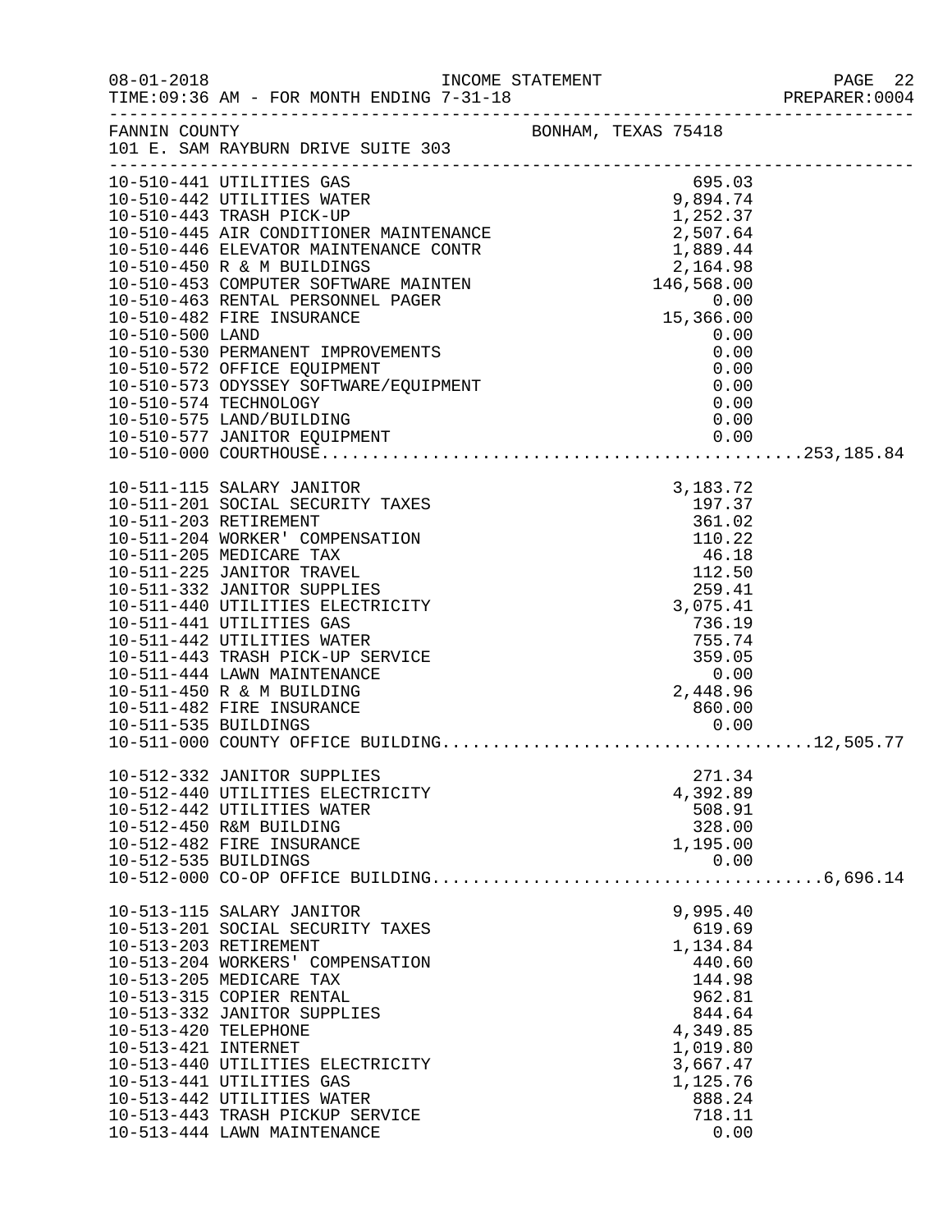FANNIN COUNTY BONHAM, TEXAS 75418
101 E. SAM RAYBURN DRIVE SUITE 303

INCOME STATEMENT
08-01-2018
TIME:09:36 AM - FOR MONTH ENDING 7-31-18
PREPARER:0004

| Account | Description | Amount | Total |
|---|---|---|---|
| 10-510-441 | UTILITIES GAS | 695.03 | |
| 10-510-442 | UTILITIES WATER | 9,894.74 | |
| 10-510-443 | TRASH PICK-UP | 1,252.37 | |
| 10-510-445 | AIR CONDITIONER MAINTENANCE | 2,507.64 | |
| 10-510-446 | ELEVATOR MAINTENANCE CONTR | 1,889.44 | |
| 10-510-450 | R & M BUILDINGS | 2,164.98 | |
| 10-510-453 | COMPUTER SOFTWARE MAINTEN | 146,568.00 | |
| 10-510-463 | RENTAL PERSONNEL PAGER | 0.00 | |
| 10-510-482 | FIRE INSURANCE | 15,366.00 | |
| 10-510-500 | LAND | 0.00 | |
| 10-510-530 | PERMANENT IMPROVEMENTS | 0.00 | |
| 10-510-572 | OFFICE EQUIPMENT | 0.00 | |
| 10-510-573 | ODYSSEY SOFTWARE/EQUIPMENT | 0.00 | |
| 10-510-574 | TECHNOLOGY | 0.00 | |
| 10-510-575 | LAND/BUILDING | 0.00 | |
| 10-510-577 | JANITOR EQUIPMENT | 0.00 | |
| 10-510-000 | COURTHOUSE | | 253,185.84 |
| 10-511-115 | SALARY JANITOR | 3,183.72 | |
| 10-511-201 | SOCIAL SECURITY TAXES | 197.37 | |
| 10-511-203 | RETIREMENT | 361.02 | |
| 10-511-204 | WORKER' COMPENSATION | 110.22 | |
| 10-511-205 | MEDICARE TAX | 46.18 | |
| 10-511-225 | JANITOR TRAVEL | 112.50 | |
| 10-511-332 | JANITOR SUPPLIES | 259.41 | |
| 10-511-440 | UTILITIES ELECTRICITY | 3,075.41 | |
| 10-511-441 | UTILITIES GAS | 736.19 | |
| 10-511-442 | UTILITIES WATER | 755.74 | |
| 10-511-443 | TRASH PICK-UP SERVICE | 359.05 | |
| 10-511-444 | LAWN MAINTENANCE | 0.00 | |
| 10-511-450 | R & M BUILDING | 2,448.96 | |
| 10-511-482 | FIRE INSURANCE | 860.00 | |
| 10-511-535 | BUILDINGS | 0.00 | |
| 10-511-000 | COUNTY OFFICE BUILDING | | 12,505.77 |
| 10-512-332 | JANITOR SUPPLIES | 271.34 | |
| 10-512-440 | UTILITIES ELECTRICITY | 4,392.89 | |
| 10-512-442 | UTILITIES WATER | 508.91 | |
| 10-512-450 | R&M BUILDING | 328.00 | |
| 10-512-482 | FIRE INSURANCE | 1,195.00 | |
| 10-512-535 | BUILDINGS | 0.00 | |
| 10-512-000 | CO-OP OFFICE BUILDING | | 6,696.14 |
| 10-513-115 | SALARY JANITOR | 9,995.40 | |
| 10-513-201 | SOCIAL SECURITY TAXES | 619.69 | |
| 10-513-203 | RETIREMENT | 1,134.84 | |
| 10-513-204 | WORKERS' COMPENSATION | 440.60 | |
| 10-513-205 | MEDICARE TAX | 144.98 | |
| 10-513-315 | COPIER RENTAL | 962.81 | |
| 10-513-332 | JANITOR SUPPLIES | 844.64 | |
| 10-513-420 | TELEPHONE | 4,349.85 | |
| 10-513-421 | INTERNET | 1,019.80 | |
| 10-513-440 | UTILITIES ELECTRICITY | 3,667.47 | |
| 10-513-441 | UTILITIES GAS | 1,125.76 | |
| 10-513-442 | UTILITIES WATER | 888.24 | |
| 10-513-443 | TRASH PICKUP SERVICE | 718.11 | |
| 10-513-444 | LAWN MAINTENANCE | 0.00 | |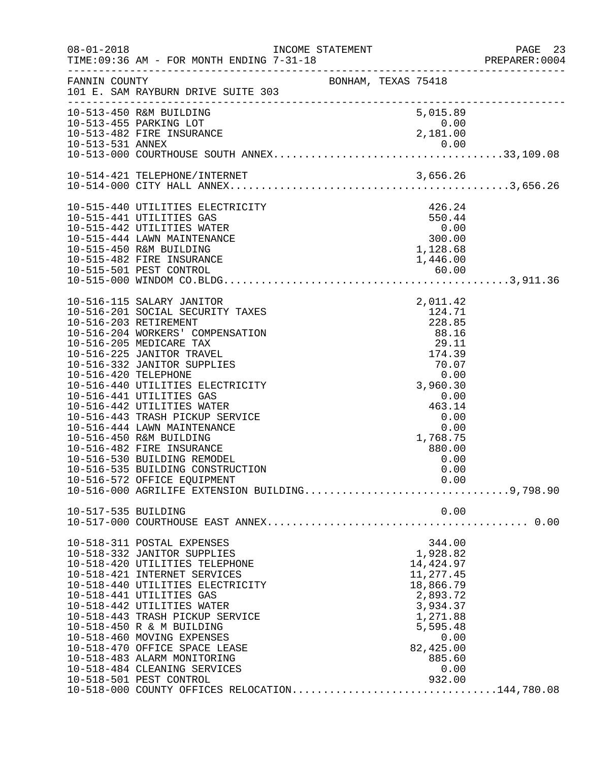FANNIN COUNTY — BONHAM, TEXAS 75418
101 E. SAM RAYBURN DRIVE SUITE 303

INCOME STATEMENT
TIME:09:36 AM - FOR MONTH ENDING 7-31-18

| Account | Description | Amount | Total |
|---|---|---|---|
| 10-513-450 | R&M BUILDING | 5,015.89 | |
| 10-513-455 | PARKING LOT | 0.00 | |
| 10-513-482 | FIRE INSURANCE | 2,181.00 | |
| 10-513-531 | ANNEX | 0.00 | |
| 10-513-000 | COURTHOUSE SOUTH ANNEX | | 33,109.08 |
| 10-514-421 | TELEPHONE/INTERNET | 3,656.26 | |
| 10-514-000 | CITY HALL ANNEX | | 3,656.26 |
| 10-515-440 | UTILITIES ELECTRICITY | 426.24 | |
| 10-515-441 | UTILITIES GAS | 550.44 | |
| 10-515-442 | UTILITIES WATER | 0.00 | |
| 10-515-444 | LAWN MAINTENANCE | 300.00 | |
| 10-515-450 | R&M BUILDING | 1,128.68 | |
| 10-515-482 | FIRE INSURANCE | 1,446.00 | |
| 10-515-501 | PEST CONTROL | 60.00 | |
| 10-515-000 | WINDOM CO.BLDG | | 3,911.36 |
| 10-516-115 | SALARY JANITOR | 2,011.42 | |
| 10-516-201 | SOCIAL SECURITY TAXES | 124.71 | |
| 10-516-203 | RETIREMENT | 228.85 | |
| 10-516-204 | WORKERS' COMPENSATION | 88.16 | |
| 10-516-205 | MEDICARE TAX | 29.11 | |
| 10-516-225 | JANITOR TRAVEL | 174.39 | |
| 10-516-332 | JANITOR SUPPLIES | 70.07 | |
| 10-516-420 | TELEPHONE | 0.00 | |
| 10-516-440 | UTILITIES ELECTRICITY | 3,960.30 | |
| 10-516-441 | UTILITIES GAS | 0.00 | |
| 10-516-442 | UTILITIES WATER | 463.14 | |
| 10-516-443 | TRASH PICKUP SERVICE | 0.00 | |
| 10-516-444 | LAWN MAINTENANCE | 0.00 | |
| 10-516-450 | R&M BUILDING | 1,768.75 | |
| 10-516-482 | FIRE INSURANCE | 880.00 | |
| 10-516-530 | BUILDING REMODEL | 0.00 | |
| 10-516-535 | BUILDING CONSTRUCTION | 0.00 | |
| 10-516-572 | OFFICE EQUIPMENT | 0.00 | |
| 10-516-000 | AGRILIFE EXTENSION BUILDING | | 9,798.90 |
| 10-517-535 | BUILDING | 0.00 | |
| 10-517-000 | COURTHOUSE EAST ANNEX | | 0.00 |
| 10-518-311 | POSTAL EXPENSES | 344.00 | |
| 10-518-332 | JANITOR SUPPLIES | 1,928.82 | |
| 10-518-420 | UTILITIES TELEPHONE | 14,424.97 | |
| 10-518-421 | INTERNET SERVICES | 11,277.45 | |
| 10-518-440 | UTILITIES ELECTRICITY | 18,866.79 | |
| 10-518-441 | UTILITIES GAS | 2,893.72 | |
| 10-518-442 | UTILITIES WATER | 3,934.37 | |
| 10-518-443 | TRASH PICKUP SERVICE | 1,271.88 | |
| 10-518-450 | R & M BUILDING | 5,595.48 | |
| 10-518-460 | MOVING EXPENSES | 0.00 | |
| 10-518-470 | OFFICE SPACE LEASE | 82,425.00 | |
| 10-518-483 | ALARM MONITORING | 885.60 | |
| 10-518-484 | CLEANING SERVICES | 0.00 | |
| 10-518-501 | PEST CONTROL | 932.00 | |
| 10-518-000 | COUNTY OFFICES RELOCATION | | 144,780.08 |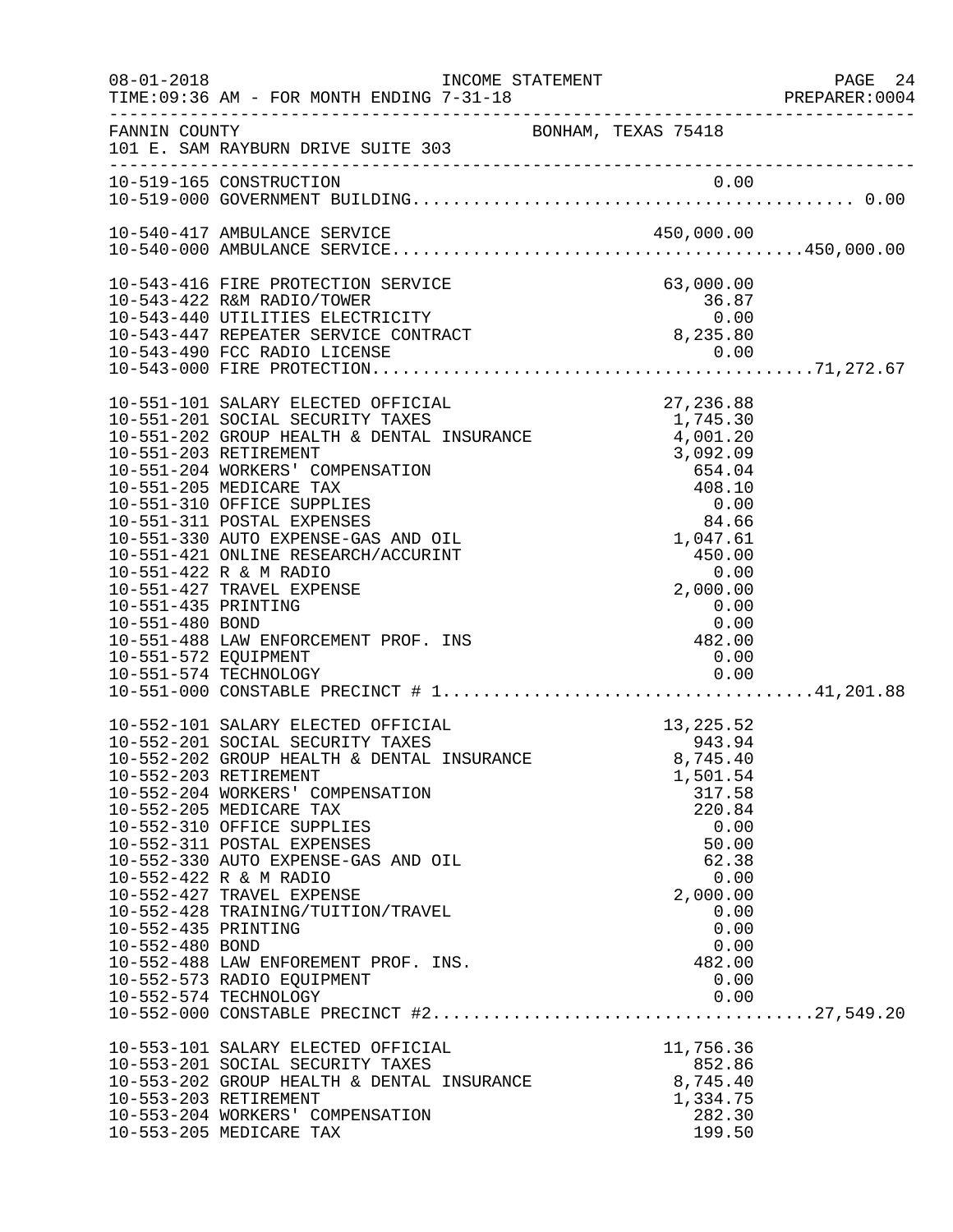08-01-2018 INCOME STATEMENT
TIME:09:36 AM - FOR MONTH ENDING 7-31-18

FANNIN COUNTY BONHAM, TEXAS 75418
101 E. SAM RAYBURN DRIVE SUITE 303

| Account | Description | Amount | Total |
|---|---|---|---|
| 10-519-165 | CONSTRUCTION | 0.00 | |
| 10-519-000 | GOVERNMENT BUILDING | | 0.00 |
| 10-540-417 | AMBULANCE SERVICE | 450,000.00 | |
| 10-540-000 | AMBULANCE SERVICE | | 450,000.00 |
| 10-543-416 | FIRE PROTECTION SERVICE | 63,000.00 | |
| 10-543-422 | R&M RADIO/TOWER | 36.87 | |
| 10-543-440 | UTILITIES ELECTRICITY | 0.00 | |
| 10-543-447 | REPEATER SERVICE CONTRACT | 8,235.80 | |
| 10-543-490 | FCC RADIO LICENSE | 0.00 | |
| 10-543-000 | FIRE PROTECTION | | 71,272.67 |
| 10-551-101 | SALARY ELECTED OFFICIAL | 27,236.88 | |
| 10-551-201 | SOCIAL SECURITY TAXES | 1,745.30 | |
| 10-551-202 | GROUP HEALTH & DENTAL INSURANCE | 4,001.20 | |
| 10-551-203 | RETIREMENT | 3,092.09 | |
| 10-551-204 | WORKERS' COMPENSATION | 654.04 | |
| 10-551-205 | MEDICARE TAX | 408.10 | |
| 10-551-310 | OFFICE SUPPLIES | 0.00 | |
| 10-551-311 | POSTAL EXPENSES | 84.66 | |
| 10-551-330 | AUTO EXPENSE-GAS AND OIL | 1,047.61 | |
| 10-551-421 | ONLINE RESEARCH/ACCURINT | 450.00 | |
| 10-551-422 | R & M RADIO | 0.00 | |
| 10-551-427 | TRAVEL EXPENSE | 2,000.00 | |
| 10-551-435 | PRINTING | 0.00 | |
| 10-551-480 | BOND | 0.00 | |
| 10-551-488 | LAW ENFORCEMENT PROF. INS | 482.00 | |
| 10-551-572 | EQUIPMENT | 0.00 | |
| 10-551-574 | TECHNOLOGY | 0.00 | |
| 10-551-000 | CONSTABLE PRECINCT # 1 | | 41,201.88 |
| 10-552-101 | SALARY ELECTED OFFICIAL | 13,225.52 | |
| 10-552-201 | SOCIAL SECURITY TAXES | 943.94 | |
| 10-552-202 | GROUP HEALTH & DENTAL INSURANCE | 8,745.40 | |
| 10-552-203 | RETIREMENT | 1,501.54 | |
| 10-552-204 | WORKERS' COMPENSATION | 317.58 | |
| 10-552-205 | MEDICARE TAX | 220.84 | |
| 10-552-310 | OFFICE SUPPLIES | 0.00 | |
| 10-552-311 | POSTAL EXPENSES | 50.00 | |
| 10-552-330 | AUTO EXPENSE-GAS AND OIL | 62.38 | |
| 10-552-422 | R & M RADIO | 0.00 | |
| 10-552-427 | TRAVEL EXPENSE | 2,000.00 | |
| 10-552-428 | TRAINING/TUITION/TRAVEL | 0.00 | |
| 10-552-435 | PRINTING | 0.00 | |
| 10-552-480 | BOND | 0.00 | |
| 10-552-488 | LAW ENFOREMENT PROF. INS. | 482.00 | |
| 10-552-573 | RADIO EQUIPMENT | 0.00 | |
| 10-552-574 | TECHNOLOGY | 0.00 | |
| 10-552-000 | CONSTABLE PRECINCT #2 | | 27,549.20 |
| 10-553-101 | SALARY ELECTED OFFICIAL | 11,756.36 | |
| 10-553-201 | SOCIAL SECURITY TAXES | 852.86 | |
| 10-553-202 | GROUP HEALTH & DENTAL INSURANCE | 8,745.40 | |
| 10-553-203 | RETIREMENT | 1,334.75 | |
| 10-553-204 | WORKERS' COMPENSATION | 282.30 | |
| 10-553-205 | MEDICARE TAX | 199.50 | |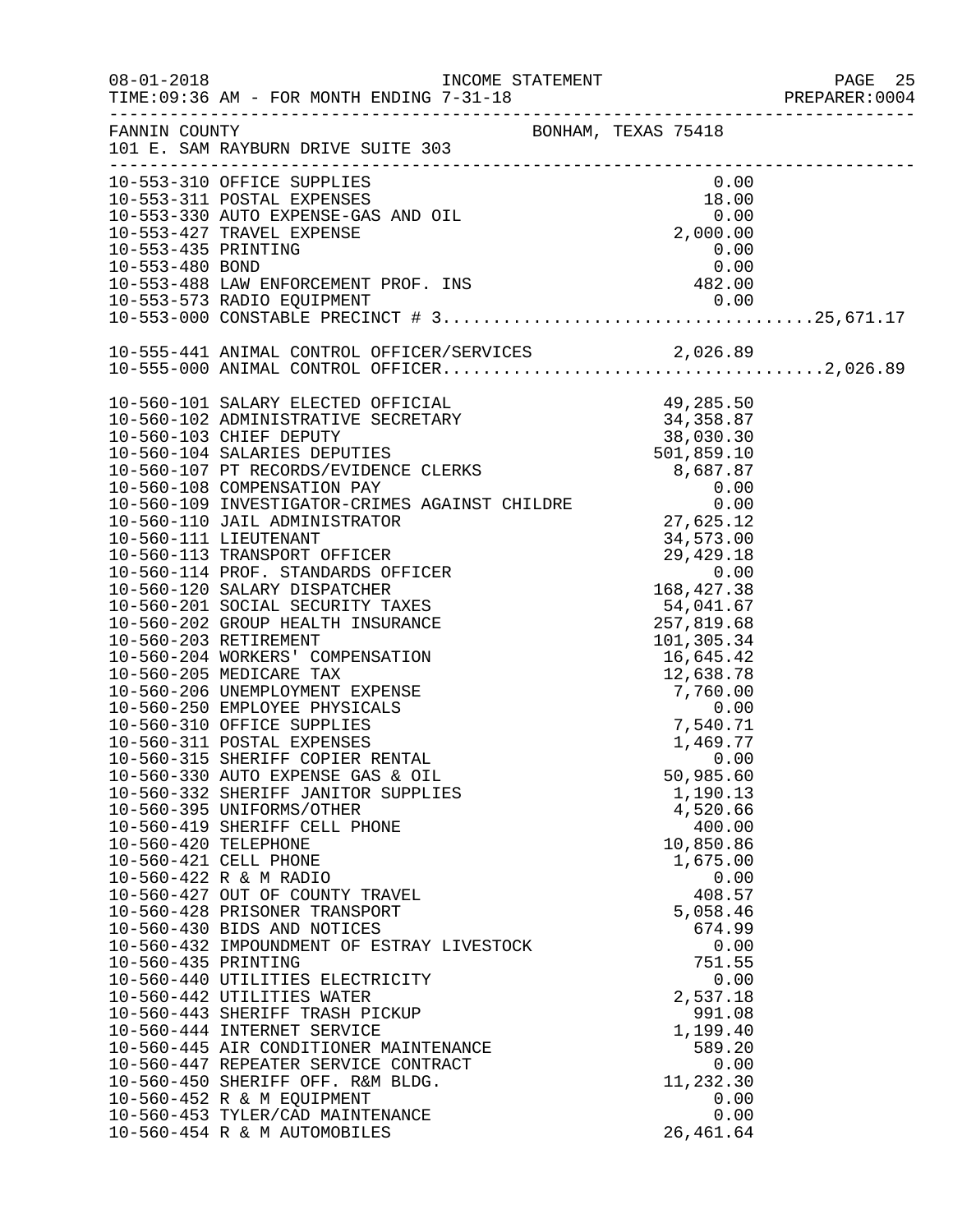FANNIN COUNTY BONHAM, TEXAS 75418
101 E. SAM RAYBURN DRIVE SUITE 303

INCOME STATEMENT — TIME:09:36 AM - FOR MONTH ENDING 7-31-18

| Account | Description | Amount | Total |
|---|---|---|---|
| 10-553-310 | OFFICE SUPPLIES | 0.00 | |
| 10-553-311 | POSTAL EXPENSES | 18.00 | |
| 10-553-330 | AUTO EXPENSE-GAS AND OIL | 0.00 | |
| 10-553-427 | TRAVEL EXPENSE | 2,000.00 | |
| 10-553-435 | PRINTING | 0.00 | |
| 10-553-480 | BOND | 0.00 | |
| 10-553-488 | LAW ENFORCEMENT PROF. INS | 482.00 | |
| 10-553-573 | RADIO EQUIPMENT | 0.00 | |
| 10-553-000 | CONSTABLE PRECINCT # 3 | | 25,671.17 |
| 10-555-441 | ANIMAL CONTROL OFFICER/SERVICES | 2,026.89 | |
| 10-555-000 | ANIMAL CONTROL OFFICER | | 2,026.89 |
| 10-560-101 | SALARY ELECTED OFFICIAL | 49,285.50 | |
| 10-560-102 | ADMINISTRATIVE SECRETARY | 34,358.87 | |
| 10-560-103 | CHIEF DEPUTY | 38,030.30 | |
| 10-560-104 | SALARIES DEPUTIES | 501,859.10 | |
| 10-560-107 | PT RECORDS/EVIDENCE CLERKS | 8,687.87 | |
| 10-560-108 | COMPENSATION PAY | 0.00 | |
| 10-560-109 | INVESTIGATOR-CRIMES AGAINST CHILDRE | 0.00 | |
| 10-560-110 | JAIL ADMINISTRATOR | 27,625.12 | |
| 10-560-111 | LIEUTENANT | 34,573.00 | |
| 10-560-113 | TRANSPORT OFFICER | 29,429.18 | |
| 10-560-114 | PROF. STANDARDS OFFICER | 0.00 | |
| 10-560-120 | SALARY DISPATCHER | 168,427.38 | |
| 10-560-201 | SOCIAL SECURITY TAXES | 54,041.67 | |
| 10-560-202 | GROUP HEALTH INSURANCE | 257,819.68 | |
| 10-560-203 | RETIREMENT | 101,305.34 | |
| 10-560-204 | WORKERS' COMPENSATION | 16,645.42 | |
| 10-560-205 | MEDICARE TAX | 12,638.78 | |
| 10-560-206 | UNEMPLOYMENT EXPENSE | 7,760.00 | |
| 10-560-250 | EMPLOYEE PHYSICALS | 0.00 | |
| 10-560-310 | OFFICE SUPPLIES | 7,540.71 | |
| 10-560-311 | POSTAL EXPENSES | 1,469.77 | |
| 10-560-315 | SHERIFF COPIER RENTAL | 0.00 | |
| 10-560-330 | AUTO EXPENSE GAS & OIL | 50,985.60 | |
| 10-560-332 | SHERIFF JANITOR SUPPLIES | 1,190.13 | |
| 10-560-395 | UNIFORMS/OTHER | 4,520.66 | |
| 10-560-419 | SHERIFF CELL PHONE | 400.00 | |
| 10-560-420 | TELEPHONE | 10,850.86 | |
| 10-560-421 | CELL PHONE | 1,675.00 | |
| 10-560-422 | R & M RADIO | 0.00 | |
| 10-560-427 | OUT OF COUNTY TRAVEL | 408.57 | |
| 10-560-428 | PRISONER TRANSPORT | 5,058.46 | |
| 10-560-430 | BIDS AND NOTICES | 674.99 | |
| 10-560-432 | IMPOUNDMENT OF ESTRAY LIVESTOCK | 0.00 | |
| 10-560-435 | PRINTING | 751.55 | |
| 10-560-440 | UTILITIES ELECTRICITY | 0.00 | |
| 10-560-442 | UTILITIES WATER | 2,537.18 | |
| 10-560-443 | SHERIFF TRASH PICKUP | 991.08 | |
| 10-560-444 | INTERNET SERVICE | 1,199.40 | |
| 10-560-445 | AIR CONDITIONER MAINTENANCE | 589.20 | |
| 10-560-447 | REPEATER SERVICE CONTRACT | 0.00 | |
| 10-560-450 | SHERIFF OFF. R&M BLDG. | 11,232.30 | |
| 10-560-452 | R & M EQUIPMENT | 0.00 | |
| 10-560-453 | TYLER/CAD MAINTENANCE | 0.00 | |
| 10-560-454 | R & M AUTOMOBILES | 26,461.64 | |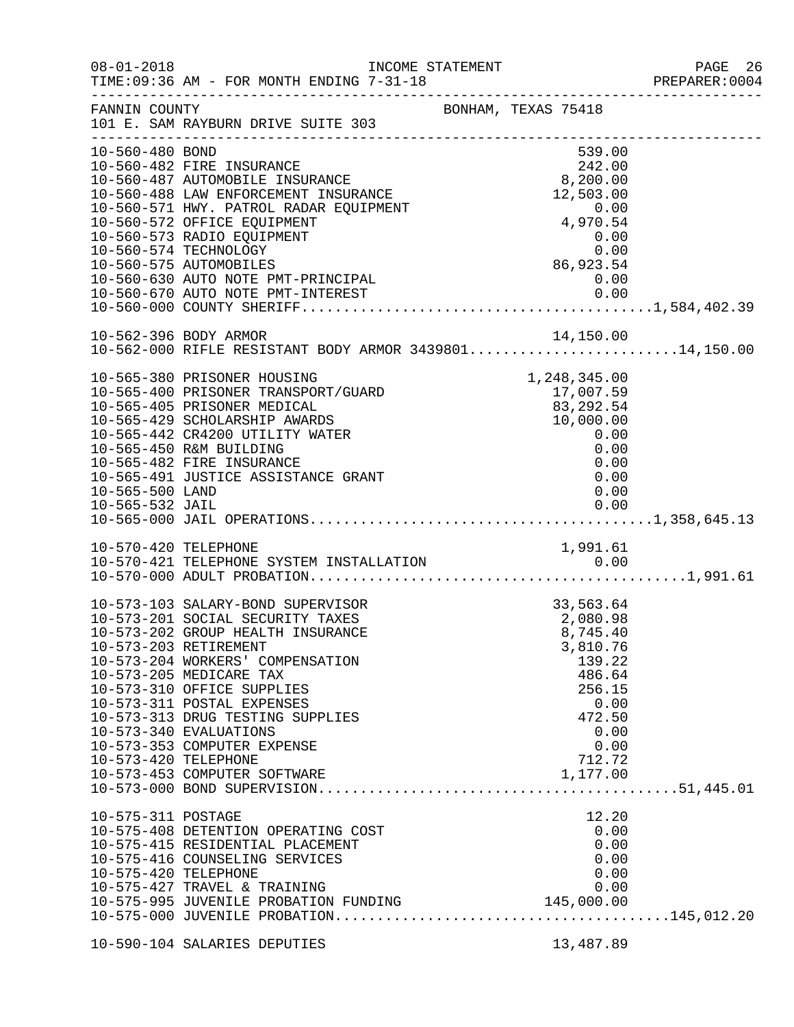FANNIN COUNTY BONHAM, TEXAS 75418
101 E. SAM RAYBURN DRIVE SUITE 303

| Account | Description | Amount | Total |
|---|---|---|---|
| 10-560-480 | BOND | 539.00 | |
| 10-560-482 | FIRE INSURANCE | 242.00 | |
| 10-560-487 | AUTOMOBILE INSURANCE | 8,200.00 | |
| 10-560-488 | LAW ENFORCEMENT INSURANCE | 12,503.00 | |
| 10-560-571 | HWY. PATROL RADAR EQUIPMENT | 0.00 | |
| 10-560-572 | OFFICE EQUIPMENT | 4,970.54 | |
| 10-560-573 | RADIO EQUIPMENT | 0.00 | |
| 10-560-574 | TECHNOLOGY | 0.00 | |
| 10-560-575 | AUTOMOBILES | 86,923.54 | |
| 10-560-630 | AUTO NOTE PMT-PRINCIPAL | 0.00 | |
| 10-560-670 | AUTO NOTE PMT-INTEREST | 0.00 | |
| 10-560-000 | COUNTY SHERIFF | | 1,584,402.39 |
| 10-562-396 | BODY ARMOR | 14,150.00 | |
| 10-562-000 | RIFLE RESISTANT BODY ARMOR 3439801 | | 14,150.00 |
| 10-565-380 | PRISONER HOUSING | 1,248,345.00 | |
| 10-565-400 | PRISONER TRANSPORT/GUARD | 17,007.59 | |
| 10-565-405 | PRISONER MEDICAL | 83,292.54 | |
| 10-565-429 | SCHOLARSHIP AWARDS | 10,000.00 | |
| 10-565-442 | CR4200 UTILITY WATER | 0.00 | |
| 10-565-450 | R&M BUILDING | 0.00 | |
| 10-565-482 | FIRE INSURANCE | 0.00 | |
| 10-565-491 | JUSTICE ASSISTANCE GRANT | 0.00 | |
| 10-565-500 | LAND | 0.00 | |
| 10-565-532 | JAIL | 0.00 | |
| 10-565-000 | JAIL OPERATIONS | | 1,358,645.13 |
| 10-570-420 | TELEPHONE | 1,991.61 | |
| 10-570-421 | TELEPHONE SYSTEM INSTALLATION | 0.00 | |
| 10-570-000 | ADULT PROBATION | | 1,991.61 |
| 10-573-103 | SALARY-BOND SUPERVISOR | 33,563.64 | |
| 10-573-201 | SOCIAL SECURITY TAXES | 2,080.98 | |
| 10-573-202 | GROUP HEALTH INSURANCE | 8,745.40 | |
| 10-573-203 | RETIREMENT | 3,810.76 | |
| 10-573-204 | WORKERS' COMPENSATION | 139.22 | |
| 10-573-205 | MEDICARE TAX | 486.64 | |
| 10-573-310 | OFFICE SUPPLIES | 256.15 | |
| 10-573-311 | POSTAL EXPENSES | 0.00 | |
| 10-573-313 | DRUG TESTING SUPPLIES | 472.50 | |
| 10-573-340 | EVALUATIONS | 0.00 | |
| 10-573-353 | COMPUTER EXPENSE | 0.00 | |
| 10-573-420 | TELEPHONE | 712.72 | |
| 10-573-453 | COMPUTER SOFTWARE | 1,177.00 | |
| 10-573-000 | BOND SUPERVISION | | 51,445.01 |
| 10-575-311 | POSTAGE | 12.20 | |
| 10-575-408 | DETENTION OPERATING COST | 0.00 | |
| 10-575-415 | RESIDENTIAL PLACEMENT | 0.00 | |
| 10-575-416 | COUNSELING SERVICES | 0.00 | |
| 10-575-420 | TELEPHONE | 0.00 | |
| 10-575-427 | TRAVEL & TRAINING | 0.00 | |
| 10-575-995 | JUVENILE PROBATION FUNDING | 145,000.00 | |
| 10-575-000 | JUVENILE PROBATION | | 145,012.20 |
| 10-590-104 | SALARIES DEPUTIES | 13,487.89 | |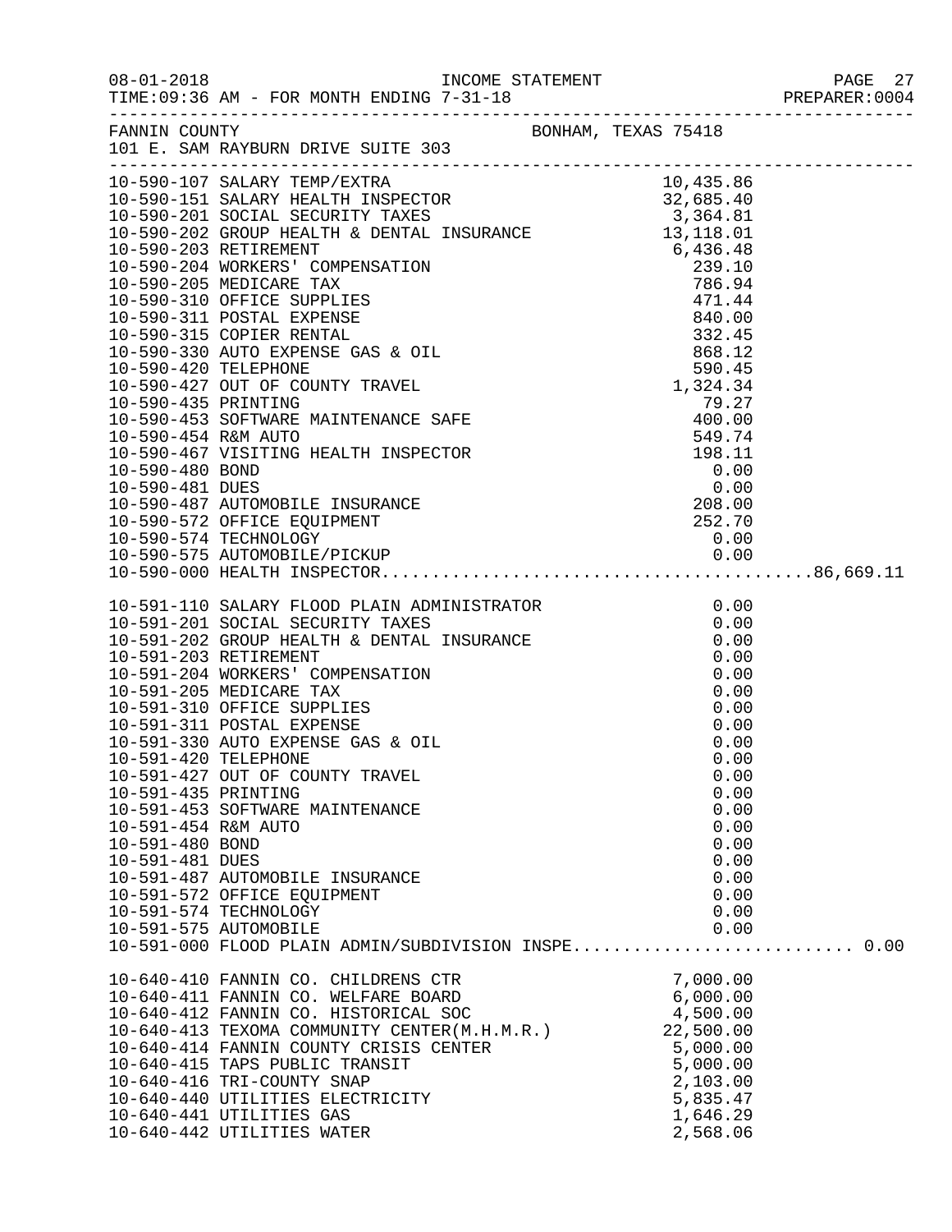FANNIN COUNTY BONHAM, TEXAS 75418
101 E. SAM RAYBURN DRIVE SUITE 303

| Account | Description | Amount | Total |
|---|---|---|---|
| 10-590-107 | SALARY TEMP/EXTRA | 10,435.86 | |
| 10-590-151 | SALARY HEALTH INSPECTOR | 32,685.40 | |
| 10-590-201 | SOCIAL SECURITY TAXES | 3,364.81 | |
| 10-590-202 | GROUP HEALTH & DENTAL INSURANCE | 13,118.01 | |
| 10-590-203 | RETIREMENT | 6,436.48 | |
| 10-590-204 | WORKERS' COMPENSATION | 239.10 | |
| 10-590-205 | MEDICARE TAX | 786.94 | |
| 10-590-310 | OFFICE SUPPLIES | 471.44 | |
| 10-590-311 | POSTAL EXPENSE | 840.00 | |
| 10-590-315 | COPIER RENTAL | 332.45 | |
| 10-590-330 | AUTO EXPENSE GAS & OIL | 868.12 | |
| 10-590-420 | TELEPHONE | 590.45 | |
| 10-590-427 | OUT OF COUNTY TRAVEL | 1,324.34 | |
| 10-590-435 | PRINTING | 79.27 | |
| 10-590-453 | SOFTWARE MAINTENANCE SAFE | 400.00 | |
| 10-590-454 | R&M AUTO | 549.74 | |
| 10-590-467 | VISITING HEALTH INSPECTOR | 198.11 | |
| 10-590-480 | BOND | 0.00 | |
| 10-590-481 | DUES | 0.00 | |
| 10-590-487 | AUTOMOBILE INSURANCE | 208.00 | |
| 10-590-572 | OFFICE EQUIPMENT | 252.70 | |
| 10-590-574 | TECHNOLOGY | 0.00 | |
| 10-590-575 | AUTOMOBILE/PICKUP | 0.00 | |
| 10-590-000 | HEALTH INSPECTOR | | 86,669.11 |
| 10-591-110 | SALARY FLOOD PLAIN ADMINISTRATOR | 0.00 | |
| 10-591-201 | SOCIAL SECURITY TAXES | 0.00 | |
| 10-591-202 | GROUP HEALTH & DENTAL INSURANCE | 0.00 | |
| 10-591-203 | RETIREMENT | 0.00 | |
| 10-591-204 | WORKERS' COMPENSATION | 0.00 | |
| 10-591-205 | MEDICARE TAX | 0.00 | |
| 10-591-310 | OFFICE SUPPLIES | 0.00 | |
| 10-591-311 | POSTAL EXPENSE | 0.00 | |
| 10-591-330 | AUTO EXPENSE GAS & OIL | 0.00 | |
| 10-591-420 | TELEPHONE | 0.00 | |
| 10-591-427 | OUT OF COUNTY TRAVEL | 0.00 | |
| 10-591-435 | PRINTING | 0.00 | |
| 10-591-453 | SOFTWARE MAINTENANCE | 0.00 | |
| 10-591-454 | R&M AUTO | 0.00 | |
| 10-591-480 | BOND | 0.00 | |
| 10-591-481 | DUES | 0.00 | |
| 10-591-487 | AUTOMOBILE INSURANCE | 0.00 | |
| 10-591-572 | OFFICE EQUIPMENT | 0.00 | |
| 10-591-574 | TECHNOLOGY | 0.00 | |
| 10-591-575 | AUTOMOBILE | 0.00 | |
| 10-591-000 | FLOOD PLAIN ADMIN/SUBDIVISION INSPE | | 0.00 |
| 10-640-410 | FANNIN CO. CHILDRENS CTR | 7,000.00 | |
| 10-640-411 | FANNIN CO. WELFARE BOARD | 6,000.00 | |
| 10-640-412 | FANNIN CO. HISTORICAL SOC | 4,500.00 | |
| 10-640-413 | TEXOMA COMMUNITY CENTER(M.H.M.R.) | 22,500.00 | |
| 10-640-414 | FANNIN COUNTY CRISIS CENTER | 5,000.00 | |
| 10-640-415 | TAPS PUBLIC TRANSIT | 5,000.00 | |
| 10-640-416 | TRI-COUNTY SNAP | 2,103.00 | |
| 10-640-440 | UTILITIES ELECTRICITY | 5,835.47 | |
| 10-640-441 | UTILITIES GAS | 1,646.29 | |
| 10-640-442 | UTILITIES WATER | 2,568.06 | |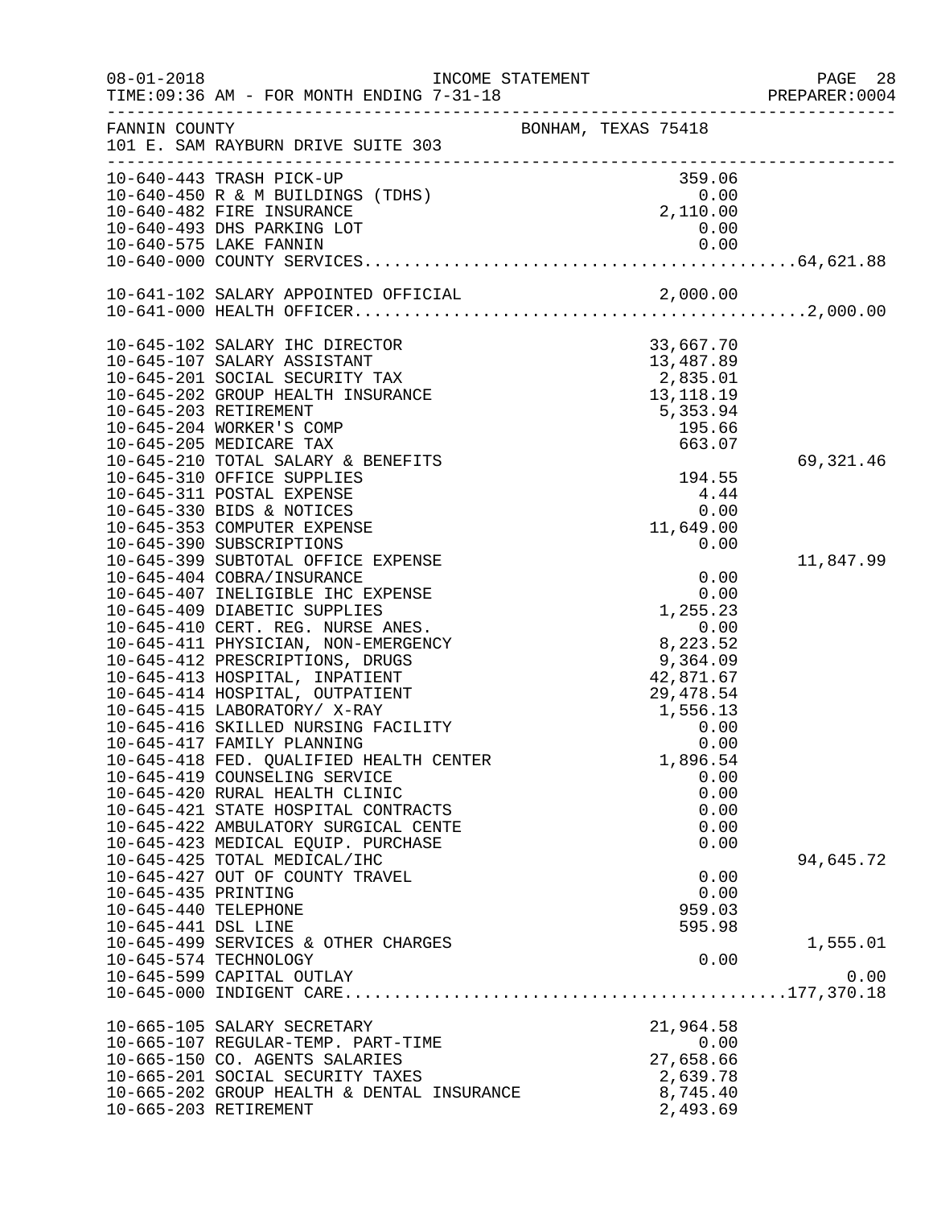FANNIN COUNTY BONHAM, TEXAS 75418
101 E. SAM RAYBURN DRIVE SUITE 303

| Account | Description | Amount | Total |
|---|---|---|---|
| 10-640-443 | TRASH PICK-UP | 359.06 | |
| 10-640-450 | R & M BUILDINGS (TDHS) | 0.00 | |
| 10-640-482 | FIRE INSURANCE | 2,110.00 | |
| 10-640-493 | DHS PARKING LOT | 0.00 | |
| 10-640-575 | LAKE FANNIN | 0.00 | |
| 10-640-000 | COUNTY SERVICES | | 64,621.88 |
| 10-641-102 | SALARY APPOINTED OFFICIAL | 2,000.00 | |
| 10-641-000 | HEALTH OFFICER | | 2,000.00 |
| 10-645-102 | SALARY IHC DIRECTOR | 33,667.70 | |
| 10-645-107 | SALARY ASSISTANT | 13,487.89 | |
| 10-645-201 | SOCIAL SECURITY TAX | 2,835.01 | |
| 10-645-202 | GROUP HEALTH INSURANCE | 13,118.19 | |
| 10-645-203 | RETIREMENT | 5,353.94 | |
| 10-645-204 | WORKER'S COMP | 195.66 | |
| 10-645-205 | MEDICARE TAX | 663.07 | |
| 10-645-210 | TOTAL SALARY & BENEFITS | | 69,321.46 |
| 10-645-310 | OFFICE SUPPLIES | 194.55 | |
| 10-645-311 | POSTAL EXPENSE | 4.44 | |
| 10-645-330 | BIDS & NOTICES | 0.00 | |
| 10-645-353 | COMPUTER EXPENSE | 11,649.00 | |
| 10-645-390 | SUBSCRIPTIONS | 0.00 | |
| 10-645-399 | SUBTOTAL OFFICE EXPENSE | | 11,847.99 |
| 10-645-404 | COBRA/INSURANCE | 0.00 | |
| 10-645-407 | INELIGIBLE IHC EXPENSE | 0.00 | |
| 10-645-409 | DIABETIC SUPPLIES | 1,255.23 | |
| 10-645-410 | CERT. REG. NURSE ANES. | 0.00 | |
| 10-645-411 | PHYSICIAN, NON-EMERGENCY | 8,223.52 | |
| 10-645-412 | PRESCRIPTIONS, DRUGS | 9,364.09 | |
| 10-645-413 | HOSPITAL, INPATIENT | 42,871.67 | |
| 10-645-414 | HOSPITAL, OUTPATIENT | 29,478.54 | |
| 10-645-415 | LABORATORY/ X-RAY | 1,556.13 | |
| 10-645-416 | SKILLED NURSING FACILITY | 0.00 | |
| 10-645-417 | FAMILY PLANNING | 0.00 | |
| 10-645-418 | FED. QUALIFIED HEALTH CENTER | 1,896.54 | |
| 10-645-419 | COUNSELING SERVICE | 0.00 | |
| 10-645-420 | RURAL HEALTH CLINIC | 0.00 | |
| 10-645-421 | STATE HOSPITAL CONTRACTS | 0.00 | |
| 10-645-422 | AMBULATORY SURGICAL CENTE | 0.00 | |
| 10-645-423 | MEDICAL EQUIP. PURCHASE | 0.00 | |
| 10-645-425 | TOTAL MEDICAL/IHC | | 94,645.72 |
| 10-645-427 | OUT OF COUNTY TRAVEL | 0.00 | |
| 10-645-435 | PRINTING | 0.00 | |
| 10-645-440 | TELEPHONE | 959.03 | |
| 10-645-441 | DSL LINE | 595.98 | |
| 10-645-499 | SERVICES & OTHER CHARGES | | 1,555.01 |
| 10-645-574 | TECHNOLOGY | 0.00 | |
| 10-645-599 | CAPITAL OUTLAY | | 0.00 |
| 10-645-000 | INDIGENT CARE | | 177,370.18 |
| 10-665-105 | SALARY SECRETARY | 21,964.58 | |
| 10-665-107 | REGULAR-TEMP. PART-TIME | 0.00 | |
| 10-665-150 | CO. AGENTS SALARIES | 27,658.66 | |
| 10-665-201 | SOCIAL SECURITY TAXES | 2,639.78 | |
| 10-665-202 | GROUP HEALTH & DENTAL INSURANCE | 8,745.40 | |
| 10-665-203 | RETIREMENT | 2,493.69 | |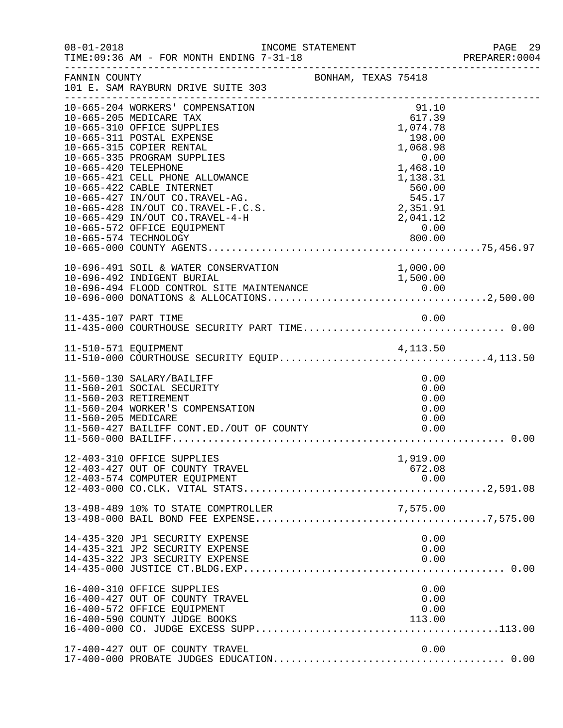FANNIN COUNTY    BONHAM, TEXAS 75418
101 E. SAM RAYBURN DRIVE SUITE 303

| Account | Description | Amount | Total |
|---|---|---|---|
| 10-665-204 | WORKERS' COMPENSATION | 91.10 | |
| 10-665-205 | MEDICARE TAX | 617.39 | |
| 10-665-310 | OFFICE SUPPLIES | 1,074.78 | |
| 10-665-311 | POSTAL EXPENSE | 198.00 | |
| 10-665-315 | COPIER RENTAL | 1,068.98 | |
| 10-665-335 | PROGRAM SUPPLIES | 0.00 | |
| 10-665-420 | TELEPHONE | 1,468.10 | |
| 10-665-421 | CELL PHONE ALLOWANCE | 1,138.31 | |
| 10-665-422 | CABLE INTERNET | 560.00 | |
| 10-665-427 | IN/OUT CO.TRAVEL-AG. | 545.17 | |
| 10-665-428 | IN/OUT CO.TRAVEL-F.C.S. | 2,351.91 | |
| 10-665-429 | IN/OUT CO.TRAVEL-4-H | 2,041.12 | |
| 10-665-572 | OFFICE EQUIPMENT | 0.00 | |
| 10-665-574 | TECHNOLOGY | 800.00 | |
| 10-665-000 | COUNTY AGENTS | | 75,456.97 |
| 10-696-491 | SOIL & WATER CONSERVATION | 1,000.00 | |
| 10-696-492 | INDIGENT BURIAL | 1,500.00 | |
| 10-696-494 | FLOOD CONTROL SITE MAINTENANCE | 0.00 | |
| 10-696-000 | DONATIONS & ALLOCATIONS | | 2,500.00 |
| 11-435-107 | PART TIME | 0.00 | |
| 11-435-000 | COURTHOUSE SECURITY PART TIME | | 0.00 |
| 11-510-571 | EQUIPMENT | 4,113.50 | |
| 11-510-000 | COURTHOUSE SECURITY EQUIP | | 4,113.50 |
| 11-560-130 | SALARY/BAILIFF | 0.00 | |
| 11-560-201 | SOCIAL SECURITY | 0.00 | |
| 11-560-203 | RETIREMENT | 0.00 | |
| 11-560-204 | WORKER'S COMPENSATION | 0.00 | |
| 11-560-205 | MEDICARE | 0.00 | |
| 11-560-427 | BAILIFF CONT.ED./OUT OF COUNTY | 0.00 | |
| 11-560-000 | BAILIFF | | 0.00 |
| 12-403-310 | OFFICE SUPPLIES | 1,919.00 | |
| 12-403-427 | OUT OF COUNTY TRAVEL | 672.08 | |
| 12-403-574 | COMPUTER EQUIPMENT | 0.00 | |
| 12-403-000 | CO.CLK. VITAL STATS | | 2,591.08 |
| 13-498-489 | 10% TO STATE COMPTROLLER | 7,575.00 | |
| 13-498-000 | BAIL BOND FEE EXPENSE | | 7,575.00 |
| 14-435-320 | JP1 SECURITY EXPENSE | 0.00 | |
| 14-435-321 | JP2 SECURITY EXPENSE | 0.00 | |
| 14-435-322 | JP3 SECURITY EXPENSE | 0.00 | |
| 14-435-000 | JUSTICE CT.BLDG.EXP | | 0.00 |
| 16-400-310 | OFFICE SUPPLIES | 0.00 | |
| 16-400-427 | OUT OF COUNTY TRAVEL | 0.00 | |
| 16-400-572 | OFFICE EQUIPMENT | 0.00 | |
| 16-400-590 | COUNTY JUDGE BOOKS | 113.00 | |
| 16-400-000 | CO. JUDGE EXCESS SUPP | | 113.00 |
| 17-400-427 | OUT OF COUNTY TRAVEL | 0.00 | |
| 17-400-000 | PROBATE JUDGES EDUCATION | | 0.00 |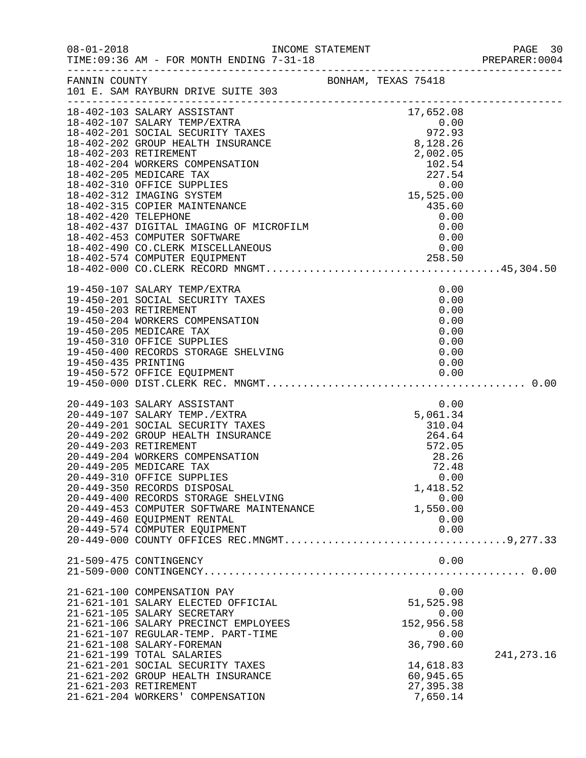FANNIN COUNTY BONHAM, TEXAS 75418
101 E. SAM RAYBURN DRIVE SUITE 303

| Account | Description | Amount | Total |
|---|---|---|---|
| 18-402-103 | SALARY ASSISTANT | 17,652.08 | |
| 18-402-107 | SALARY TEMP/EXTRA | 0.00 | |
| 18-402-201 | SOCIAL SECURITY TAXES | 972.93 | |
| 18-402-202 | GROUP HEALTH INSURANCE | 8,128.26 | |
| 18-402-203 | RETIREMENT | 2,002.05 | |
| 18-402-204 | WORKERS COMPENSATION | 102.54 | |
| 18-402-205 | MEDICARE TAX | 227.54 | |
| 18-402-310 | OFFICE SUPPLIES | 0.00 | |
| 18-402-312 | IMAGING SYSTEM | 15,525.00 | |
| 18-402-315 | COPIER MAINTENANCE | 435.60 | |
| 18-402-420 | TELEPHONE | 0.00 | |
| 18-402-437 | DIGITAL IMAGING OF MICROFILM | 0.00 | |
| 18-402-453 | COMPUTER SOFTWARE | 0.00 | |
| 18-402-490 | CO.CLERK MISCELLANEOUS | 0.00 | |
| 18-402-574 | COMPUTER EQUIPMENT | 258.50 | |
| 18-402-000 | CO.CLERK RECORD MNGMT | | 45,304.50 |
| 19-450-107 | SALARY TEMP/EXTRA | 0.00 | |
| 19-450-201 | SOCIAL SECURITY TAXES | 0.00 | |
| 19-450-203 | RETIREMENT | 0.00 | |
| 19-450-204 | WORKERS COMPENSATION | 0.00 | |
| 19-450-205 | MEDICARE TAX | 0.00 | |
| 19-450-310 | OFFICE SUPPLIES | 0.00 | |
| 19-450-400 | RECORDS STORAGE SHELVING | 0.00 | |
| 19-450-435 | PRINTING | 0.00 | |
| 19-450-572 | OFFICE EQUIPMENT | 0.00 | |
| 19-450-000 | DIST.CLERK REC. MNGMT | | 0.00 |
| 20-449-103 | SALARY ASSISTANT | 0.00 | |
| 20-449-107 | SALARY TEMP./EXTRA | 5,061.34 | |
| 20-449-201 | SOCIAL SECURITY TAXES | 310.04 | |
| 20-449-202 | GROUP HEALTH INSURANCE | 264.64 | |
| 20-449-203 | RETIREMENT | 572.05 | |
| 20-449-204 | WORKERS COMPENSATION | 28.26 | |
| 20-449-205 | MEDICARE TAX | 72.48 | |
| 20-449-310 | OFFICE SUPPLIES | 0.00 | |
| 20-449-350 | RECORDS DISPOSAL | 1,418.52 | |
| 20-449-400 | RECORDS STORAGE SHELVING | 0.00 | |
| 20-449-453 | COMPUTER SOFTWARE MAINTENANCE | 1,550.00 | |
| 20-449-460 | EQUIPMENT RENTAL | 0.00 | |
| 20-449-574 | COMPUTER EQUIPMENT | 0.00 | |
| 20-449-000 | COUNTY OFFICES REC.MNGMT | | 9,277.33 |
| 21-509-475 | CONTINGENCY | 0.00 | |
| 21-509-000 | CONTINGENCY | | 0.00 |
| 21-621-100 | COMPENSATION PAY | 0.00 | |
| 21-621-101 | SALARY ELECTED OFFICIAL | 51,525.98 | |
| 21-621-105 | SALARY SECRETARY | 0.00 | |
| 21-621-106 | SALARY PRECINCT EMPLOYEES | 152,956.58 | |
| 21-621-107 | REGULAR-TEMP. PART-TIME | 0.00 | |
| 21-621-108 | SALARY-FOREMAN | 36,790.60 | |
| 21-621-199 | TOTAL SALARIES | | 241,273.16 |
| 21-621-201 | SOCIAL SECURITY TAXES | 14,618.83 | |
| 21-621-202 | GROUP HEALTH INSURANCE | 60,945.65 | |
| 21-621-203 | RETIREMENT | 27,395.38 | |
| 21-621-204 | WORKERS' COMPENSATION | 7,650.14 | |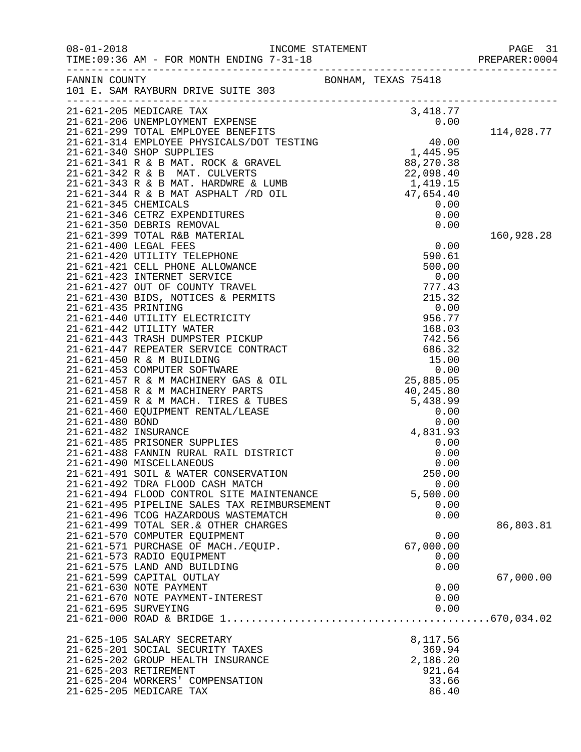FANNIN COUNTY BONHAM, TEXAS 75418
101 E. SAM RAYBURN DRIVE SUITE 303

| Account | Description | Amount | Total |
|---|---|---|---|
| 21-621-205 | MEDICARE TAX | 3,418.77 | |
| 21-621-206 | UNEMPLOYMENT EXPENSE | 0.00 | |
| 21-621-299 | TOTAL EMPLOYEE BENEFITS | | 114,028.77 |
| 21-621-314 | EMPLOYEE PHYSICALS/DOT TESTING | 40.00 | |
| 21-621-340 | SHOP SUPPLIES | 1,445.95 | |
| 21-621-341 | R & B MAT. ROCK & GRAVEL | 88,270.38 | |
| 21-621-342 | R & B MAT. CULVERTS | 22,098.40 | |
| 21-621-343 | R & B MAT. HARDWRE & LUMB | 1,419.15 | |
| 21-621-344 | R & B MAT ASPHALT /RD OIL | 47,654.40 | |
| 21-621-345 | CHEMICALS | 0.00 | |
| 21-621-346 | CETRZ EXPENDITURES | 0.00 | |
| 21-621-350 | DEBRIS REMOVAL | 0.00 | |
| 21-621-399 | TOTAL R&B MATERIAL | | 160,928.28 |
| 21-621-400 | LEGAL FEES | 0.00 | |
| 21-621-420 | UTILITY TELEPHONE | 590.61 | |
| 21-621-421 | CELL PHONE ALLOWANCE | 500.00 | |
| 21-621-423 | INTERNET SERVICE | 0.00 | |
| 21-621-427 | OUT OF COUNTY TRAVEL | 777.43 | |
| 21-621-430 | BIDS, NOTICES & PERMITS | 215.32 | |
| 21-621-435 | PRINTING | 0.00 | |
| 21-621-440 | UTILITY ELECTRICITY | 956.77 | |
| 21-621-442 | UTILITY WATER | 168.03 | |
| 21-621-443 | TRASH DUMPSTER PICKUP | 742.56 | |
| 21-621-447 | REPEATER SERVICE CONTRACT | 686.32 | |
| 21-621-450 | R & M BUILDING | 15.00 | |
| 21-621-453 | COMPUTER SOFTWARE | 0.00 | |
| 21-621-457 | R & M MACHINERY GAS & OIL | 25,885.05 | |
| 21-621-458 | R & M MACHINERY PARTS | 40,245.80 | |
| 21-621-459 | R & M MACH. TIRES & TUBES | 5,438.99 | |
| 21-621-460 | EQUIPMENT RENTAL/LEASE | 0.00 | |
| 21-621-480 | BOND | 0.00 | |
| 21-621-482 | INSURANCE | 4,831.93 | |
| 21-621-485 | PRISONER SUPPLIES | 0.00 | |
| 21-621-488 | FANNIN RURAL RAIL DISTRICT | 0.00 | |
| 21-621-490 | MISCELLANEOUS | 0.00 | |
| 21-621-491 | SOIL & WATER CONSERVATION | 250.00 | |
| 21-621-492 | TDRA FLOOD CASH MATCH | 0.00 | |
| 21-621-494 | FLOOD CONTROL SITE MAINTENANCE | 5,500.00 | |
| 21-621-495 | PIPELINE SALES TAX REIMBURSEMENT | 0.00 | |
| 21-621-496 | TCOG HAZARDOUS WASTEMATCH | 0.00 | |
| 21-621-499 | TOTAL SER.& OTHER CHARGES | | 86,803.81 |
| 21-621-570 | COMPUTER EQUIPMENT | 0.00 | |
| 21-621-571 | PURCHASE OF MACH./EQUIP. | 67,000.00 | |
| 21-621-573 | RADIO EQUIPMENT | 0.00 | |
| 21-621-575 | LAND AND BUILDING | 0.00 | |
| 21-621-599 | CAPITAL OUTLAY | | 67,000.00 |
| 21-621-630 | NOTE PAYMENT | 0.00 | |
| 21-621-670 | NOTE PAYMENT-INTEREST | 0.00 | |
| 21-621-695 | SURVEYING | 0.00 | |
| 21-621-000 | ROAD & BRIDGE 1 | | 670,034.02 |
| 21-625-105 | SALARY SECRETARY | 8,117.56 | |
| 21-625-201 | SOCIAL SECURITY TAXES | 369.94 | |
| 21-625-202 | GROUP HEALTH INSURANCE | 2,186.20 | |
| 21-625-203 | RETIREMENT | 921.64 | |
| 21-625-204 | WORKERS' COMPENSATION | 33.66 | |
| 21-625-205 | MEDICARE TAX | 86.40 | |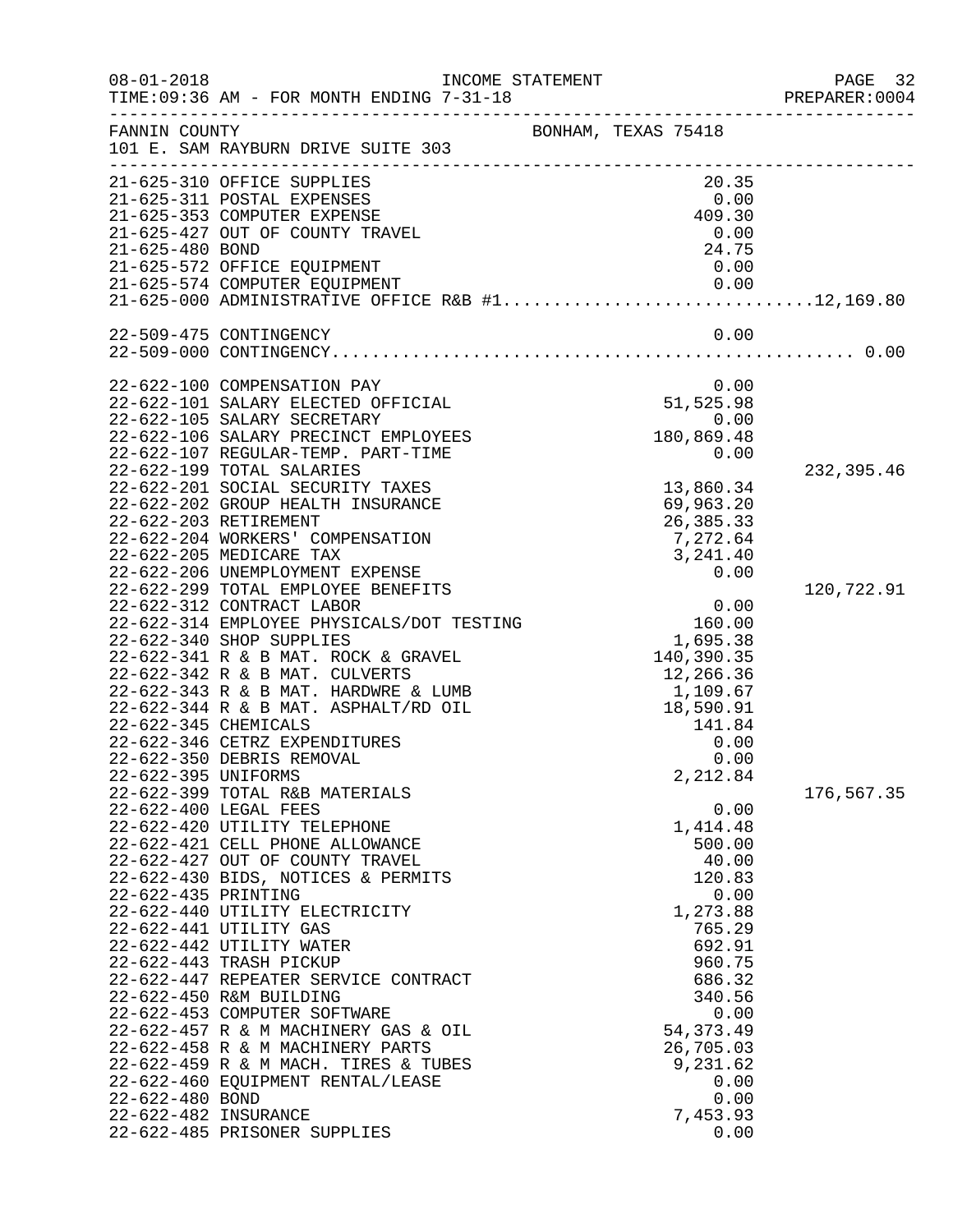FANNIN COUNTY BONHAM, TEXAS 75418
101 E. SAM RAYBURN DRIVE SUITE 303

| Account | Description | Amount | Total |
|---|---|---|---|
| 21-625-310 | OFFICE SUPPLIES | 20.35 | |
| 21-625-311 | POSTAL EXPENSES | 0.00 | |
| 21-625-353 | COMPUTER EXPENSE | 409.30 | |
| 21-625-427 | OUT OF COUNTY TRAVEL | 0.00 | |
| 21-625-480 | BOND | 24.75 | |
| 21-625-572 | OFFICE EQUIPMENT | 0.00 | |
| 21-625-574 | COMPUTER EQUIPMENT | 0.00 | |
| 21-625-000 | ADMINISTRATIVE OFFICE R&B #1 | | 12,169.80 |
| 22-509-475 | CONTINGENCY | 0.00 | |
| 22-509-000 | CONTINGENCY | | 0.00 |
| 22-622-100 | COMPENSATION PAY | 0.00 | |
| 22-622-101 | SALARY ELECTED OFFICIAL | 51,525.98 | |
| 22-622-105 | SALARY SECRETARY | 0.00 | |
| 22-622-106 | SALARY PRECINCT EMPLOYEES | 180,869.48 | |
| 22-622-107 | REGULAR-TEMP. PART-TIME | 0.00 | |
| 22-622-199 | TOTAL SALARIES | | 232,395.46 |
| 22-622-201 | SOCIAL SECURITY TAXES | 13,860.34 | |
| 22-622-202 | GROUP HEALTH INSURANCE | 69,963.20 | |
| 22-622-203 | RETIREMENT | 26,385.33 | |
| 22-622-204 | WORKERS' COMPENSATION | 7,272.64 | |
| 22-622-205 | MEDICARE TAX | 3,241.40 | |
| 22-622-206 | UNEMPLOYMENT EXPENSE | 0.00 | |
| 22-622-299 | TOTAL EMPLOYEE BENEFITS | | 120,722.91 |
| 22-622-312 | CONTRACT LABOR | 0.00 | |
| 22-622-314 | EMPLOYEE PHYSICALS/DOT TESTING | 160.00 | |
| 22-622-340 | SHOP SUPPLIES | 1,695.38 | |
| 22-622-341 | R & B MAT. ROCK & GRAVEL | 140,390.35 | |
| 22-622-342 | R & B MAT. CULVERTS | 12,266.36 | |
| 22-622-343 | R & B MAT. HARDWRE & LUMB | 1,109.67 | |
| 22-622-344 | R & B MAT. ASPHALT/RD OIL | 18,590.91 | |
| 22-622-345 | CHEMICALS | 141.84 | |
| 22-622-346 | CETRZ EXPENDITURES | 0.00 | |
| 22-622-350 | DEBRIS REMOVAL | 0.00 | |
| 22-622-395 | UNIFORMS | 2,212.84 | |
| 22-622-399 | TOTAL R&B MATERIALS | | 176,567.35 |
| 22-622-400 | LEGAL FEES | 0.00 | |
| 22-622-420 | UTILITY TELEPHONE | 1,414.48 | |
| 22-622-421 | CELL PHONE ALLOWANCE | 500.00 | |
| 22-622-427 | OUT OF COUNTY TRAVEL | 40.00 | |
| 22-622-430 | BIDS, NOTICES & PERMITS | 120.83 | |
| 22-622-435 | PRINTING | 0.00 | |
| 22-622-440 | UTILITY ELECTRICITY | 1,273.88 | |
| 22-622-441 | UTILITY GAS | 765.29 | |
| 22-622-442 | UTILITY WATER | 692.91 | |
| 22-622-443 | TRASH PICKUP | 960.75 | |
| 22-622-447 | REPEATER SERVICE CONTRACT | 686.32 | |
| 22-622-450 | R&M BUILDING | 340.56 | |
| 22-622-453 | COMPUTER SOFTWARE | 0.00 | |
| 22-622-457 | R & M MACHINERY GAS & OIL | 54,373.49 | |
| 22-622-458 | R & M MACHINERY PARTS | 26,705.03 | |
| 22-622-459 | R & M MACH. TIRES & TUBES | 9,231.62 | |
| 22-622-460 | EQUIPMENT RENTAL/LEASE | 0.00 | |
| 22-622-480 | BOND | 0.00 | |
| 22-622-482 | INSURANCE | 7,453.93 | |
| 22-622-485 | PRISONER SUPPLIES | 0.00 | |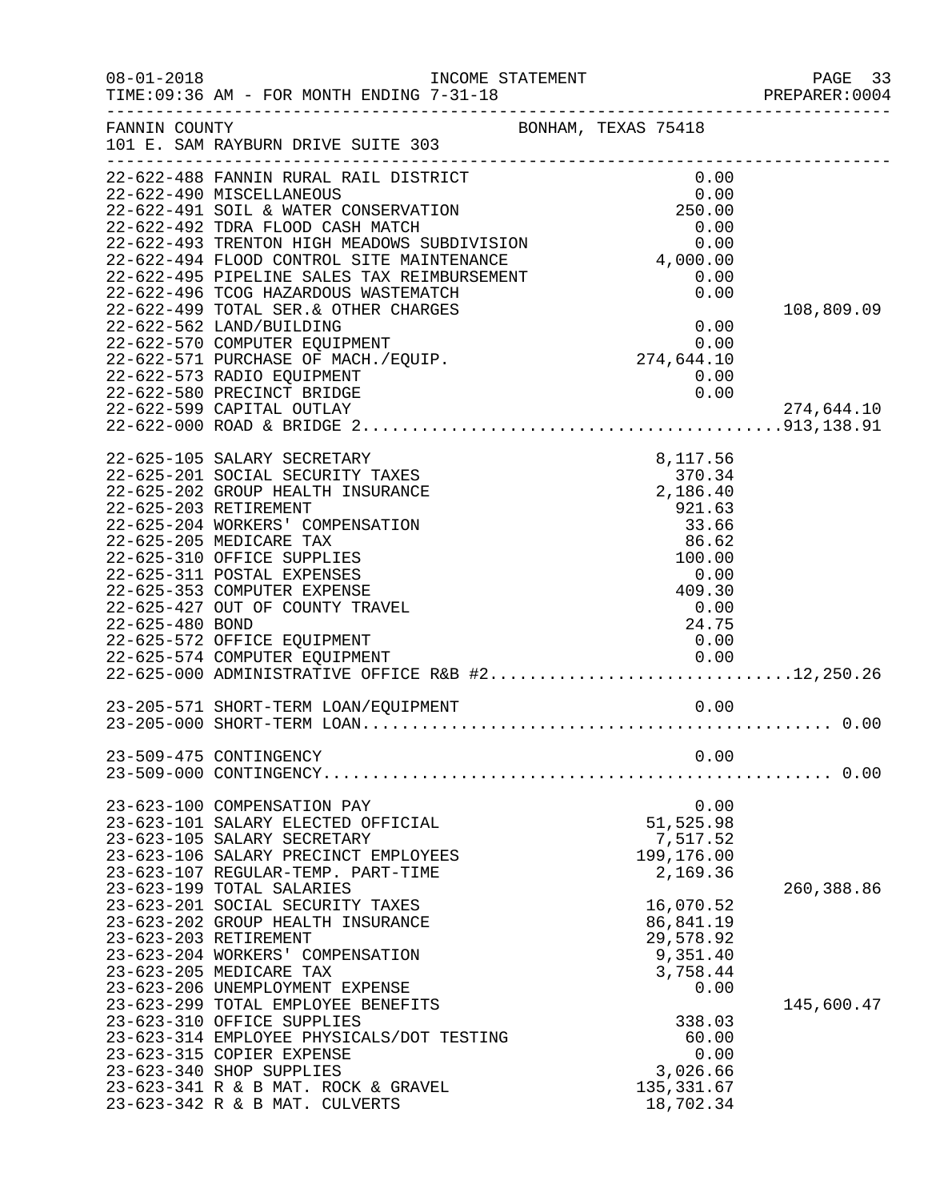FANNIN COUNTY BONHAM, TEXAS 75418
101 E. SAM RAYBURN DRIVE SUITE 303

| Account | Description | Amount | Total |
|---|---|---|---|
| 22-622-488 | FANNIN RURAL RAIL DISTRICT | 0.00 | |
| 22-622-490 | MISCELLANEOUS | 0.00 | |
| 22-622-491 | SOIL & WATER CONSERVATION | 250.00 | |
| 22-622-492 | TDRA FLOOD CASH MATCH | 0.00 | |
| 22-622-493 | TRENTON HIGH MEADOWS SUBDIVISION | 0.00 | |
| 22-622-494 | FLOOD CONTROL SITE MAINTENANCE | 4,000.00 | |
| 22-622-495 | PIPELINE SALES TAX REIMBURSEMENT | 0.00 | |
| 22-622-496 | TCOG HAZARDOUS WASTEMATCH | 0.00 | |
| 22-622-499 | TOTAL SER.& OTHER CHARGES | | 108,809.09 |
| 22-622-562 | LAND/BUILDING | 0.00 | |
| 22-622-570 | COMPUTER EQUIPMENT | 0.00 | |
| 22-622-571 | PURCHASE OF MACH./EQUIP. | 274,644.10 | |
| 22-622-573 | RADIO EQUIPMENT | 0.00 | |
| 22-622-580 | PRECINCT BRIDGE | 0.00 | |
| 22-622-599 | CAPITAL OUTLAY | | 274,644.10 |
| 22-622-000 | ROAD & BRIDGE 2 | | 913,138.91 |
| 22-625-105 | SALARY SECRETARY | 8,117.56 | |
| 22-625-201 | SOCIAL SECURITY TAXES | 370.34 | |
| 22-625-202 | GROUP HEALTH INSURANCE | 2,186.40 | |
| 22-625-203 | RETIREMENT | 921.63 | |
| 22-625-204 | WORKERS' COMPENSATION | 33.66 | |
| 22-625-205 | MEDICARE TAX | 86.62 | |
| 22-625-310 | OFFICE SUPPLIES | 100.00 | |
| 22-625-311 | POSTAL EXPENSES | 0.00 | |
| 22-625-353 | COMPUTER EXPENSE | 409.30 | |
| 22-625-427 | OUT OF COUNTY TRAVEL | 0.00 | |
| 22-625-480 | BOND | 24.75 | |
| 22-625-572 | OFFICE EQUIPMENT | 0.00 | |
| 22-625-574 | COMPUTER EQUIPMENT | 0.00 | |
| 22-625-000 | ADMINISTRATIVE OFFICE R&B #2 | | 12,250.26 |
| 23-205-571 | SHORT-TERM LOAN/EQUIPMENT | 0.00 | |
| 23-205-000 | SHORT-TERM LOAN | | 0.00 |
| 23-509-475 | CONTINGENCY | 0.00 | |
| 23-509-000 | CONTINGENCY | | 0.00 |
| 23-623-100 | COMPENSATION PAY | 0.00 | |
| 23-623-101 | SALARY ELECTED OFFICIAL | 51,525.98 | |
| 23-623-105 | SALARY SECRETARY | 7,517.52 | |
| 23-623-106 | SALARY PRECINCT EMPLOYEES | 199,176.00 | |
| 23-623-107 | REGULAR-TEMP. PART-TIME | 2,169.36 | |
| 23-623-199 | TOTAL SALARIES | | 260,388.86 |
| 23-623-201 | SOCIAL SECURITY TAXES | 16,070.52 | |
| 23-623-202 | GROUP HEALTH INSURANCE | 86,841.19 | |
| 23-623-203 | RETIREMENT | 29,578.92 | |
| 23-623-204 | WORKERS' COMPENSATION | 9,351.40 | |
| 23-623-205 | MEDICARE TAX | 3,758.44 | |
| 23-623-206 | UNEMPLOYMENT EXPENSE | 0.00 | |
| 23-623-299 | TOTAL EMPLOYEE BENEFITS | | 145,600.47 |
| 23-623-310 | OFFICE SUPPLIES | 338.03 | |
| 23-623-314 | EMPLOYEE PHYSICALS/DOT TESTING | 60.00 | |
| 23-623-315 | COPIER EXPENSE | 0.00 | |
| 23-623-340 | SHOP SUPPLIES | 3,026.66 | |
| 23-623-341 | R & B MAT. ROCK & GRAVEL | 135,331.67 | |
| 23-623-342 | R & B MAT. CULVERTS | 18,702.34 | |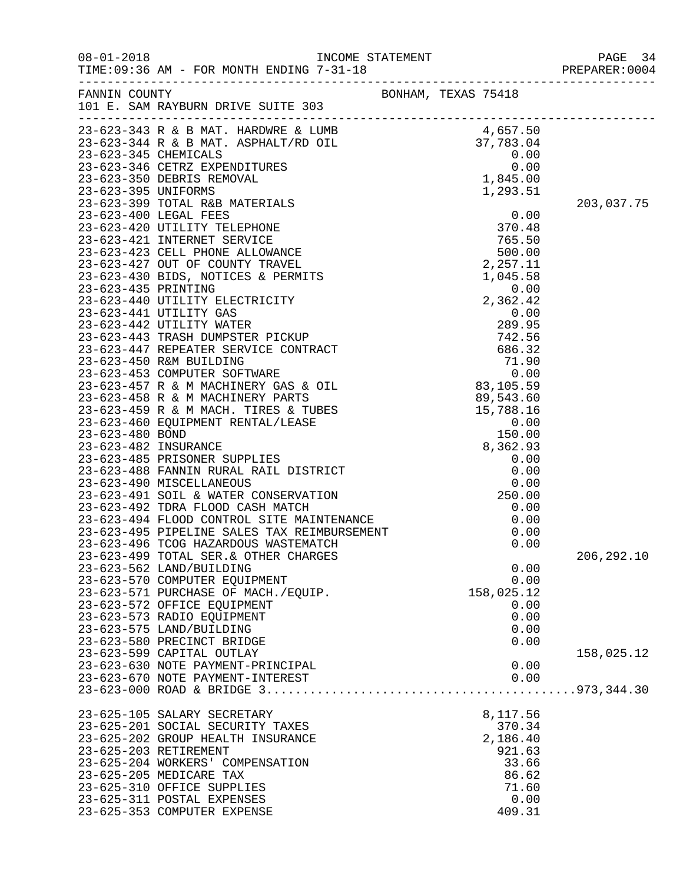FANNIN COUNTY BONHAM, TEXAS 75418
101 E. SAM RAYBURN DRIVE SUITE 303

| Account | Description | Amount | Total |
|---|---|---|---|
| 23-623-343 | R & B MAT. HARDWRE & LUMB | 4,657.50 | |
| 23-623-344 | R & B MAT. ASPHALT/RD OIL | 37,783.04 | |
| 23-623-345 | CHEMICALS | 0.00 | |
| 23-623-346 | CETRZ EXPENDITURES | 0.00 | |
| 23-623-350 | DEBRIS REMOVAL | 1,845.00 | |
| 23-623-395 | UNIFORMS | 1,293.51 | |
| 23-623-399 | TOTAL R&B MATERIALS | | 203,037.75 |
| 23-623-400 | LEGAL FEES | 0.00 | |
| 23-623-420 | UTILITY TELEPHONE | 370.48 | |
| 23-623-421 | INTERNET SERVICE | 765.50 | |
| 23-623-423 | CELL PHONE ALLOWANCE | 500.00 | |
| 23-623-427 | OUT OF COUNTY TRAVEL | 2,257.11 | |
| 23-623-430 | BIDS, NOTICES & PERMITS | 1,045.58 | |
| 23-623-435 | PRINTING | 0.00 | |
| 23-623-440 | UTILITY ELECTRICITY | 2,362.42 | |
| 23-623-441 | UTILITY GAS | 0.00 | |
| 23-623-442 | UTILITY WATER | 289.95 | |
| 23-623-443 | TRASH DUMPSTER PICKUP | 742.56 | |
| 23-623-447 | REPEATER SERVICE CONTRACT | 686.32 | |
| 23-623-450 | R&M BUILDING | 71.90 | |
| 23-623-453 | COMPUTER SOFTWARE | 0.00 | |
| 23-623-457 | R & M MACHINERY GAS & OIL | 83,105.59 | |
| 23-623-458 | R & M MACHINERY PARTS | 89,543.60 | |
| 23-623-459 | R & M MACH. TIRES & TUBES | 15,788.16 | |
| 23-623-460 | EQUIPMENT RENTAL/LEASE | 0.00 | |
| 23-623-480 | BOND | 150.00 | |
| 23-623-482 | INSURANCE | 8,362.93 | |
| 23-623-485 | PRISONER SUPPLIES | 0.00 | |
| 23-623-488 | FANNIN RURAL RAIL DISTRICT | 0.00 | |
| 23-623-490 | MISCELLANEOUS | 0.00 | |
| 23-623-491 | SOIL & WATER CONSERVATION | 250.00 | |
| 23-623-492 | TDRA FLOOD CASH MATCH | 0.00 | |
| 23-623-494 | FLOOD CONTROL SITE MAINTENANCE | 0.00 | |
| 23-623-495 | PIPELINE SALES TAX REIMBURSEMENT | 0.00 | |
| 23-623-496 | TCOG HAZARDOUS WASTEMATCH | 0.00 | |
| 23-623-499 | TOTAL SER.& OTHER CHARGES | | 206,292.10 |
| 23-623-562 | LAND/BUILDING | 0.00 | |
| 23-623-570 | COMPUTER EQUIPMENT | 0.00 | |
| 23-623-571 | PURCHASE OF MACH./EQUIP. | 158,025.12 | |
| 23-623-572 | OFFICE EQUIPMENT | 0.00 | |
| 23-623-573 | RADIO EQUIPMENT | 0.00 | |
| 23-623-575 | LAND/BUILDING | 0.00 | |
| 23-623-580 | PRECINCT BRIDGE | 0.00 | |
| 23-623-599 | CAPITAL OUTLAY | | 158,025.12 |
| 23-623-630 | NOTE PAYMENT-PRINCIPAL | 0.00 | |
| 23-623-670 | NOTE PAYMENT-INTEREST | 0.00 | |
| 23-623-000 | ROAD & BRIDGE 3 | | 973,344.30 |
| 23-625-105 | SALARY SECRETARY | 8,117.56 | |
| 23-625-201 | SOCIAL SECURITY TAXES | 370.34 | |
| 23-625-202 | GROUP HEALTH INSURANCE | 2,186.40 | |
| 23-625-203 | RETIREMENT | 921.63 | |
| 23-625-204 | WORKERS' COMPENSATION | 33.66 | |
| 23-625-205 | MEDICARE TAX | 86.62 | |
| 23-625-310 | OFFICE SUPPLIES | 71.60 | |
| 23-625-311 | POSTAL EXPENSES | 0.00 | |
| 23-625-353 | COMPUTER EXPENSE | 409.31 | |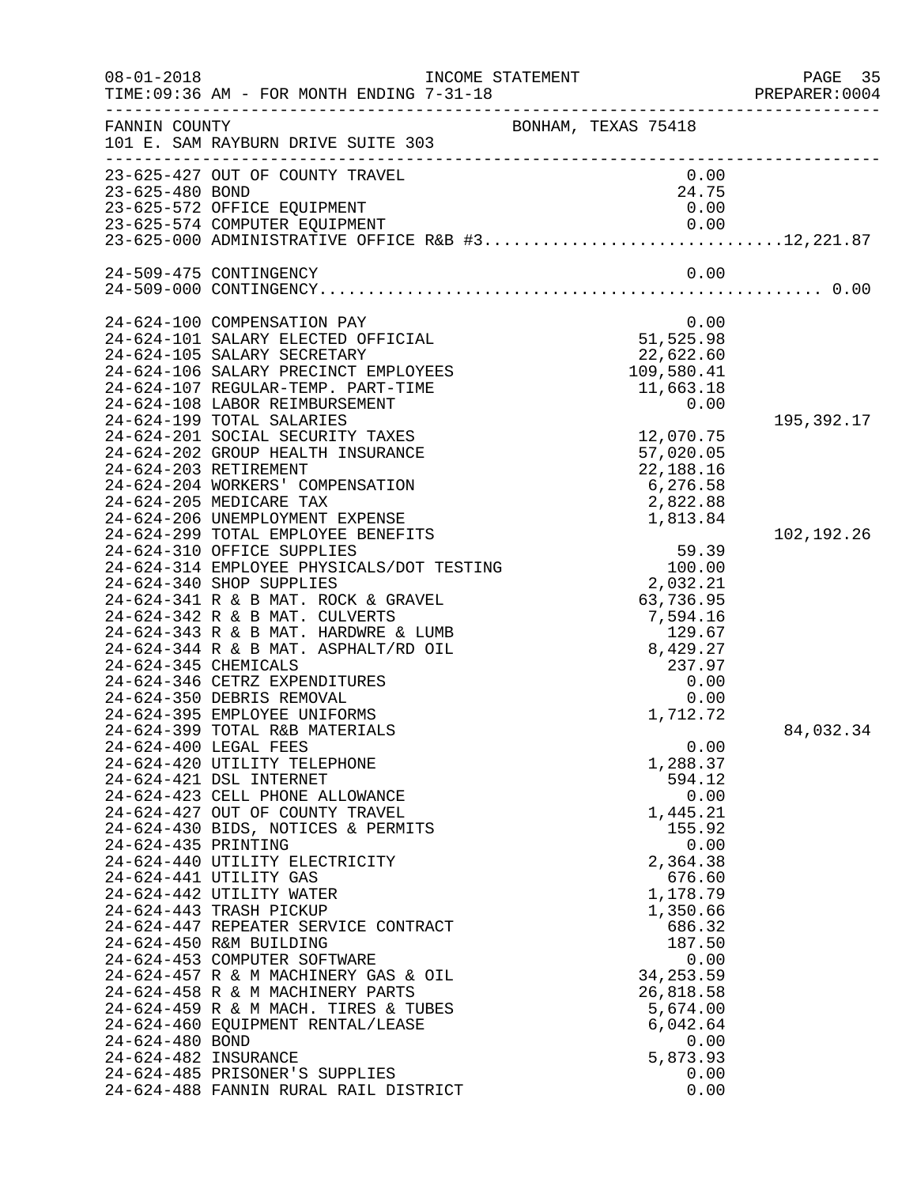FANNIN COUNTY BONHAM, TEXAS 75418
101 E. SAM RAYBURN DRIVE SUITE 303

| Account | Description | Amount | Total |
|---|---|---|---|
| 23-625-427 | OUT OF COUNTY TRAVEL | 0.00 | |
| 23-625-480 | BOND | 24.75 | |
| 23-625-572 | OFFICE EQUIPMENT | 0.00 | |
| 23-625-574 | COMPUTER EQUIPMENT | 0.00 | |
| 23-625-000 | ADMINISTRATIVE OFFICE R&B #3 | | 12,221.87 |
| 24-509-475 | CONTINGENCY | 0.00 | |
| 24-509-000 | CONTINGENCY | | 0.00 |
| 24-624-100 | COMPENSATION PAY | 0.00 | |
| 24-624-101 | SALARY ELECTED OFFICIAL | 51,525.98 | |
| 24-624-105 | SALARY SECRETARY | 22,622.60 | |
| 24-624-106 | SALARY PRECINCT EMPLOYEES | 109,580.41 | |
| 24-624-107 | REGULAR-TEMP. PART-TIME | 11,663.18 | |
| 24-624-108 | LABOR REIMBURSEMENT | 0.00 | |
| 24-624-199 | TOTAL SALARIES | | 195,392.17 |
| 24-624-201 | SOCIAL SECURITY TAXES | 12,070.75 | |
| 24-624-202 | GROUP HEALTH INSURANCE | 57,020.05 | |
| 24-624-203 | RETIREMENT | 22,188.16 | |
| 24-624-204 | WORKERS' COMPENSATION | 6,276.58 | |
| 24-624-205 | MEDICARE TAX | 2,822.88 | |
| 24-624-206 | UNEMPLOYMENT EXPENSE | 1,813.84 | |
| 24-624-299 | TOTAL EMPLOYEE BENEFITS | | 102,192.26 |
| 24-624-310 | OFFICE SUPPLIES | 59.39 | |
| 24-624-314 | EMPLOYEE PHYSICALS/DOT TESTING | 100.00 | |
| 24-624-340 | SHOP SUPPLIES | 2,032.21 | |
| 24-624-341 | R & B MAT. ROCK & GRAVEL | 63,736.95 | |
| 24-624-342 | R & B MAT. CULVERTS | 7,594.16 | |
| 24-624-343 | R & B MAT. HARDWRE & LUMB | 129.67 | |
| 24-624-344 | R & B MAT. ASPHALT/RD OIL | 8,429.27 | |
| 24-624-345 | CHEMICALS | 237.97 | |
| 24-624-346 | CETRZ EXPENDITURES | 0.00 | |
| 24-624-350 | DEBRIS REMOVAL | 0.00 | |
| 24-624-395 | EMPLOYEE UNIFORMS | 1,712.72 | |
| 24-624-399 | TOTAL R&B MATERIALS | | 84,032.34 |
| 24-624-400 | LEGAL FEES | 0.00 | |
| 24-624-420 | UTILITY TELEPHONE | 1,288.37 | |
| 24-624-421 | DSL INTERNET | 594.12 | |
| 24-624-423 | CELL PHONE ALLOWANCE | 0.00 | |
| 24-624-427 | OUT OF COUNTY TRAVEL | 1,445.21 | |
| 24-624-430 | BIDS, NOTICES & PERMITS | 155.92 | |
| 24-624-435 | PRINTING | 0.00 | |
| 24-624-440 | UTILITY ELECTRICITY | 2,364.38 | |
| 24-624-441 | UTILITY GAS | 676.60 | |
| 24-624-442 | UTILITY WATER | 1,178.79 | |
| 24-624-443 | TRASH PICKUP | 1,350.66 | |
| 24-624-447 | REPEATER SERVICE CONTRACT | 686.32 | |
| 24-624-450 | R&M BUILDING | 187.50 | |
| 24-624-453 | COMPUTER SOFTWARE | 0.00 | |
| 24-624-457 | R & M MACHINERY GAS & OIL | 34,253.59 | |
| 24-624-458 | R & M MACHINERY PARTS | 26,818.58 | |
| 24-624-459 | R & M MACH. TIRES & TUBES | 5,674.00 | |
| 24-624-460 | EQUIPMENT RENTAL/LEASE | 6,042.64 | |
| 24-624-480 | BOND | 0.00 | |
| 24-624-482 | INSURANCE | 5,873.93 | |
| 24-624-485 | PRISONER'S SUPPLIES | 0.00 | |
| 24-624-488 | FANNIN RURAL RAIL DISTRICT | 0.00 | |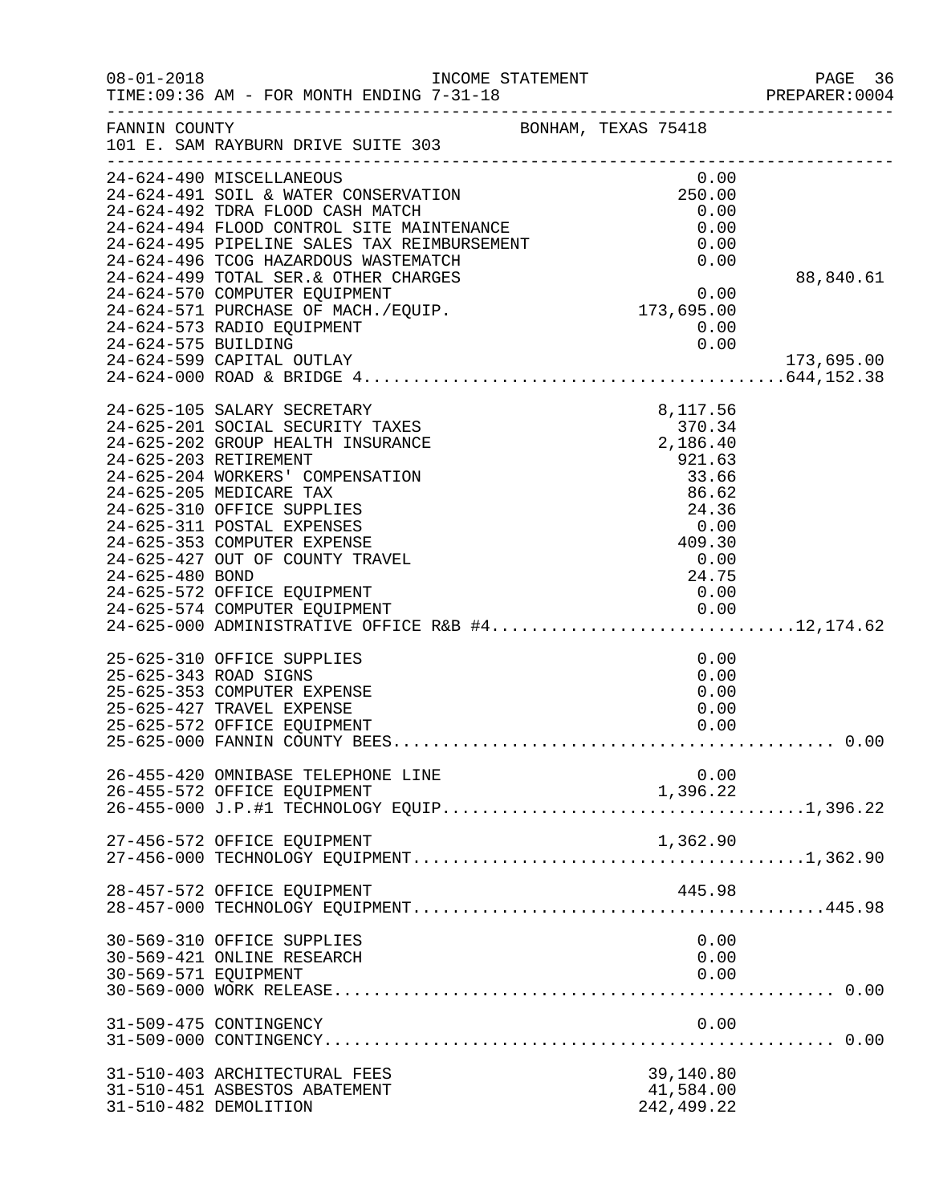FANNIN COUNTY — BONHAM, TEXAS 75418
101 E. SAM RAYBURN DRIVE SUITE 303

INCOME STATEMENT
TIME:09:36 AM - FOR MONTH ENDING 7-31-18

| Account | Description | Amount | Total |
|---|---|---|---|
| 24-624-490 | MISCELLANEOUS | 0.00 | |
| 24-624-491 | SOIL & WATER CONSERVATION | 250.00 | |
| 24-624-492 | TDRA FLOOD CASH MATCH | 0.00 | |
| 24-624-494 | FLOOD CONTROL SITE MAINTENANCE | 0.00 | |
| 24-624-495 | PIPELINE SALES TAX REIMBURSEMENT | 0.00 | |
| 24-624-496 | TCOG HAZARDOUS WASTEMATCH | 0.00 | |
| 24-624-499 | TOTAL SER.& OTHER CHARGES | | 88,840.61 |
| 24-624-570 | COMPUTER EQUIPMENT | 0.00 | |
| 24-624-571 | PURCHASE OF MACH./EQUIP. | 173,695.00 | |
| 24-624-573 | RADIO EQUIPMENT | 0.00 | |
| 24-624-575 | BUILDING | 0.00 | |
| 24-624-599 | CAPITAL OUTLAY | | 173,695.00 |
| 24-624-000 | ROAD & BRIDGE 4 | | 644,152.38 |
| 24-625-105 | SALARY SECRETARY | 8,117.56 | |
| 24-625-201 | SOCIAL SECURITY TAXES | 370.34 | |
| 24-625-202 | GROUP HEALTH INSURANCE | 2,186.40 | |
| 24-625-203 | RETIREMENT | 921.63 | |
| 24-625-204 | WORKERS' COMPENSATION | 33.66 | |
| 24-625-205 | MEDICARE TAX | 86.62 | |
| 24-625-310 | OFFICE SUPPLIES | 24.36 | |
| 24-625-311 | POSTAL EXPENSES | 0.00 | |
| 24-625-353 | COMPUTER EXPENSE | 409.30 | |
| 24-625-427 | OUT OF COUNTY TRAVEL | 0.00 | |
| 24-625-480 | BOND | 24.75 | |
| 24-625-572 | OFFICE EQUIPMENT | 0.00 | |
| 24-625-574 | COMPUTER EQUIPMENT | 0.00 | |
| 24-625-000 | ADMINISTRATIVE OFFICE R&B #4 | | 12,174.62 |
| 25-625-310 | OFFICE SUPPLIES | 0.00 | |
| 25-625-343 | ROAD SIGNS | 0.00 | |
| 25-625-353 | COMPUTER EXPENSE | 0.00 | |
| 25-625-427 | TRAVEL EXPENSE | 0.00 | |
| 25-625-572 | OFFICE EQUIPMENT | 0.00 | |
| 25-625-000 | FANNIN COUNTY BEES | | 0.00 |
| 26-455-420 | OMNIBASE TELEPHONE LINE | 0.00 | |
| 26-455-572 | OFFICE EQUIPMENT | 1,396.22 | |
| 26-455-000 | J.P.#1 TECHNOLOGY EQUIP | | 1,396.22 |
| 27-456-572 | OFFICE EQUIPMENT | 1,362.90 | |
| 27-456-000 | TECHNOLOGY EQUIPMENT | | 1,362.90 |
| 28-457-572 | OFFICE EQUIPMENT | 445.98 | |
| 28-457-000 | TECHNOLOGY EQUIPMENT | | 445.98 |
| 30-569-310 | OFFICE SUPPLIES | 0.00 | |
| 30-569-421 | ONLINE RESEARCH | 0.00 | |
| 30-569-571 | EQUIPMENT | 0.00 | |
| 30-569-000 | WORK RELEASE | | 0.00 |
| 31-509-475 | CONTINGENCY | 0.00 | |
| 31-509-000 | CONTINGENCY | | 0.00 |
| 31-510-403 | ARCHITECTURAL FEES | 39,140.80 | |
| 31-510-451 | ASBESTOS ABATEMENT | 41,584.00 | |
| 31-510-482 | DEMOLITION | 242,499.22 | |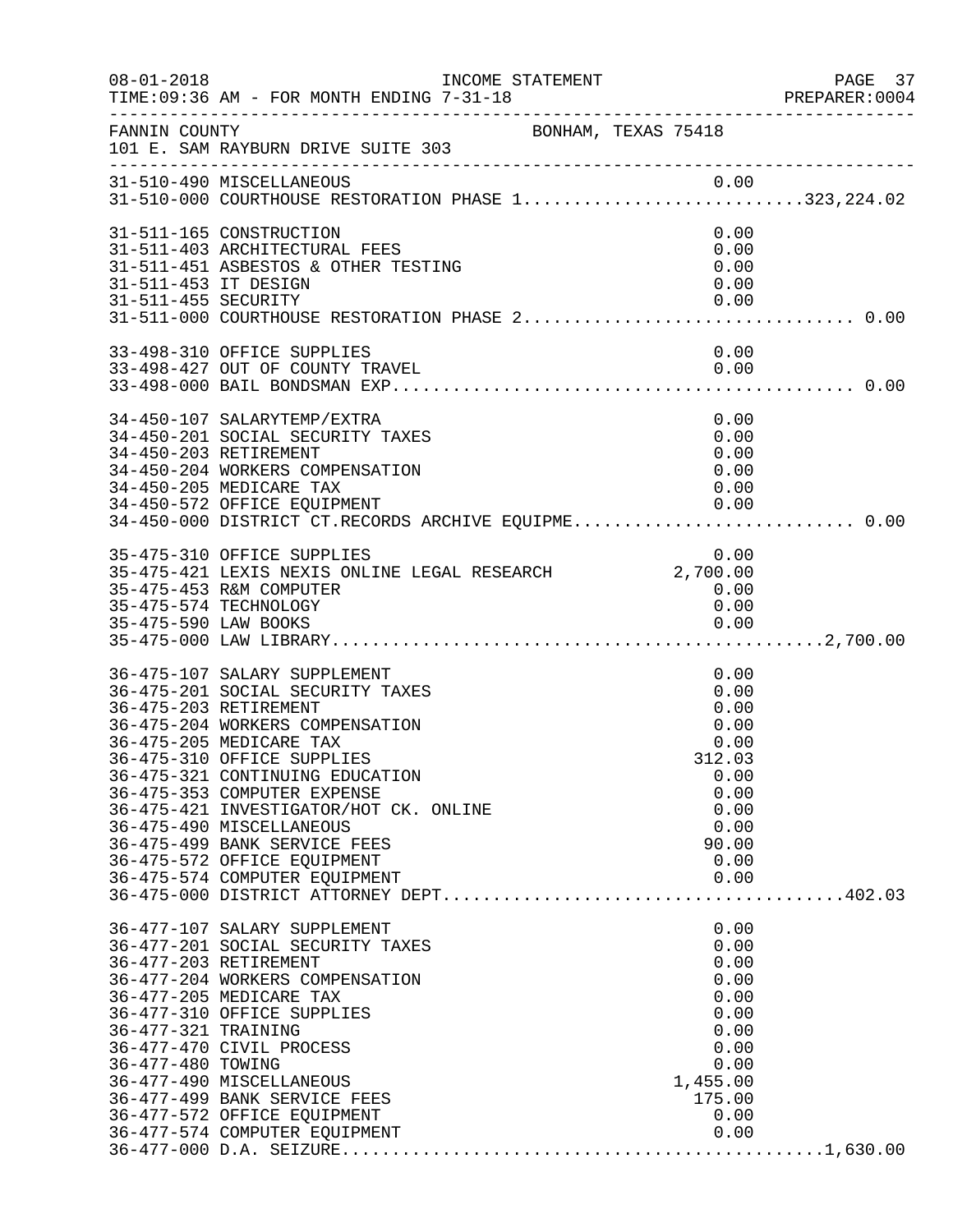FANNIN COUNTY BONHAM, TEXAS 75418
101 E. SAM RAYBURN DRIVE SUITE 303

INCOME STATEMENT
TIME:09:36 AM - FOR MONTH ENDING 7-31-18

| Account | Description | Amount | Total |
|---|---|---|---|
| 31-510-490 | MISCELLANEOUS | 0.00 | |
| 31-510-000 | COURTHOUSE RESTORATION PHASE 1 | | 323,224.02 |
| 31-511-165 | CONSTRUCTION | 0.00 | |
| 31-511-403 | ARCHITECTURAL FEES | 0.00 | |
| 31-511-451 | ASBESTOS & OTHER TESTING | 0.00 | |
| 31-511-453 | IT DESIGN | 0.00 | |
| 31-511-455 | SECURITY | 0.00 | |
| 31-511-000 | COURTHOUSE RESTORATION PHASE 2 | | 0.00 |
| 33-498-310 | OFFICE SUPPLIES | 0.00 | |
| 33-498-427 | OUT OF COUNTY TRAVEL | 0.00 | |
| 33-498-000 | BAIL BONDSMAN EXP | | 0.00 |
| 34-450-107 | SALARYTEMP/EXTRA | 0.00 | |
| 34-450-201 | SOCIAL SECURITY TAXES | 0.00 | |
| 34-450-203 | RETIREMENT | 0.00 | |
| 34-450-204 | WORKERS COMPENSATION | 0.00 | |
| 34-450-205 | MEDICARE TAX | 0.00 | |
| 34-450-572 | OFFICE EQUIPMENT | 0.00 | |
| 34-450-000 | DISTRICT CT.RECORDS ARCHIVE EQUIPME | | 0.00 |
| 35-475-310 | OFFICE SUPPLIES | 0.00 | |
| 35-475-421 | LEXIS NEXIS ONLINE LEGAL RESEARCH | 2,700.00 | |
| 35-475-453 | R&M COMPUTER | 0.00 | |
| 35-475-574 | TECHNOLOGY | 0.00 | |
| 35-475-590 | LAW BOOKS | 0.00 | |
| 35-475-000 | LAW LIBRARY | | 2,700.00 |
| 36-475-107 | SALARY SUPPLEMENT | 0.00 | |
| 36-475-201 | SOCIAL SECURITY TAXES | 0.00 | |
| 36-475-203 | RETIREMENT | 0.00 | |
| 36-475-204 | WORKERS COMPENSATION | 0.00 | |
| 36-475-205 | MEDICARE TAX | 0.00 | |
| 36-475-310 | OFFICE SUPPLIES | 312.03 | |
| 36-475-321 | CONTINUING EDUCATION | 0.00 | |
| 36-475-353 | COMPUTER EXPENSE | 0.00 | |
| 36-475-421 | INVESTIGATOR/HOT CK. ONLINE | 0.00 | |
| 36-475-490 | MISCELLANEOUS | 0.00 | |
| 36-475-499 | BANK SERVICE FEES | 90.00 | |
| 36-475-572 | OFFICE EQUIPMENT | 0.00 | |
| 36-475-574 | COMPUTER EQUIPMENT | 0.00 | |
| 36-475-000 | DISTRICT ATTORNEY DEPT | | 402.03 |
| 36-477-107 | SALARY SUPPLEMENT | 0.00 | |
| 36-477-201 | SOCIAL SECURITY TAXES | 0.00 | |
| 36-477-203 | RETIREMENT | 0.00 | |
| 36-477-204 | WORKERS COMPENSATION | 0.00 | |
| 36-477-205 | MEDICARE TAX | 0.00 | |
| 36-477-310 | OFFICE SUPPLIES | 0.00 | |
| 36-477-321 | TRAINING | 0.00 | |
| 36-477-470 | CIVIL PROCESS | 0.00 | |
| 36-477-480 | TOWING | 0.00 | |
| 36-477-490 | MISCELLANEOUS | 1,455.00 | |
| 36-477-499 | BANK SERVICE FEES | 175.00 | |
| 36-477-572 | OFFICE EQUIPMENT | 0.00 | |
| 36-477-574 | COMPUTER EQUIPMENT | 0.00 | |
| 36-477-000 | D.A. SEIZURE | | 1,630.00 |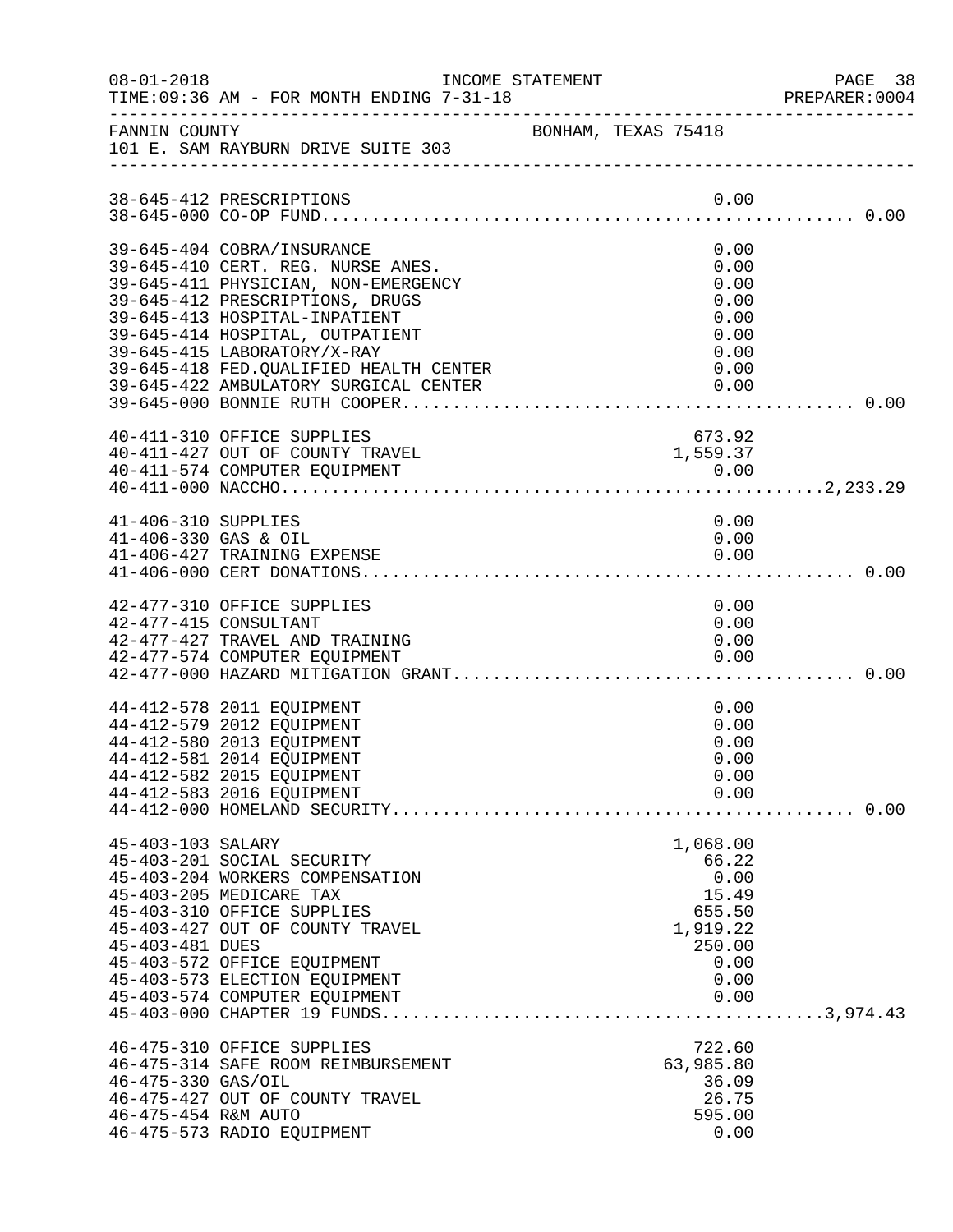FANNIN COUNTY BONHAM, TEXAS 75418
101 E. SAM RAYBURN DRIVE SUITE 303

| Account | Description | Amount | Total |
|---|---|---|---|
| 38-645-412 | PRESCRIPTIONS | 0.00 | |
| 38-645-000 | CO-OP FUND | | 0.00 |
| 39-645-404 | COBRA/INSURANCE | 0.00 | |
| 39-645-410 | CERT. REG. NURSE ANES. | 0.00 | |
| 39-645-411 | PHYSICIAN, NON-EMERGENCY | 0.00 | |
| 39-645-412 | PRESCRIPTIONS, DRUGS | 0.00 | |
| 39-645-413 | HOSPITAL-INPATIENT | 0.00 | |
| 39-645-414 | HOSPITAL, OUTPATIENT | 0.00 | |
| 39-645-415 | LABORATORY/X-RAY | 0.00 | |
| 39-645-418 | FED.QUALIFIED HEALTH CENTER | 0.00 | |
| 39-645-422 | AMBULATORY SURGICAL CENTER | 0.00 | |
| 39-645-000 | BONNIE RUTH COOPER | | 0.00 |
| 40-411-310 | OFFICE SUPPLIES | 673.92 | |
| 40-411-427 | OUT OF COUNTY TRAVEL | 1,559.37 | |
| 40-411-574 | COMPUTER EQUIPMENT | 0.00 | |
| 40-411-000 | NACCHO | | 2,233.29 |
| 41-406-310 | SUPPLIES | 0.00 | |
| 41-406-330 | GAS & OIL | 0.00 | |
| 41-406-427 | TRAINING EXPENSE | 0.00 | |
| 41-406-000 | CERT DONATIONS | | 0.00 |
| 42-477-310 | OFFICE SUPPLIES | 0.00 | |
| 42-477-415 | CONSULTANT | 0.00 | |
| 42-477-427 | TRAVEL AND TRAINING | 0.00 | |
| 42-477-574 | COMPUTER EQUIPMENT | 0.00 | |
| 42-477-000 | HAZARD MITIGATION GRANT | | 0.00 |
| 44-412-578 | 2011 EQUIPMENT | 0.00 | |
| 44-412-579 | 2012 EQUIPMENT | 0.00 | |
| 44-412-580 | 2013 EQUIPMENT | 0.00 | |
| 44-412-581 | 2014 EQUIPMENT | 0.00 | |
| 44-412-582 | 2015 EQUIPMENT | 0.00 | |
| 44-412-583 | 2016 EQUIPMENT | 0.00 | |
| 44-412-000 | HOMELAND SECURITY | | 0.00 |
| 45-403-103 | SALARY | 1,068.00 | |
| 45-403-201 | SOCIAL SECURITY | 66.22 | |
| 45-403-204 | WORKERS COMPENSATION | 0.00 | |
| 45-403-205 | MEDICARE TAX | 15.49 | |
| 45-403-310 | OFFICE SUPPLIES | 655.50 | |
| 45-403-427 | OUT OF COUNTY TRAVEL | 1,919.22 | |
| 45-403-481 | DUES | 250.00 | |
| 45-403-572 | OFFICE EQUIPMENT | 0.00 | |
| 45-403-573 | ELECTION EQUIPMENT | 0.00 | |
| 45-403-574 | COMPUTER EQUIPMENT | 0.00 | |
| 45-403-000 | CHAPTER 19 FUNDS | | 3,974.43 |
| 46-475-310 | OFFICE SUPPLIES | 722.60 | |
| 46-475-314 | SAFE ROOM REIMBURSEMENT | 63,985.80 | |
| 46-475-330 | GAS/OIL | 36.09 | |
| 46-475-427 | OUT OF COUNTY TRAVEL | 26.75 | |
| 46-475-454 | R&M AUTO | 595.00 | |
| 46-475-573 | RADIO EQUIPMENT | 0.00 | |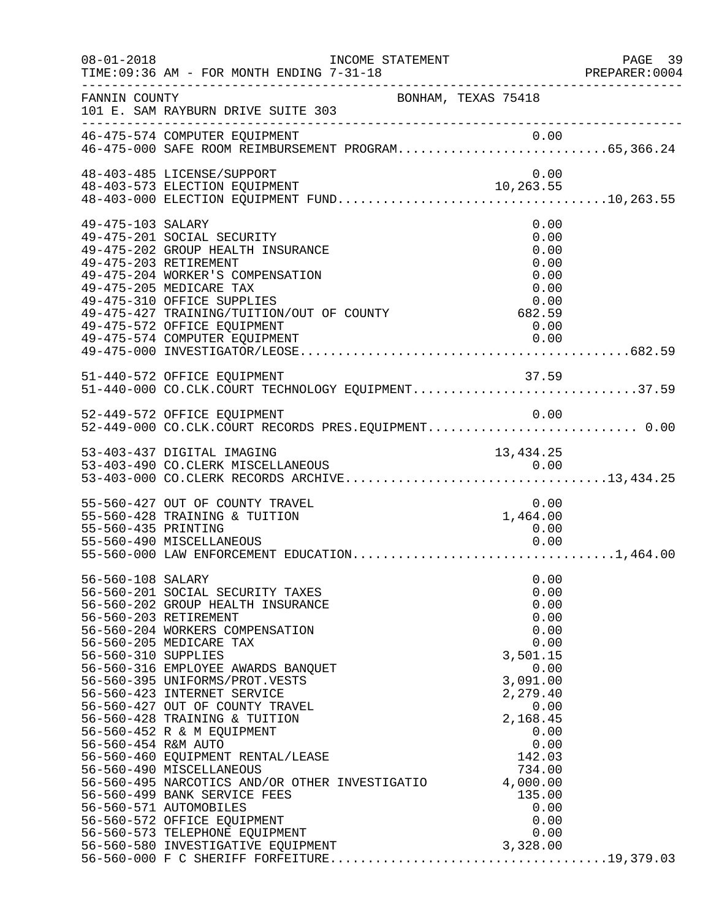FANNIN COUNTY BONHAM, TEXAS 75418
101 E. SAM RAYBURN DRIVE SUITE 303

| Account | Description | Amount | Total |
|---|---|---|---|
| 46-475-574 | COMPUTER EQUIPMENT | 0.00 | |
| 46-475-000 | SAFE ROOM REIMBURSEMENT PROGRAM | | 65,366.24 |
| 48-403-485 | LICENSE/SUPPORT | 0.00 | |
| 48-403-573 | ELECTION EQUIPMENT | 10,263.55 | |
| 48-403-000 | ELECTION EQUIPMENT FUND | | 10,263.55 |
| 49-475-103 | SALARY | 0.00 | |
| 49-475-201 | SOCIAL SECURITY | 0.00 | |
| 49-475-202 | GROUP HEALTH INSURANCE | 0.00 | |
| 49-475-203 | RETIREMENT | 0.00 | |
| 49-475-204 | WORKER'S COMPENSATION | 0.00 | |
| 49-475-205 | MEDICARE TAX | 0.00 | |
| 49-475-310 | OFFICE SUPPLIES | 0.00 | |
| 49-475-427 | TRAINING/TUITION/OUT OF COUNTY | 682.59 | |
| 49-475-572 | OFFICE EQUIPMENT | 0.00 | |
| 49-475-574 | COMPUTER EQUIPMENT | 0.00 | |
| 49-475-000 | INVESTIGATOR/LEOSE | | 682.59 |
| 51-440-572 | OFFICE EQUIPMENT | 37.59 | |
| 51-440-000 | CO.CLK.COURT TECHNOLOGY EQUIPMENT | | 37.59 |
| 52-449-572 | OFFICE EQUIPMENT | 0.00 | |
| 52-449-000 | CO.CLK.COURT RECORDS PRES.EQUIPMENT | | 0.00 |
| 53-403-437 | DIGITAL IMAGING | 13,434.25 | |
| 53-403-490 | CO.CLERK MISCELLANEOUS | 0.00 | |
| 53-403-000 | CO.CLERK RECORDS ARCHIVE | | 13,434.25 |
| 55-560-427 | OUT OF COUNTY TRAVEL | 0.00 | |
| 55-560-428 | TRAINING & TUITION | 1,464.00 | |
| 55-560-435 | PRINTING | 0.00 | |
| 55-560-490 | MISCELLANEOUS | 0.00 | |
| 55-560-000 | LAW ENFORCEMENT EDUCATION | | 1,464.00 |
| 56-560-108 | SALARY | 0.00 | |
| 56-560-201 | SOCIAL SECURITY TAXES | 0.00 | |
| 56-560-202 | GROUP HEALTH INSURANCE | 0.00 | |
| 56-560-203 | RETIREMENT | 0.00 | |
| 56-560-204 | WORKERS COMPENSATION | 0.00 | |
| 56-560-205 | MEDICARE TAX | 0.00 | |
| 56-560-310 | SUPPLIES | 3,501.15 | |
| 56-560-316 | EMPLOYEE AWARDS BANQUET | 0.00 | |
| 56-560-395 | UNIFORMS/PROT.VESTS | 3,091.00 | |
| 56-560-423 | INTERNET SERVICE | 2,279.40 | |
| 56-560-427 | OUT OF COUNTY TRAVEL | 0.00 | |
| 56-560-428 | TRAINING & TUITION | 2,168.45 | |
| 56-560-452 | R & M EQUIPMENT | 0.00 | |
| 56-560-454 | R&M AUTO | 0.00 | |
| 56-560-460 | EQUIPMENT RENTAL/LEASE | 142.03 | |
| 56-560-490 | MISCELLANEOUS | 734.00 | |
| 56-560-495 | NARCOTICS AND/OR OTHER INVESTIGATIO | 4,000.00 | |
| 56-560-499 | BANK SERVICE FEES | 135.00 | |
| 56-560-571 | AUTOMOBILES | 0.00 | |
| 56-560-572 | OFFICE EQUIPMENT | 0.00 | |
| 56-560-573 | TELEPHONE EQUIPMENT | 0.00 | |
| 56-560-580 | INVESTIGATIVE EQUIPMENT | 3,328.00 | |
| 56-560-000 | F C SHERIFF FORFEITURE | | 19,379.03 |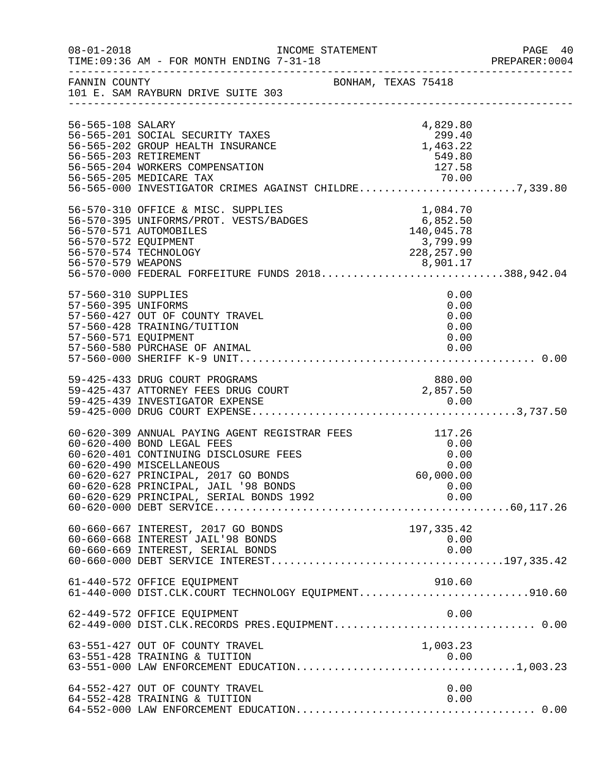FANNIN COUNTY — BONHAM, TEXAS 75418
101 E. SAM RAYBURN DRIVE SUITE 303

INCOME STATEMENT
TIME:09:36 AM - FOR MONTH ENDING 7-31-18

| Account | Description | Amount | Total |
|---|---|---|---|
| 56-565-108 | SALARY | 4,829.80 | |
| 56-565-201 | SOCIAL SECURITY TAXES | 299.40 | |
| 56-565-202 | GROUP HEALTH INSURANCE | 1,463.22 | |
| 56-565-203 | RETIREMENT | 549.80 | |
| 56-565-204 | WORKERS COMPENSATION | 127.58 | |
| 56-565-205 | MEDICARE TAX | 70.00 | |
| 56-565-000 | INVESTIGATOR CRIMES AGAINST CHILDRE | | 7,339.80 |
| 56-570-310 | OFFICE & MISC. SUPPLIES | 1,084.70 | |
| 56-570-395 | UNIFORMS/PROT. VESTS/BADGES | 6,852.50 | |
| 56-570-571 | AUTOMOBILES | 140,045.78 | |
| 56-570-572 | EQUIPMENT | 3,799.99 | |
| 56-570-574 | TECHNOLOGY | 228,257.90 | |
| 56-570-579 | WEAPONS | 8,901.17 | |
| 56-570-000 | FEDERAL FORFEITURE FUNDS 2018 | | 388,942.04 |
| 57-560-310 | SUPPLIES | 0.00 | |
| 57-560-395 | UNIFORMS | 0.00 | |
| 57-560-427 | OUT OF COUNTY TRAVEL | 0.00 | |
| 57-560-428 | TRAINING/TUITION | 0.00 | |
| 57-560-571 | EQUIPMENT | 0.00 | |
| 57-560-580 | PURCHASE OF ANIMAL | 0.00 | |
| 57-560-000 | SHERIFF K-9 UNIT | | 0.00 |
| 59-425-433 | DRUG COURT PROGRAMS | 880.00 | |
| 59-425-437 | ATTORNEY FEES DRUG COURT | 2,857.50 | |
| 59-425-439 | INVESTIGATOR EXPENSE | 0.00 | |
| 59-425-000 | DRUG COURT EXPENSE | | 3,737.50 |
| 60-620-309 | ANNUAL PAYING AGENT REGISTRAR FEES | 117.26 | |
| 60-620-400 | BOND LEGAL FEES | 0.00 | |
| 60-620-401 | CONTINUING DISCLOSURE FEES | 0.00 | |
| 60-620-490 | MISCELLANEOUS | 0.00 | |
| 60-620-627 | PRINCIPAL, 2017 GO BONDS | 60,000.00 | |
| 60-620-628 | PRINCIPAL, JAIL '98 BONDS | 0.00 | |
| 60-620-629 | PRINCIPAL, SERIAL BONDS 1992 | 0.00 | |
| 60-620-000 | DEBT SERVICE | | 60,117.26 |
| 60-660-667 | INTEREST, 2017 GO BONDS | 197,335.42 | |
| 60-660-668 | INTEREST JAIL'98 BONDS | 0.00 | |
| 60-660-669 | INTEREST, SERIAL BONDS | 0.00 | |
| 60-660-000 | DEBT SERVICE INTEREST | | 197,335.42 |
| 61-440-572 | OFFICE EQUIPMENT | 910.60 | |
| 61-440-000 | DIST.CLK.COURT TECHNOLOGY EQUIPMENT | | 910.60 |
| 62-449-572 | OFFICE EQUIPMENT | 0.00 | |
| 62-449-000 | DIST.CLK.RECORDS PRES.EQUIPMENT | | 0.00 |
| 63-551-427 | OUT OF COUNTY TRAVEL | 1,003.23 | |
| 63-551-428 | TRAINING & TUITION | 0.00 | |
| 63-551-000 | LAW ENFORCEMENT EDUCATION | | 1,003.23 |
| 64-552-427 | OUT OF COUNTY TRAVEL | 0.00 | |
| 64-552-428 | TRAINING & TUITION | 0.00 | |
| 64-552-000 | LAW ENFORCEMENT EDUCATION | | 0.00 |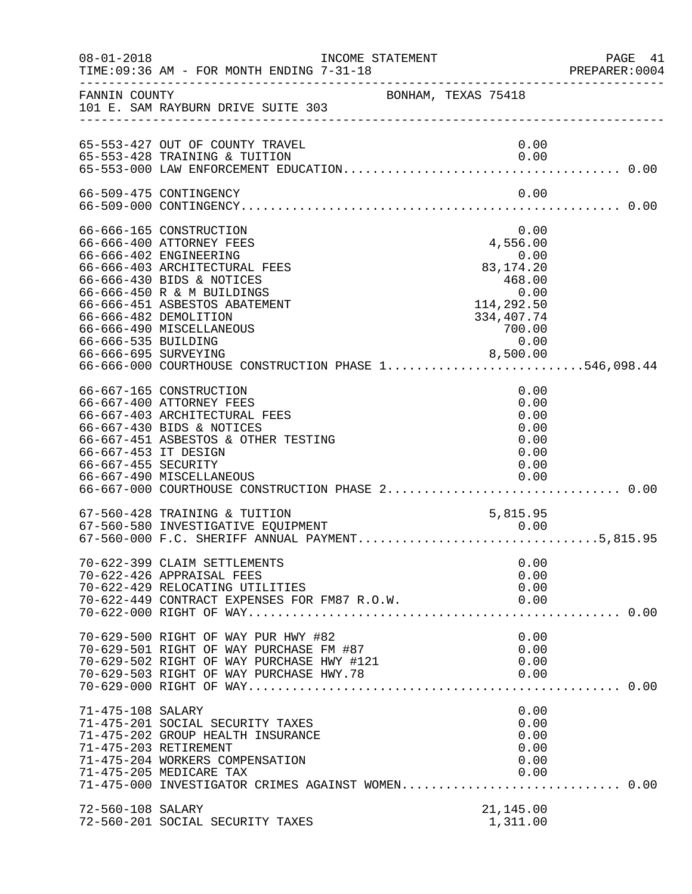FANNIN COUNTY　　　　　　　　　　BONHAM, TEXAS 75418
101 E. SAM RAYBURN DRIVE SUITE 303

INCOME STATEMENT
FOR MONTH ENDING 7-31-18

| Account | Description | Amount | Total |
|---|---|---|---|
| 65-553-427 | OUT OF COUNTY TRAVEL | 0.00 | |
| 65-553-428 | TRAINING & TUITION | 0.00 | |
| 65-553-000 | LAW ENFORCEMENT EDUCATION | | 0.00 |
| 66-509-475 | CONTINGENCY | 0.00 | |
| 66-509-000 | CONTINGENCY | | 0.00 |
| 66-666-165 | CONSTRUCTION | 0.00 | |
| 66-666-400 | ATTORNEY FEES | 4,556.00 | |
| 66-666-402 | ENGINEERING | 0.00 | |
| 66-666-403 | ARCHITECTURAL FEES | 83,174.20 | |
| 66-666-430 | BIDS & NOTICES | 468.00 | |
| 66-666-450 | R & M BUILDINGS | 0.00 | |
| 66-666-451 | ASBESTOS ABATEMENT | 114,292.50 | |
| 66-666-482 | DEMOLITION | 334,407.74 | |
| 66-666-490 | MISCELLANEOUS | 700.00 | |
| 66-666-535 | BUILDING | 0.00 | |
| 66-666-695 | SURVEYING | 8,500.00 | |
| 66-666-000 | COURTHOUSE CONSTRUCTION PHASE 1 | | 546,098.44 |
| 66-667-165 | CONSTRUCTION | 0.00 | |
| 66-667-400 | ATTORNEY FEES | 0.00 | |
| 66-667-403 | ARCHITECTURAL FEES | 0.00 | |
| 66-667-430 | BIDS & NOTICES | 0.00 | |
| 66-667-451 | ASBESTOS & OTHER TESTING | 0.00 | |
| 66-667-453 | IT DESIGN | 0.00 | |
| 66-667-455 | SECURITY | 0.00 | |
| 66-667-490 | MISCELLANEOUS | 0.00 | |
| 66-667-000 | COURTHOUSE CONSTRUCTION PHASE 2 | | 0.00 |
| 67-560-428 | TRAINING & TUITION | 5,815.95 | |
| 67-560-580 | INVESTIGATIVE EQUIPMENT | 0.00 | |
| 67-560-000 | F.C. SHERIFF ANNUAL PAYMENT | | 5,815.95 |
| 70-622-399 | CLAIM SETTLEMENTS | 0.00 | |
| 70-622-426 | APPRAISAL FEES | 0.00 | |
| 70-622-429 | RELOCATING UTILITIES | 0.00 | |
| 70-622-449 | CONTRACT EXPENSES FOR FM87 R.O.W. | 0.00 | |
| 70-622-000 | RIGHT OF WAY | | 0.00 |
| 70-629-500 | RIGHT OF WAY PUR HWY #82 | 0.00 | |
| 70-629-501 | RIGHT OF WAY PURCHASE FM #87 | 0.00 | |
| 70-629-502 | RIGHT OF WAY PURCHASE HWY #121 | 0.00 | |
| 70-629-503 | RIGHT OF WAY PURCHASE HWY.78 | 0.00 | |
| 70-629-000 | RIGHT OF WAY | | 0.00 |
| 71-475-108 | SALARY | 0.00 | |
| 71-475-201 | SOCIAL SECURITY TAXES | 0.00 | |
| 71-475-202 | GROUP HEALTH INSURANCE | 0.00 | |
| 71-475-203 | RETIREMENT | 0.00 | |
| 71-475-204 | WORKERS COMPENSATION | 0.00 | |
| 71-475-205 | MEDICARE TAX | 0.00 | |
| 71-475-000 | INVESTIGATOR CRIMES AGAINST WOMEN | | 0.00 |
| 72-560-108 | SALARY | 21,145.00 | |
| 72-560-201 | SOCIAL SECURITY TAXES | 1,311.00 | |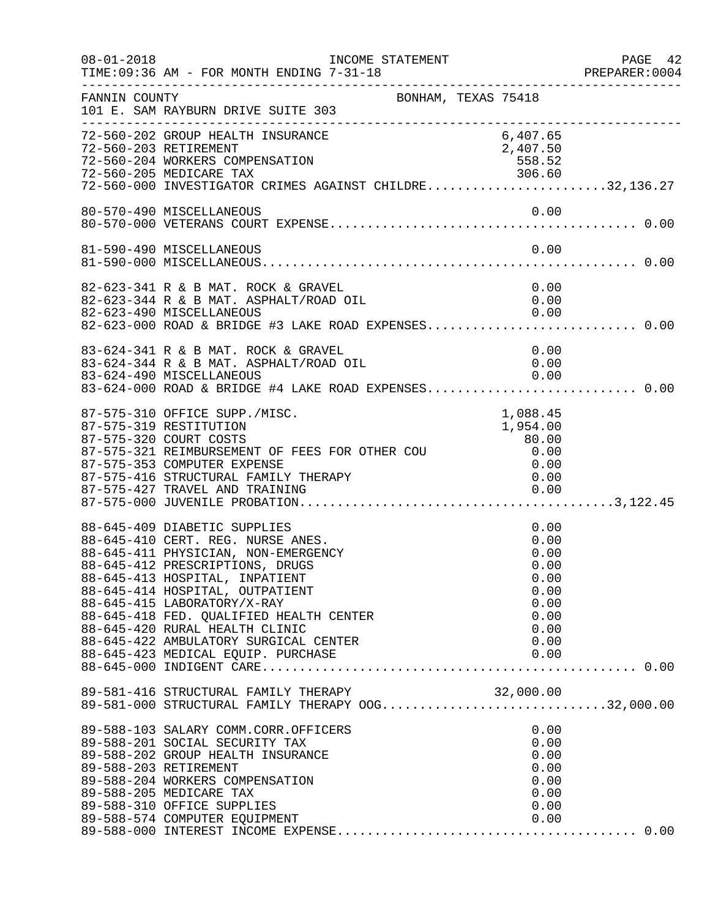FANNIN COUNTY BONHAM, TEXAS 75418
101 E. SAM RAYBURN DRIVE SUITE 303

| Account | Description | Amount | Total |
|---|---|---|---|
| 72-560-202 | GROUP HEALTH INSURANCE | 6,407.65 | |
| 72-560-203 | RETIREMENT | 2,407.50 | |
| 72-560-204 | WORKERS COMPENSATION | 558.52 | |
| 72-560-205 | MEDICARE TAX | 306.60 | |
| 72-560-000 | INVESTIGATOR CRIMES AGAINST CHILDRE | | 32,136.27 |
| 80-570-490 | MISCELLANEOUS | 0.00 | |
| 80-570-000 | VETERANS COURT EXPENSE | | 0.00 |
| 81-590-490 | MISCELLANEOUS | 0.00 | |
| 81-590-000 | MISCELLANEOUS | | 0.00 |
| 82-623-341 | R & B MAT. ROCK & GRAVEL | 0.00 | |
| 82-623-344 | R & B MAT. ASPHALT/ROAD OIL | 0.00 | |
| 82-623-490 | MISCELLANEOUS | 0.00 | |
| 82-623-000 | ROAD & BRIDGE #3 LAKE ROAD EXPENSES | | 0.00 |
| 83-624-341 | R & B MAT. ROCK & GRAVEL | 0.00 | |
| 83-624-344 | R & B MAT. ASPHALT/ROAD OIL | 0.00 | |
| 83-624-490 | MISCELLANEOUS | 0.00 | |
| 83-624-000 | ROAD & BRIDGE #4 LAKE ROAD EXPENSES | | 0.00 |
| 87-575-310 | OFFICE SUPP./MISC. | 1,088.45 | |
| 87-575-319 | RESTITUTION | 1,954.00 | |
| 87-575-320 | COURT COSTS | 80.00 | |
| 87-575-321 | REIMBURSEMENT OF FEES FOR OTHER COU | 0.00 | |
| 87-575-353 | COMPUTER EXPENSE | 0.00 | |
| 87-575-416 | STRUCTURAL FAMILY THERAPY | 0.00 | |
| 87-575-427 | TRAVEL AND TRAINING | 0.00 | |
| 87-575-000 | JUVENILE PROBATION | | 3,122.45 |
| 88-645-409 | DIABETIC SUPPLIES | 0.00 | |
| 88-645-410 | CERT. REG. NURSE ANES. | 0.00 | |
| 88-645-411 | PHYSICIAN, NON-EMERGENCY | 0.00 | |
| 88-645-412 | PRESCRIPTIONS, DRUGS | 0.00 | |
| 88-645-413 | HOSPITAL, INPATIENT | 0.00 | |
| 88-645-414 | HOSPITAL, OUTPATIENT | 0.00 | |
| 88-645-415 | LABORATORY/X-RAY | 0.00 | |
| 88-645-418 | FED. QUALIFIED HEALTH CENTER | 0.00 | |
| 88-645-420 | RURAL HEALTH CLINIC | 0.00 | |
| 88-645-422 | AMBULATORY SURGICAL CENTER | 0.00 | |
| 88-645-423 | MEDICAL EQUIP. PURCHASE | 0.00 | |
| 88-645-000 | INDIGENT CARE | | 0.00 |
| 89-581-416 | STRUCTURAL FAMILY THERAPY | 32,000.00 | |
| 89-581-000 | STRUCTURAL FAMILY THERAPY OOG | | 32,000.00 |
| 89-588-103 | SALARY COMM.CORR.OFFICERS | 0.00 | |
| 89-588-201 | SOCIAL SECURITY TAX | 0.00 | |
| 89-588-202 | GROUP HEALTH INSURANCE | 0.00 | |
| 89-588-203 | RETIREMENT | 0.00 | |
| 89-588-204 | WORKERS COMPENSATION | 0.00 | |
| 89-588-205 | MEDICARE TAX | 0.00 | |
| 89-588-310 | OFFICE SUPPLIES | 0.00 | |
| 89-588-574 | COMPUTER EQUIPMENT | 0.00 | |
| 89-588-000 | INTEREST INCOME EXPENSE | | 0.00 |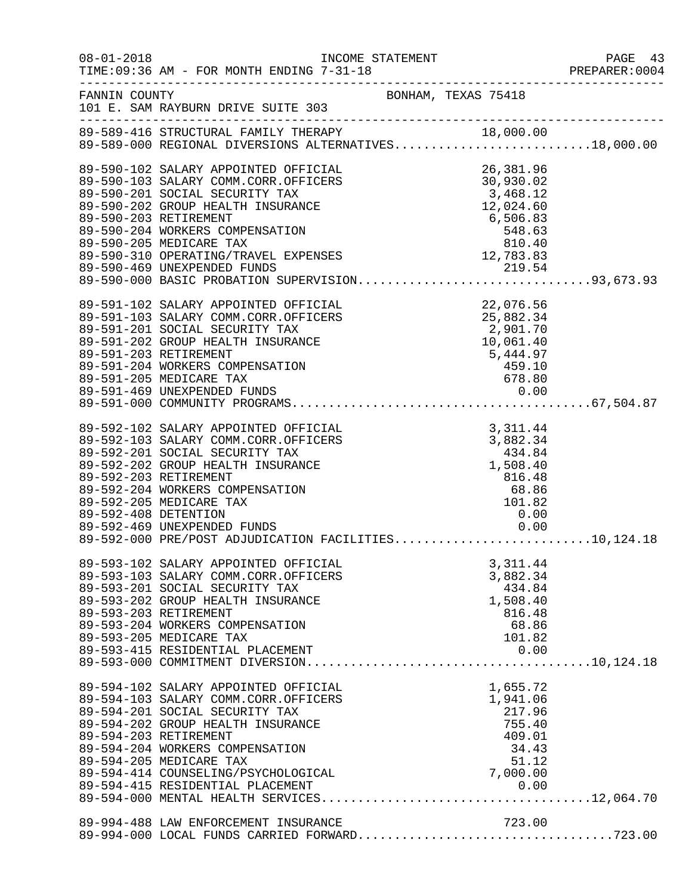FANNIN COUNTY — BONHAM, TEXAS 75418
101 E. SAM RAYBURN DRIVE SUITE 303

INCOME STATEMENT
TIME:09:36 AM - FOR MONTH ENDING 7-31-18

| Account | Description | Amount | Total |
|---|---|---|---|
| 89-589-416 | STRUCTURAL FAMILY THERAPY | 18,000.00 | |
| 89-589-000 | REGIONAL DIVERSIONS ALTERNATIVES | | 18,000.00 |
| 89-590-102 | SALARY APPOINTED OFFICIAL | 26,381.96 | |
| 89-590-103 | SALARY COMM.CORR.OFFICERS | 30,930.02 | |
| 89-590-201 | SOCIAL SECURITY TAX | 3,468.12 | |
| 89-590-202 | GROUP HEALTH INSURANCE | 12,024.60 | |
| 89-590-203 | RETIREMENT | 6,506.83 | |
| 89-590-204 | WORKERS COMPENSATION | 548.63 | |
| 89-590-205 | MEDICARE TAX | 810.40 | |
| 89-590-310 | OPERATING/TRAVEL EXPENSES | 12,783.83 | |
| 89-590-469 | UNEXPENDED FUNDS | 219.54 | |
| 89-590-000 | BASIC PROBATION SUPERVISION | | 93,673.93 |
| 89-591-102 | SALARY APPOINTED OFFICIAL | 22,076.56 | |
| 89-591-103 | SALARY COMM.CORR.OFFICERS | 25,882.34 | |
| 89-591-201 | SOCIAL SECURITY TAX | 2,901.70 | |
| 89-591-202 | GROUP HEALTH INSURANCE | 10,061.40 | |
| 89-591-203 | RETIREMENT | 5,444.97 | |
| 89-591-204 | WORKERS COMPENSATION | 459.10 | |
| 89-591-205 | MEDICARE TAX | 678.80 | |
| 89-591-469 | UNEXPENDED FUNDS | 0.00 | |
| 89-591-000 | COMMUNITY PROGRAMS | | 67,504.87 |
| 89-592-102 | SALARY APPOINTED OFFICIAL | 3,311.44 | |
| 89-592-103 | SALARY COMM.CORR.OFFICERS | 3,882.34 | |
| 89-592-201 | SOCIAL SECURITY TAX | 434.84 | |
| 89-592-202 | GROUP HEALTH INSURANCE | 1,508.40 | |
| 89-592-203 | RETIREMENT | 816.48 | |
| 89-592-204 | WORKERS COMPENSATION | 68.86 | |
| 89-592-205 | MEDICARE TAX | 101.82 | |
| 89-592-408 | DETENTION | 0.00 | |
| 89-592-469 | UNEXPENDED FUNDS | 0.00 | |
| 89-592-000 | PRE/POST ADJUDICATION FACILITIES | | 10,124.18 |
| 89-593-102 | SALARY APPOINTED OFFICIAL | 3,311.44 | |
| 89-593-103 | SALARY COMM.CORR.OFFICERS | 3,882.34 | |
| 89-593-201 | SOCIAL SECURITY TAX | 434.84 | |
| 89-593-202 | GROUP HEALTH INSURANCE | 1,508.40 | |
| 89-593-203 | RETIREMENT | 816.48 | |
| 89-593-204 | WORKERS COMPENSATION | 68.86 | |
| 89-593-205 | MEDICARE TAX | 101.82 | |
| 89-593-415 | RESIDENTIAL PLACEMENT | 0.00 | |
| 89-593-000 | COMMITMENT DIVERSION | | 10,124.18 |
| 89-594-102 | SALARY APPOINTED OFFICIAL | 1,655.72 | |
| 89-594-103 | SALARY COMM.CORR.OFFICERS | 1,941.06 | |
| 89-594-201 | SOCIAL SECURITY TAX | 217.96 | |
| 89-594-202 | GROUP HEALTH INSURANCE | 755.40 | |
| 89-594-203 | RETIREMENT | 409.01 | |
| 89-594-204 | WORKERS COMPENSATION | 34.43 | |
| 89-594-205 | MEDICARE TAX | 51.12 | |
| 89-594-414 | COUNSELING/PSYCHOLOGICAL | 7,000.00 | |
| 89-594-415 | RESIDENTIAL PLACEMENT | 0.00 | |
| 89-594-000 | MENTAL HEALTH SERVICES | | 12,064.70 |
| 89-994-488 | LAW ENFORCEMENT INSURANCE | 723.00 | |
| 89-994-000 | LOCAL FUNDS CARRIED FORWARD | | 723.00 |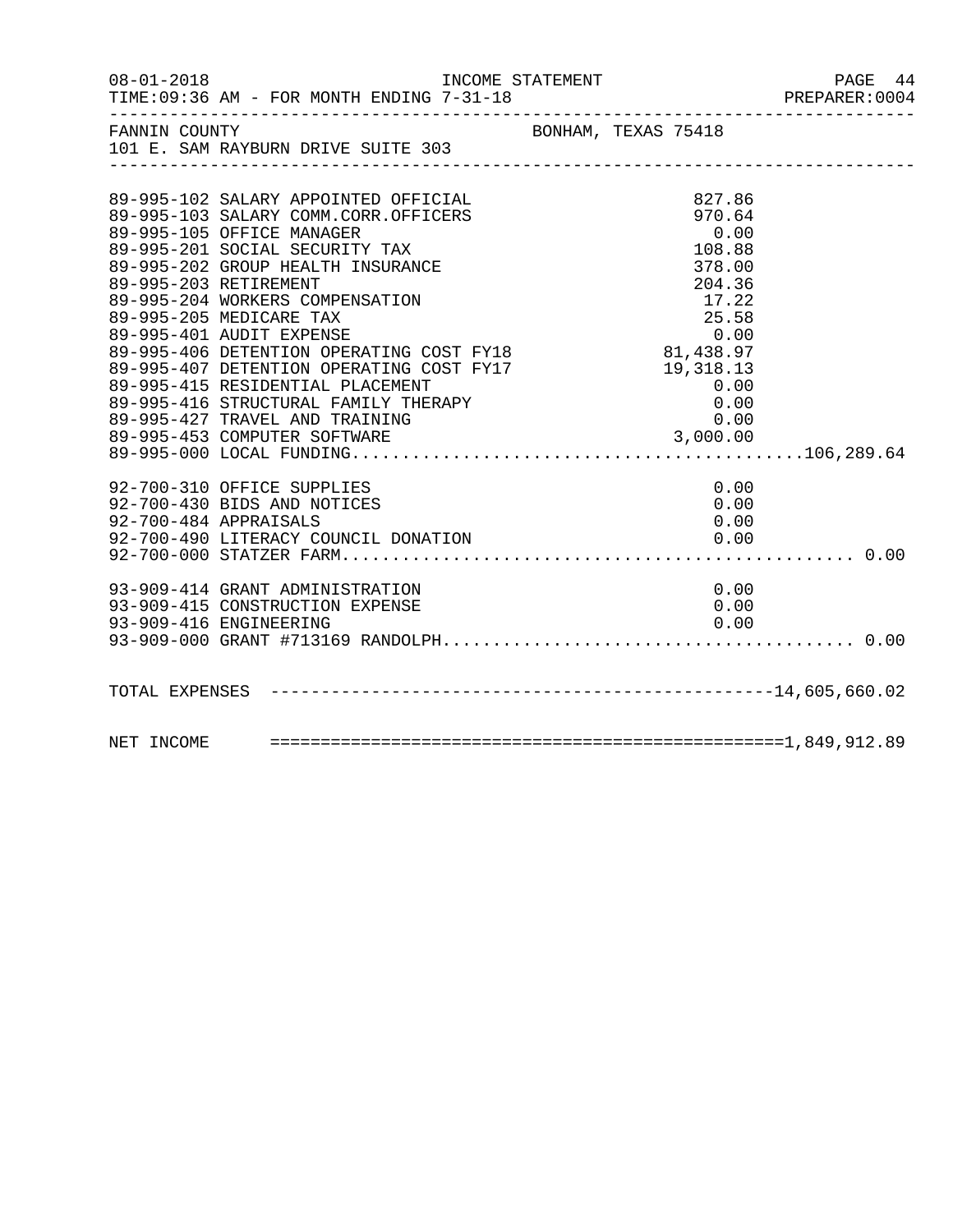FANNIN COUNTY BONHAM, TEXAS 75418
101 E. SAM RAYBURN DRIVE SUITE 303

| Account | Amount | Total |
|---|---|---|
| 89-995-102 SALARY APPOINTED OFFICIAL | 827.86 | |
| 89-995-103 SALARY COMM.CORR.OFFICERS | 970.64 | |
| 89-995-105 OFFICE MANAGER | 0.00 | |
| 89-995-201 SOCIAL SECURITY TAX | 108.88 | |
| 89-995-202 GROUP HEALTH INSURANCE | 378.00 | |
| 89-995-203 RETIREMENT | 204.36 | |
| 89-995-204 WORKERS COMPENSATION | 17.22 | |
| 89-995-205 MEDICARE TAX | 25.58 | |
| 89-995-401 AUDIT EXPENSE | 0.00 | |
| 89-995-406 DETENTION OPERATING COST FY18 | 81,438.97 | |
| 89-995-407 DETENTION OPERATING COST FY17 | 19,318.13 | |
| 89-995-415 RESIDENTIAL PLACEMENT | 0.00 | |
| 89-995-416 STRUCTURAL FAMILY THERAPY | 0.00 | |
| 89-995-427 TRAVEL AND TRAINING | 0.00 | |
| 89-995-453 COMPUTER SOFTWARE | 3,000.00 | |
| 89-995-000 LOCAL FUNDING | | 106,289.64 |
| 92-700-310 OFFICE SUPPLIES | 0.00 | |
| 92-700-430 BIDS AND NOTICES | 0.00 | |
| 92-700-484 APPRAISALS | 0.00 | |
| 92-700-490 LITERACY COUNCIL DONATION | 0.00 | |
| 92-700-000 STATZER FARM | | 0.00 |
| 93-909-414 GRANT ADMINISTRATION | 0.00 | |
| 93-909-415 CONSTRUCTION EXPENSE | 0.00 | |
| 93-909-416 ENGINEERING | 0.00 | |
| 93-909-000 GRANT #713169 RANDOLPH | | 0.00 |
| TOTAL EXPENSES | | 14,605,660.02 |
| NET INCOME | | 1,849,912.89 |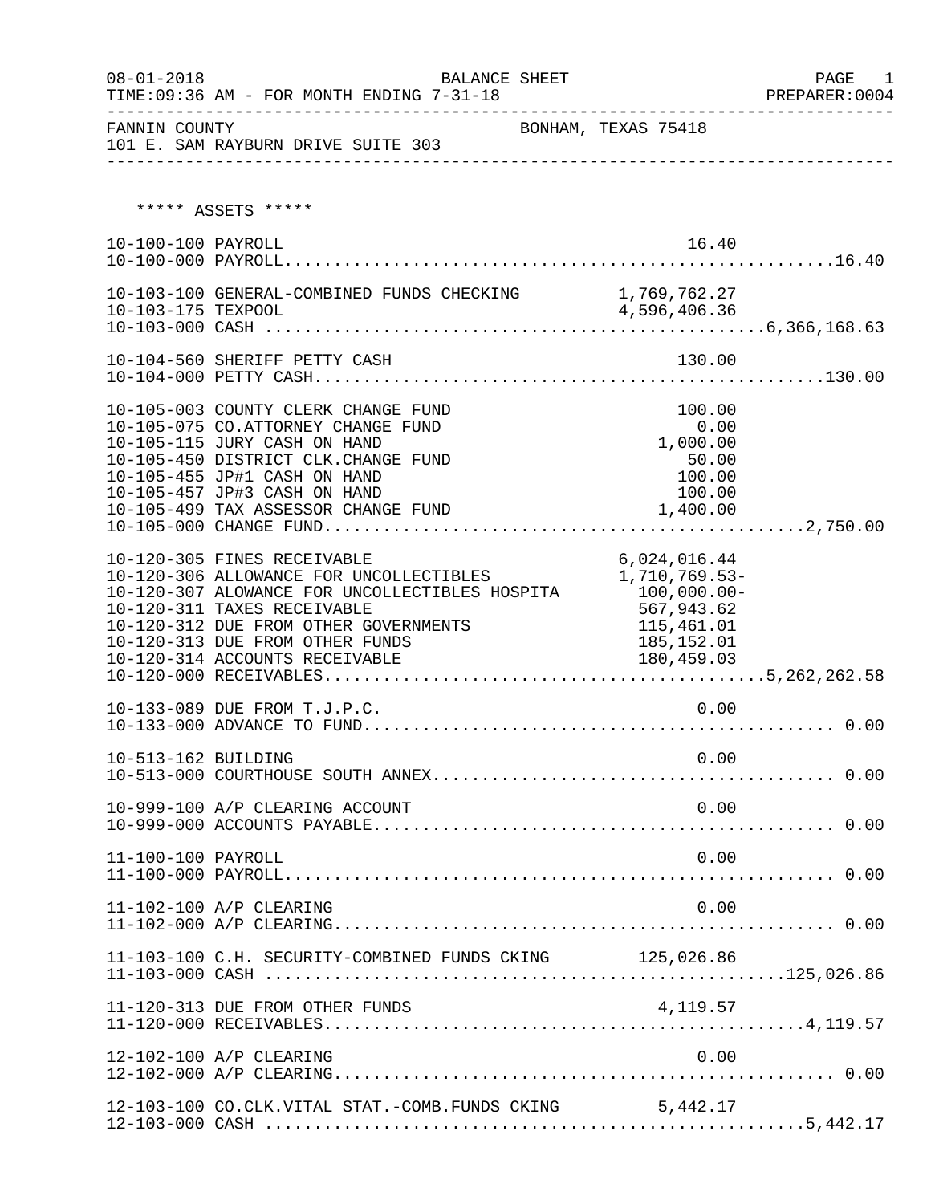08-01-2018 BALANCE SHEET PAGE 1
TIME:09:36 AM - FOR MONTH ENDING 7-31-18 PREPARER:0004

FANNIN COUNTY BONHAM, TEXAS 75418
101 E. SAM RAYBURN DRIVE SUITE 303

***** ASSETS *****

| Account | Description | Detail | Total |
|---|---|---|---|
| 10-100-100 | PAYROLL | 16.40 | |
| 10-100-000 | PAYROLL | | 16.40 |
| 10-103-100 | GENERAL-COMBINED FUNDS CHECKING | 1,769,762.27 | |
| 10-103-175 | TEXPOOL | 4,596,406.36 | |
| 10-103-000 | CASH | | 6,366,168.63 |
| 10-104-560 | SHERIFF PETTY CASH | 130.00 | |
| 10-104-000 | PETTY CASH | | 130.00 |
| 10-105-003 | COUNTY CLERK CHANGE FUND | 100.00 | |
| 10-105-075 | CO.ATTORNEY CHANGE FUND | 0.00 | |
| 10-105-115 | JURY CASH ON HAND | 1,000.00 | |
| 10-105-450 | DISTRICT CLK.CHANGE FUND | 50.00 | |
| 10-105-455 | JP#1 CASH ON HAND | 100.00 | |
| 10-105-457 | JP#3 CASH ON HAND | 100.00 | |
| 10-105-499 | TAX ASSESSOR CHANGE FUND | 1,400.00 | |
| 10-105-000 | CHANGE FUND | | 2,750.00 |
| 10-120-305 | FINES RECEIVABLE | 6,024,016.44 | |
| 10-120-306 | ALLOWANCE FOR UNCOLLECTIBLES | 1,710,769.53- | |
| 10-120-307 | ALOWANCE FOR UNCOLLECTIBLES HOSPITA | 100,000.00- | |
| 10-120-311 | TAXES RECEIVABLE | 567,943.62 | |
| 10-120-312 | DUE FROM OTHER GOVERNMENTS | 115,461.01 | |
| 10-120-313 | DUE FROM OTHER FUNDS | 185,152.01 | |
| 10-120-314 | ACCOUNTS RECEIVABLE | 180,459.03 | |
| 10-120-000 | RECEIVABLES | | 5,262,262.58 |
| 10-133-089 | DUE FROM T.J.P.C. | 0.00 | |
| 10-133-000 | ADVANCE TO FUND | | 0.00 |
| 10-513-162 | BUILDING | 0.00 | |
| 10-513-000 | COURTHOUSE SOUTH ANNEX | | 0.00 |
| 10-999-100 | A/P CLEARING ACCOUNT | 0.00 | |
| 10-999-000 | ACCOUNTS PAYABLE | | 0.00 |
| 11-100-100 | PAYROLL | 0.00 | |
| 11-100-000 | PAYROLL | | 0.00 |
| 11-102-100 | A/P CLEARING | 0.00 | |
| 11-102-000 | A/P CLEARING | | 0.00 |
| 11-103-100 | C.H. SECURITY-COMBINED FUNDS CKING | 125,026.86 | |
| 11-103-000 | CASH | | 125,026.86 |
| 11-120-313 | DUE FROM OTHER FUNDS | 4,119.57 | |
| 11-120-000 | RECEIVABLES | | 4,119.57 |
| 12-102-100 | A/P CLEARING | 0.00 | |
| 12-102-000 | A/P CLEARING | | 0.00 |
| 12-103-100 | CO.CLK.VITAL STAT.-COMB.FUNDS CKING | 5,442.17 | |
| 12-103-000 | CASH | | 5,442.17 |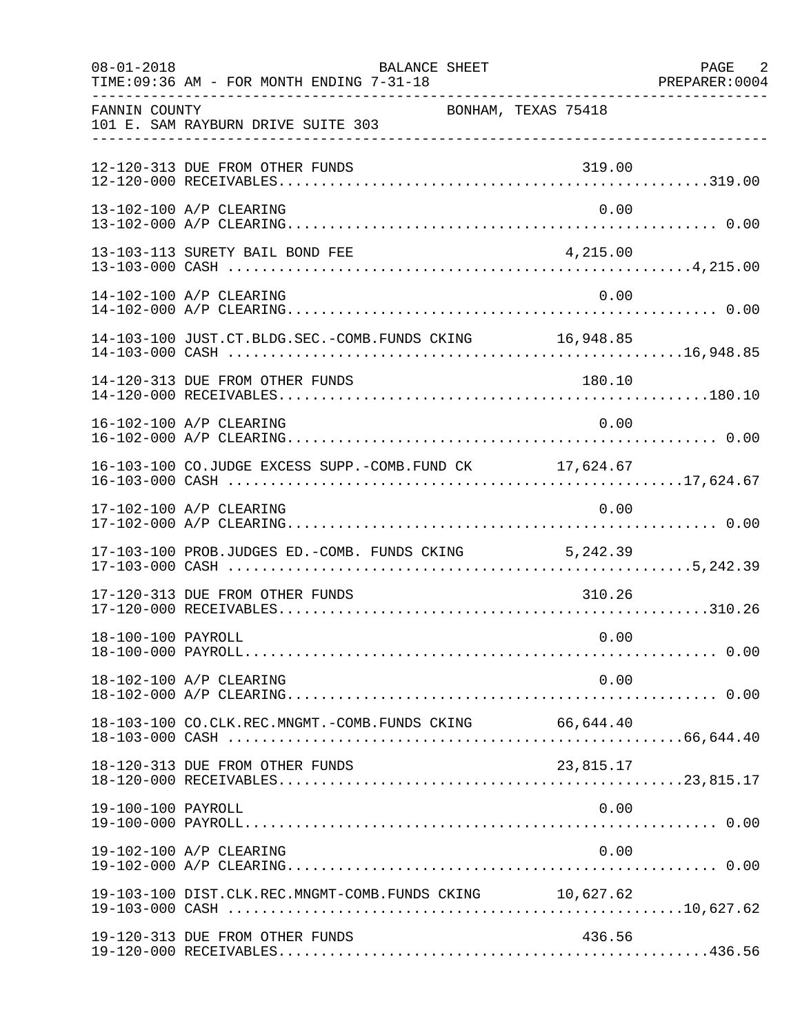FANNIN COUNTY BONHAM, TEXAS 75418
101 E. SAM RAYBURN DRIVE SUITE 303

| Account | Description | Amount | Total |
|---|---|---|---|
| 12-120-313 | DUE FROM OTHER FUNDS | 319.00 | |
| 12-120-000 | RECEIVABLES | | 319.00 |
| 13-102-100 | A/P CLEARING | 0.00 | |
| 13-102-000 | A/P CLEARING | | 0.00 |
| 13-103-113 | SURETY BAIL BOND FEE | 4,215.00 | |
| 13-103-000 | CASH | | 4,215.00 |
| 14-102-100 | A/P CLEARING | 0.00 | |
| 14-102-000 | A/P CLEARING | | 0.00 |
| 14-103-100 | JUST.CT.BLDG.SEC.-COMB.FUNDS CKING | 16,948.85 | |
| 14-103-000 | CASH | | 16,948.85 |
| 14-120-313 | DUE FROM OTHER FUNDS | 180.10 | |
| 14-120-000 | RECEIVABLES | | 180.10 |
| 16-102-100 | A/P CLEARING | 0.00 | |
| 16-102-000 | A/P CLEARING | | 0.00 |
| 16-103-100 | CO.JUDGE EXCESS SUPP.-COMB.FUND CK | 17,624.67 | |
| 16-103-000 | CASH | | 17,624.67 |
| 17-102-100 | A/P CLEARING | 0.00 | |
| 17-102-000 | A/P CLEARING | | 0.00 |
| 17-103-100 | PROB.JUDGES ED.-COMB. FUNDS CKING | 5,242.39 | |
| 17-103-000 | CASH | | 5,242.39 |
| 17-120-313 | DUE FROM OTHER FUNDS | 310.26 | |
| 17-120-000 | RECEIVABLES | | 310.26 |
| 18-100-100 | PAYROLL | 0.00 | |
| 18-100-000 | PAYROLL | | 0.00 |
| 18-102-100 | A/P CLEARING | 0.00 | |
| 18-102-000 | A/P CLEARING | | 0.00 |
| 18-103-100 | CO.CLK.REC.MNGMT.-COMB.FUNDS CKING | 66,644.40 | |
| 18-103-000 | CASH | | 66,644.40 |
| 18-120-313 | DUE FROM OTHER FUNDS | 23,815.17 | |
| 18-120-000 | RECEIVABLES | | 23,815.17 |
| 19-100-100 | PAYROLL | 0.00 | |
| 19-100-000 | PAYROLL | | 0.00 |
| 19-102-100 | A/P CLEARING | 0.00 | |
| 19-102-000 | A/P CLEARING | | 0.00 |
| 19-103-100 | DIST.CLK.REC.MNGMT-COMB.FUNDS CKING | 10,627.62 | |
| 19-103-000 | CASH | | 10,627.62 |
| 19-120-313 | DUE FROM OTHER FUNDS | 436.56 | |
| 19-120-000 | RECEIVABLES | | 436.56 |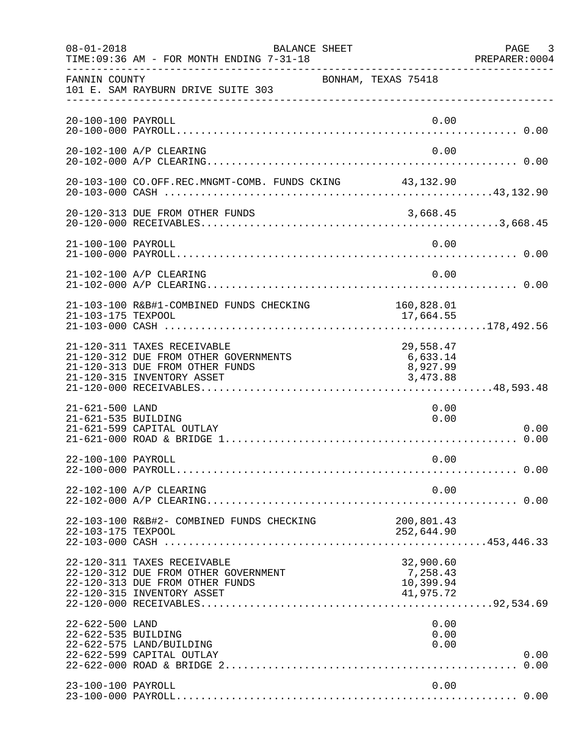FANNIN COUNTY BONHAM, TEXAS 75418
101 E. SAM RAYBURN DRIVE SUITE 303

| Account | Description | Amount | Total |
|---|---|---|---|
| 20-100-100 | PAYROLL | 0.00 | |
| 20-100-000 | PAYROLL | | 0.00 |
| 20-102-100 | A/P CLEARING | 0.00 | |
| 20-102-000 | A/P CLEARING | | 0.00 |
| 20-103-100 | CO.OFF.REC.MNGMT-COMB. FUNDS CKING | 43,132.90 | |
| 20-103-000 | CASH | | 43,132.90 |
| 20-120-313 | DUE FROM OTHER FUNDS | 3,668.45 | |
| 20-120-000 | RECEIVABLES | | 3,668.45 |
| 21-100-100 | PAYROLL | 0.00 | |
| 21-100-000 | PAYROLL | | 0.00 |
| 21-102-100 | A/P CLEARING | 0.00 | |
| 21-102-000 | A/P CLEARING | | 0.00 |
| 21-103-100 | R&B#1-COMBINED FUNDS CHECKING | 160,828.01 | |
| 21-103-175 | TEXPOOL | 17,664.55 | |
| 21-103-000 | CASH | | 178,492.56 |
| 21-120-311 | TAXES RECEIVABLE | 29,558.47 | |
| 21-120-312 | DUE FROM OTHER GOVERNMENTS | 6,633.14 | |
| 21-120-313 | DUE FROM OTHER FUNDS | 8,927.99 | |
| 21-120-315 | INVENTORY ASSET | 3,473.88 | |
| 21-120-000 | RECEIVABLES | | 48,593.48 |
| 21-621-500 | LAND | 0.00 | |
| 21-621-535 | BUILDING | 0.00 | |
| 21-621-599 | CAPITAL OUTLAY | | 0.00 |
| 21-621-000 | ROAD & BRIDGE 1 | | 0.00 |
| 22-100-100 | PAYROLL | 0.00 | |
| 22-100-000 | PAYROLL | | 0.00 |
| 22-102-100 | A/P CLEARING | 0.00 | |
| 22-102-000 | A/P CLEARING | | 0.00 |
| 22-103-100 | R&B#2- COMBINED FUNDS CHECKING | 200,801.43 | |
| 22-103-175 | TEXPOOL | 252,644.90 | |
| 22-103-000 | CASH | | 453,446.33 |
| 22-120-311 | TAXES RECEIVABLE | 32,900.60 | |
| 22-120-312 | DUE FROM OTHER GOVERNMENT | 7,258.43 | |
| 22-120-313 | DUE FROM OTHER FUNDS | 10,399.94 | |
| 22-120-315 | INVENTORY ASSET | 41,975.72 | |
| 22-120-000 | RECEIVABLES | | 92,534.69 |
| 22-622-500 | LAND | 0.00 | |
| 22-622-535 | BUILDING | 0.00 | |
| 22-622-575 | LAND/BUILDING | 0.00 | |
| 22-622-599 | CAPITAL OUTLAY | | 0.00 |
| 22-622-000 | ROAD & BRIDGE 2 | | 0.00 |
| 23-100-100 | PAYROLL | 0.00 | |
| 23-100-000 | PAYROLL | | 0.00 |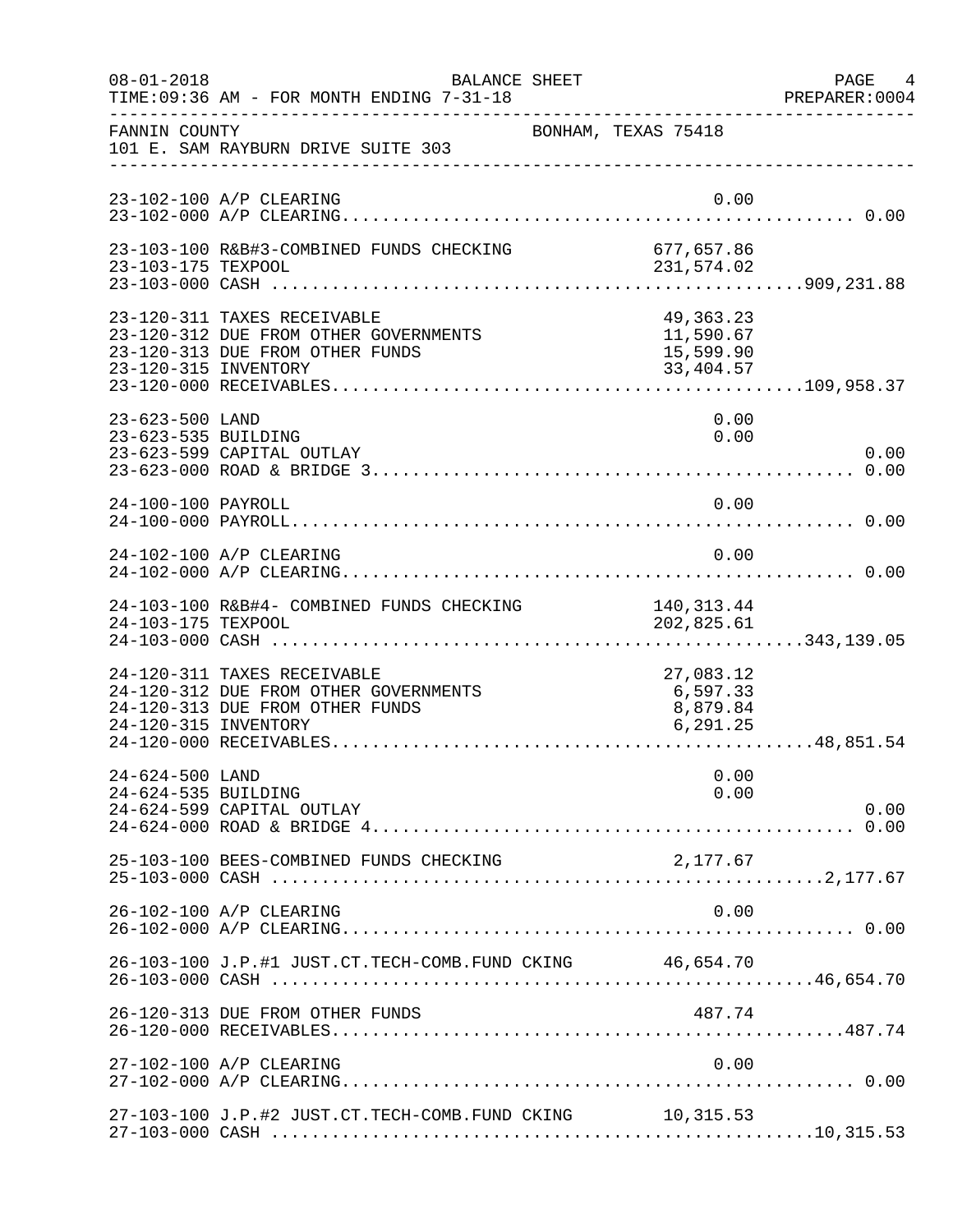FANNIN COUNTY — BONHAM, TEXAS 75418
101 E. SAM RAYBURN DRIVE SUITE 303

BALANCE SHEET — TIME: 09:36 AM - FOR MONTH ENDING 7-31-18

| Account | Description | Amount | Total |
|---|---|---|---|
| 23-102-100 | A/P CLEARING | 0.00 | |
| 23-102-000 | A/P CLEARING | | 0.00 |
| 23-103-100 | R&B#3-COMBINED FUNDS CHECKING | 677,657.86 | |
| 23-103-175 | TEXPOOL | 231,574.02 | |
| 23-103-000 | CASH | | 909,231.88 |
| 23-120-311 | TAXES RECEIVABLE | 49,363.23 | |
| 23-120-312 | DUE FROM OTHER GOVERNMENTS | 11,590.67 | |
| 23-120-313 | DUE FROM OTHER FUNDS | 15,599.90 | |
| 23-120-315 | INVENTORY | 33,404.57 | |
| 23-120-000 | RECEIVABLES | | 109,958.37 |
| 23-623-500 | LAND | 0.00 | |
| 23-623-535 | BUILDING | 0.00 | |
| 23-623-599 | CAPITAL OUTLAY | | 0.00 |
| 23-623-000 | ROAD & BRIDGE 3 | | 0.00 |
| 24-100-100 | PAYROLL | 0.00 | |
| 24-100-000 | PAYROLL | | 0.00 |
| 24-102-100 | A/P CLEARING | 0.00 | |
| 24-102-000 | A/P CLEARING | | 0.00 |
| 24-103-100 | R&B#4- COMBINED FUNDS CHECKING | 140,313.44 | |
| 24-103-175 | TEXPOOL | 202,825.61 | |
| 24-103-000 | CASH | | 343,139.05 |
| 24-120-311 | TAXES RECEIVABLE | 27,083.12 | |
| 24-120-312 | DUE FROM OTHER GOVERNMENTS | 6,597.33 | |
| 24-120-313 | DUE FROM OTHER FUNDS | 8,879.84 | |
| 24-120-315 | INVENTORY | 6,291.25 | |
| 24-120-000 | RECEIVABLES | | 48,851.54 |
| 24-624-500 | LAND | 0.00 | |
| 24-624-535 | BUILDING | 0.00 | |
| 24-624-599 | CAPITAL OUTLAY | | 0.00 |
| 24-624-000 | ROAD & BRIDGE 4 | | 0.00 |
| 25-103-100 | BEES-COMBINED FUNDS CHECKING | 2,177.67 | |
| 25-103-000 | CASH | | 2,177.67 |
| 26-102-100 | A/P CLEARING | 0.00 | |
| 26-102-000 | A/P CLEARING | | 0.00 |
| 26-103-100 | J.P.#1 JUST.CT.TECH-COMB.FUND CKING | 46,654.70 | |
| 26-103-000 | CASH | | 46,654.70 |
| 26-120-313 | DUE FROM OTHER FUNDS | 487.74 | |
| 26-120-000 | RECEIVABLES | | 487.74 |
| 27-102-100 | A/P CLEARING | 0.00 | |
| 27-102-000 | A/P CLEARING | | 0.00 |
| 27-103-100 | J.P.#2 JUST.CT.TECH-COMB.FUND CKING | 10,315.53 | |
| 27-103-000 | CASH | | 10,315.53 |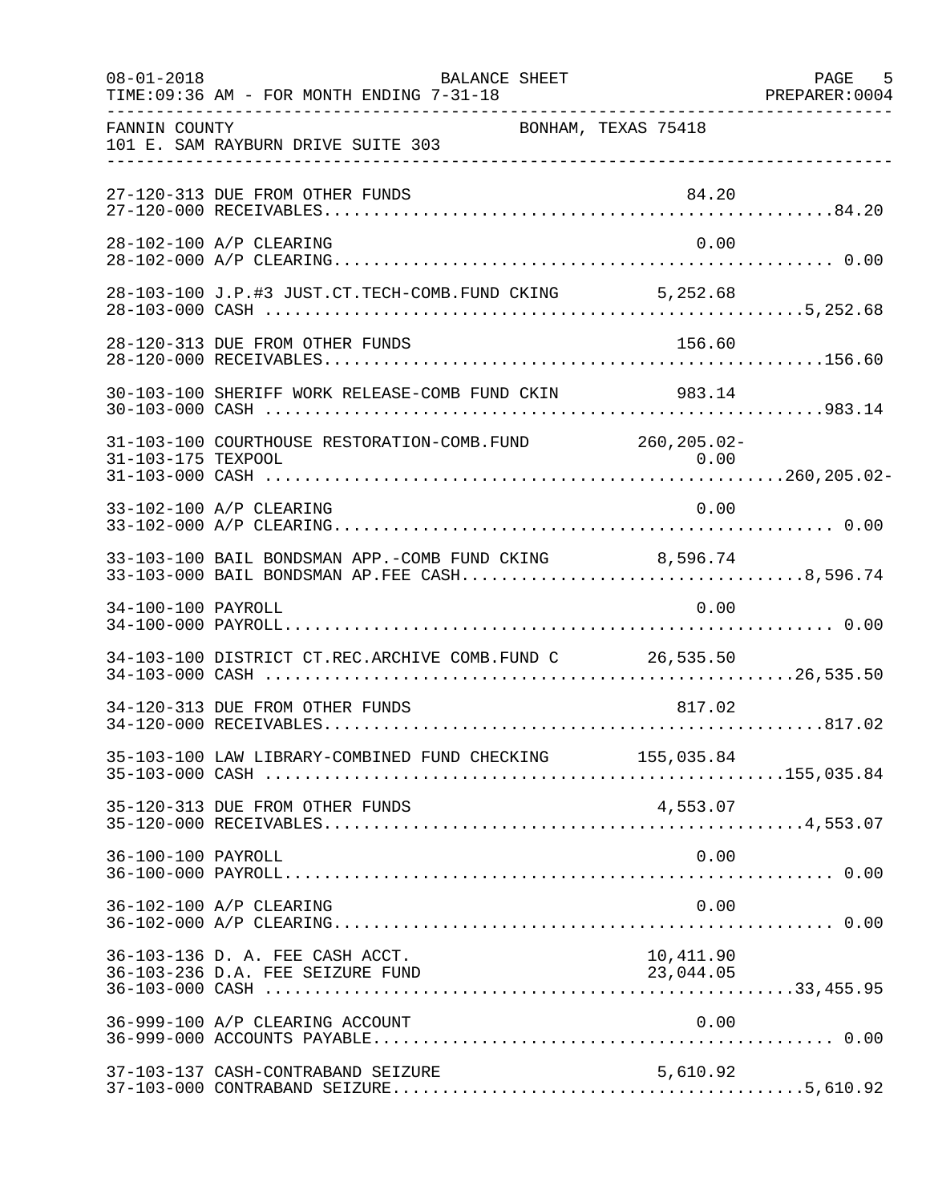FANNIN COUNTY BONHAM, TEXAS 75418
101 E. SAM RAYBURN DRIVE SUITE 303

BALANCE SHEET
FOR MONTH ENDING 7-31-18

| Account | Description | Detail | Total |
|---|---|---|---|
| 27-120-313 | DUE FROM OTHER FUNDS | 84.20 | |
| 27-120-000 | RECEIVABLES | | 84.20 |
| 28-102-100 | A/P CLEARING | 0.00 | |
| 28-102-000 | A/P CLEARING | | 0.00 |
| 28-103-100 | J.P.#3 JUST.CT.TECH-COMB.FUND CKING | 5,252.68 | |
| 28-103-000 | CASH | | 5,252.68 |
| 28-120-313 | DUE FROM OTHER FUNDS | 156.60 | |
| 28-120-000 | RECEIVABLES | | 156.60 |
| 30-103-100 | SHERIFF WORK RELEASE-COMB FUND CKIN | 983.14 | |
| 30-103-000 | CASH | | 983.14 |
| 31-103-100 | COURTHOUSE RESTORATION-COMB.FUND | 260,205.02- | |
| 31-103-175 | TEXPOOL | 0.00 | |
| 31-103-000 | CASH | | 260,205.02- |
| 33-102-100 | A/P CLEARING | 0.00 | |
| 33-102-000 | A/P CLEARING | | 0.00 |
| 33-103-100 | BAIL BONDSMAN APP.-COMB FUND CKING | 8,596.74 | |
| 33-103-000 | BAIL BONDSMAN AP.FEE CASH | | 8,596.74 |
| 34-100-100 | PAYROLL | 0.00 | |
| 34-100-000 | PAYROLL | | 0.00 |
| 34-103-100 | DISTRICT CT.REC.ARCHIVE COMB.FUND C | 26,535.50 | |
| 34-103-000 | CASH | | 26,535.50 |
| 34-120-313 | DUE FROM OTHER FUNDS | 817.02 | |
| 34-120-000 | RECEIVABLES | | 817.02 |
| 35-103-100 | LAW LIBRARY-COMBINED FUND CHECKING | 155,035.84 | |
| 35-103-000 | CASH | | 155,035.84 |
| 35-120-313 | DUE FROM OTHER FUNDS | 4,553.07 | |
| 35-120-000 | RECEIVABLES | | 4,553.07 |
| 36-100-100 | PAYROLL | 0.00 | |
| 36-100-000 | PAYROLL | | 0.00 |
| 36-102-100 | A/P CLEARING | 0.00 | |
| 36-102-000 | A/P CLEARING | | 0.00 |
| 36-103-136 | D. A. FEE CASH ACCT. | 10,411.90 | |
| 36-103-236 | D.A. FEE SEIZURE FUND | 23,044.05 | |
| 36-103-000 | CASH | | 33,455.95 |
| 36-999-100 | A/P CLEARING ACCOUNT | 0.00 | |
| 36-999-000 | ACCOUNTS PAYABLE | | 0.00 |
| 37-103-137 | CASH-CONTRABAND SEIZURE | 5,610.92 | |
| 37-103-000 | CONTRABAND SEIZURE | | 5,610.92 |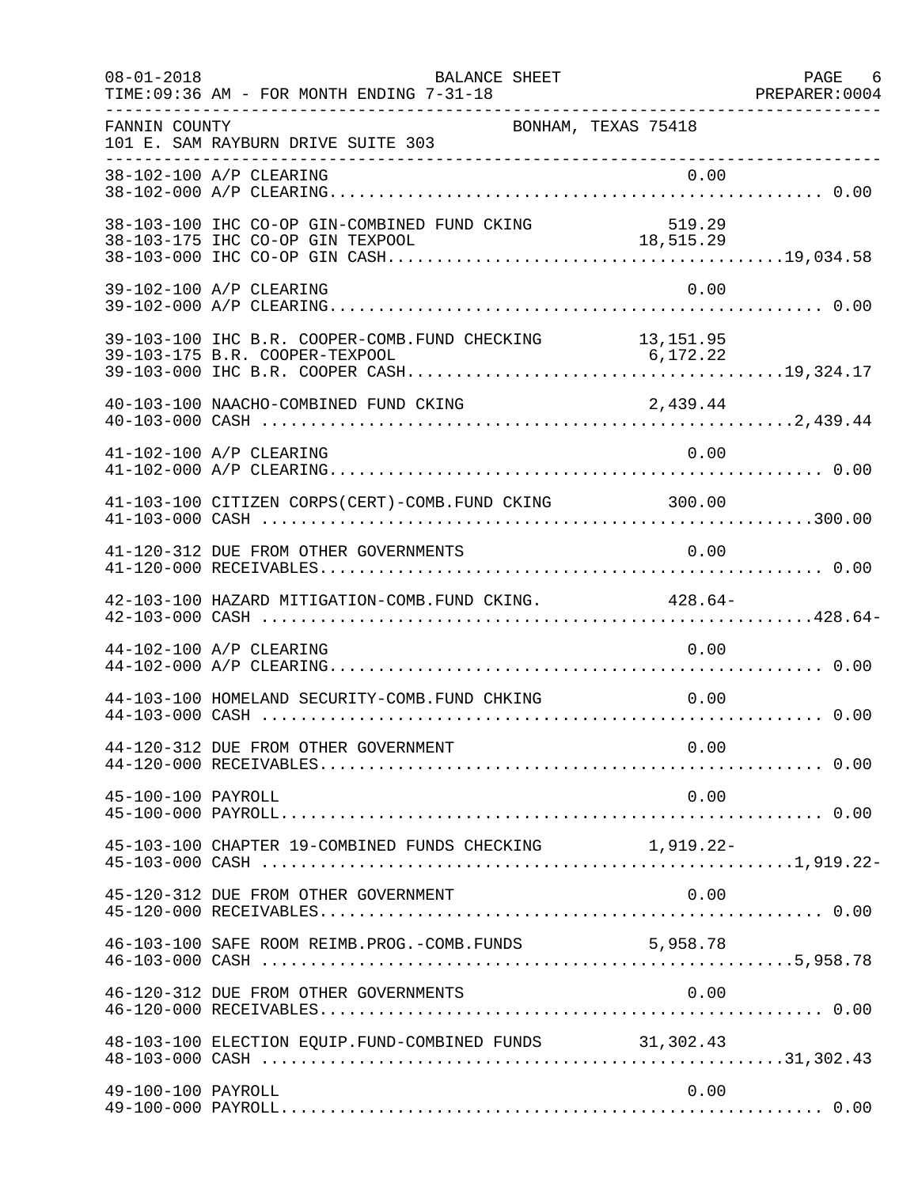FANNIN COUNTY BONHAM, TEXAS 75418
101 E. SAM RAYBURN DRIVE SUITE 303

| Account | Description | Amount | Total |
|---|---|---|---|
| 38-102-100 | A/P CLEARING | 0.00 | |
| 38-102-000 | A/P CLEARING | | 0.00 |
| 38-103-100 | IHC CO-OP GIN-COMBINED FUND CKING | 519.29 | |
| 38-103-175 | IHC CO-OP GIN TEXPOOL | 18,515.29 | |
| 38-103-000 | IHC CO-OP GIN CASH | | 19,034.58 |
| 39-102-100 | A/P CLEARING | 0.00 | |
| 39-102-000 | A/P CLEARING | | 0.00 |
| 39-103-100 | IHC B.R. COOPER-COMB.FUND CHECKING | 13,151.95 | |
| 39-103-175 | B.R. COOPER-TEXPOOL | 6,172.22 | |
| 39-103-000 | IHC B.R. COOPER CASH | | 19,324.17 |
| 40-103-100 | NAACHO-COMBINED FUND CKING | 2,439.44 | |
| 40-103-000 | CASH | | 2,439.44 |
| 41-102-100 | A/P CLEARING | 0.00 | |
| 41-102-000 | A/P CLEARING | | 0.00 |
| 41-103-100 | CITIZEN CORPS(CERT)-COMB.FUND CKING | 300.00 | |
| 41-103-000 | CASH | | 300.00 |
| 41-120-312 | DUE FROM OTHER GOVERNMENTS | 0.00 | |
| 41-120-000 | RECEIVABLES | | 0.00 |
| 42-103-100 | HAZARD MITIGATION-COMB.FUND CKING. | 428.64- | |
| 42-103-000 | CASH | | 428.64- |
| 44-102-100 | A/P CLEARING | 0.00 | |
| 44-102-000 | A/P CLEARING | | 0.00 |
| 44-103-100 | HOMELAND SECURITY-COMB.FUND CHKING | 0.00 | |
| 44-103-000 | CASH | | 0.00 |
| 44-120-312 | DUE FROM OTHER GOVERNMENT | 0.00 | |
| 44-120-000 | RECEIVABLES | | 0.00 |
| 45-100-100 | PAYROLL | 0.00 | |
| 45-100-000 | PAYROLL | | 0.00 |
| 45-103-100 | CHAPTER 19-COMBINED FUNDS CHECKING | 1,919.22- | |
| 45-103-000 | CASH | | 1,919.22- |
| 45-120-312 | DUE FROM OTHER GOVERNMENT | 0.00 | |
| 45-120-000 | RECEIVABLES | | 0.00 |
| 46-103-100 | SAFE ROOM REIMB.PROG.-COMB.FUNDS | 5,958.78 | |
| 46-103-000 | CASH | | 5,958.78 |
| 46-120-312 | DUE FROM OTHER GOVERNMENTS | 0.00 | |
| 46-120-000 | RECEIVABLES | | 0.00 |
| 48-103-100 | ELECTION EQUIP.FUND-COMBINED FUNDS | 31,302.43 | |
| 48-103-000 | CASH | | 31,302.43 |
| 49-100-100 | PAYROLL | 0.00 | |
| 49-100-000 | PAYROLL | | 0.00 |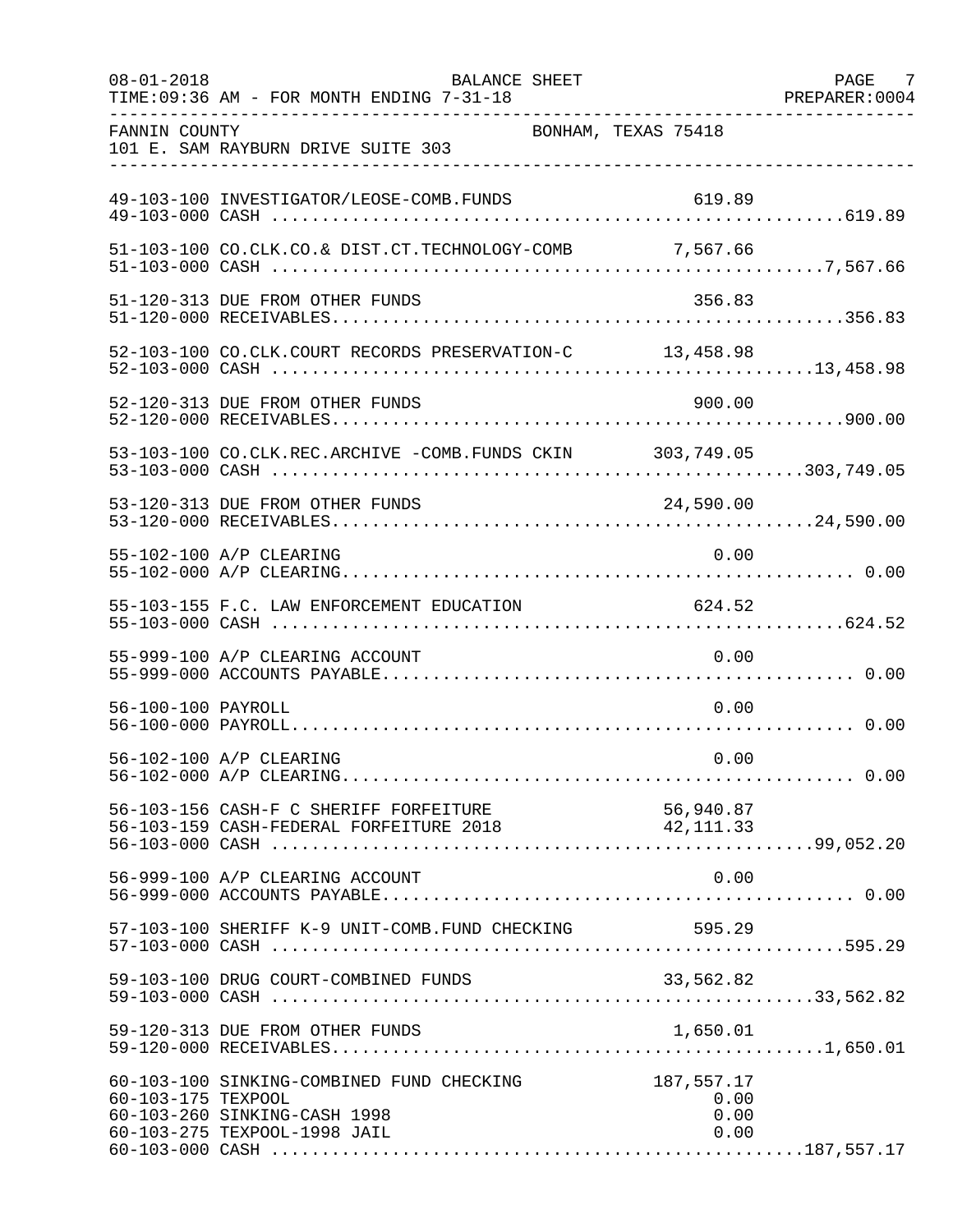FANNIN COUNTY BONHAM, TEXAS 75418
101 E. SAM RAYBURN DRIVE SUITE 303

| Account | Description | Amount | Total |
|---|---|---|---|
| 49-103-100 | INVESTIGATOR/LEOSE-COMB.FUNDS | 619.89 | |
| 49-103-000 | CASH | | 619.89 |
| 51-103-100 | CO.CLK.CO.& DIST.CT.TECHNOLOGY-COMB | 7,567.66 | |
| 51-103-000 | CASH | | 7,567.66 |
| 51-120-313 | DUE FROM OTHER FUNDS | 356.83 | |
| 51-120-000 | RECEIVABLES | | 356.83 |
| 52-103-100 | CO.CLK.COURT RECORDS PRESERVATION-C | 13,458.98 | |
| 52-103-000 | CASH | | 13,458.98 |
| 52-120-313 | DUE FROM OTHER FUNDS | 900.00 | |
| 52-120-000 | RECEIVABLES | | 900.00 |
| 53-103-100 | CO.CLK.REC.ARCHIVE -COMB.FUNDS CKIN | 303,749.05 | |
| 53-103-000 | CASH | | 303,749.05 |
| 53-120-313 | DUE FROM OTHER FUNDS | 24,590.00 | |
| 53-120-000 | RECEIVABLES | | 24,590.00 |
| 55-102-100 | A/P CLEARING | 0.00 | |
| 55-102-000 | A/P CLEARING | | 0.00 |
| 55-103-155 | F.C. LAW ENFORCEMENT EDUCATION | 624.52 | |
| 55-103-000 | CASH | | 624.52 |
| 55-999-100 | A/P CLEARING ACCOUNT | 0.00 | |
| 55-999-000 | ACCOUNTS PAYABLE | | 0.00 |
| 56-100-100 | PAYROLL | 0.00 | |
| 56-100-000 | PAYROLL | | 0.00 |
| 56-102-100 | A/P CLEARING | 0.00 | |
| 56-102-000 | A/P CLEARING | | 0.00 |
| 56-103-156 | CASH-F C SHERIFF FORFEITURE | 56,940.87 | |
| 56-103-159 | CASH-FEDERAL FORFEITURE 2018 | 42,111.33 | |
| 56-103-000 | CASH | | 99,052.20 |
| 56-999-100 | A/P CLEARING ACCOUNT | 0.00 | |
| 56-999-000 | ACCOUNTS PAYABLE | | 0.00 |
| 57-103-100 | SHERIFF K-9 UNIT-COMB.FUND CHECKING | 595.29 | |
| 57-103-000 | CASH | | 595.29 |
| 59-103-100 | DRUG COURT-COMBINED FUNDS | 33,562.82 | |
| 59-103-000 | CASH | | 33,562.82 |
| 59-120-313 | DUE FROM OTHER FUNDS | 1,650.01 | |
| 59-120-000 | RECEIVABLES | | 1,650.01 |
| 60-103-100 | SINKING-COMBINED FUND CHECKING | 187,557.17 | |
| 60-103-175 | TEXPOOL | 0.00 | |
| 60-103-260 | SINKING-CASH 1998 | 0.00 | |
| 60-103-275 | TEXPOOL-1998 JAIL | 0.00 | |
| 60-103-000 | CASH | | 187,557.17 |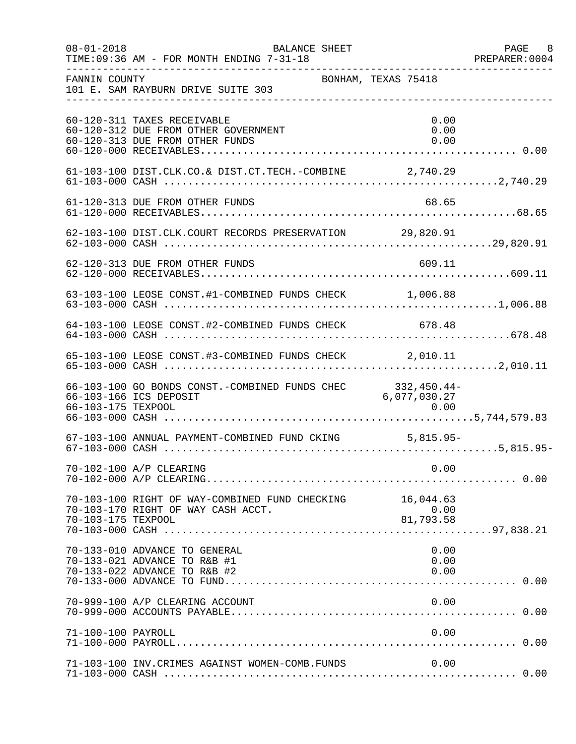FANNIN COUNTY　　　　　　　　　　　　　　BONHAM, TEXAS 75418
101 E. SAM RAYBURN DRIVE SUITE 303

BALANCE SHEET
08-01-2018 TIME:09:36 AM - FOR MONTH ENDING 7-31-18

| Account | Description | Amount | Total |
|---|---|---|---|
| 60-120-311 | TAXES RECEIVABLE | 0.00 | |
| 60-120-312 | DUE FROM OTHER GOVERNMENT | 0.00 | |
| 60-120-313 | DUE FROM OTHER FUNDS | 0.00 | |
| 60-120-000 | RECEIVABLES | | 0.00 |
| 61-103-100 | DIST.CLK.CO.& DIST.CT.TECH.-COMBINE | 2,740.29 | |
| 61-103-000 | CASH | | 2,740.29 |
| 61-120-313 | DUE FROM OTHER FUNDS | 68.65 | |
| 61-120-000 | RECEIVABLES | | 68.65 |
| 62-103-100 | DIST.CLK.COURT RECORDS PRESERVATION | 29,820.91 | |
| 62-103-000 | CASH | | 29,820.91 |
| 62-120-313 | DUE FROM OTHER FUNDS | 609.11 | |
| 62-120-000 | RECEIVABLES | | 609.11 |
| 63-103-100 | LEOSE CONST.#1-COMBINED FUNDS CHECK | 1,006.88 | |
| 63-103-000 | CASH | | 1,006.88 |
| 64-103-100 | LEOSE CONST.#2-COMBINED FUNDS CHECK | 678.48 | |
| 64-103-000 | CASH | | 678.48 |
| 65-103-100 | LEOSE CONST.#3-COMBINED FUNDS CHECK | 2,010.11 | |
| 65-103-000 | CASH | | 2,010.11 |
| 66-103-100 | GO BONDS CONST.-COMBINED FUNDS CHEC | 332,450.44- | |
| 66-103-166 | ICS DEPOSIT | 6,077,030.27 | |
| 66-103-175 | TEXPOOL | 0.00 | |
| 66-103-000 | CASH | | 5,744,579.83 |
| 67-103-100 | ANNUAL PAYMENT-COMBINED FUND CKING | 5,815.95- | |
| 67-103-000 | CASH | | 5,815.95- |
| 70-102-100 | A/P CLEARING | 0.00 | |
| 70-102-000 | A/P CLEARING | | 0.00 |
| 70-103-100 | RIGHT OF WAY-COMBINED FUND CHECKING | 16,044.63 | |
| 70-103-170 | RIGHT OF WAY CASH ACCT. | 0.00 | |
| 70-103-175 | TEXPOOL | 81,793.58 | |
| 70-103-000 | CASH | | 97,838.21 |
| 70-133-010 | ADVANCE TO GENERAL | 0.00 | |
| 70-133-021 | ADVANCE TO R&B #1 | 0.00 | |
| 70-133-022 | ADVANCE TO R&B #2 | 0.00 | |
| 70-133-000 | ADVANCE TO FUND | | 0.00 |
| 70-999-100 | A/P CLEARING ACCOUNT | 0.00 | |
| 70-999-000 | ACCOUNTS PAYABLE | | 0.00 |
| 71-100-100 | PAYROLL | 0.00 | |
| 71-100-000 | PAYROLL | | 0.00 |
| 71-103-100 | INV.CRIMES AGAINST WOMEN-COMB.FUNDS | 0.00 | |
| 71-103-000 | CASH | | 0.00 |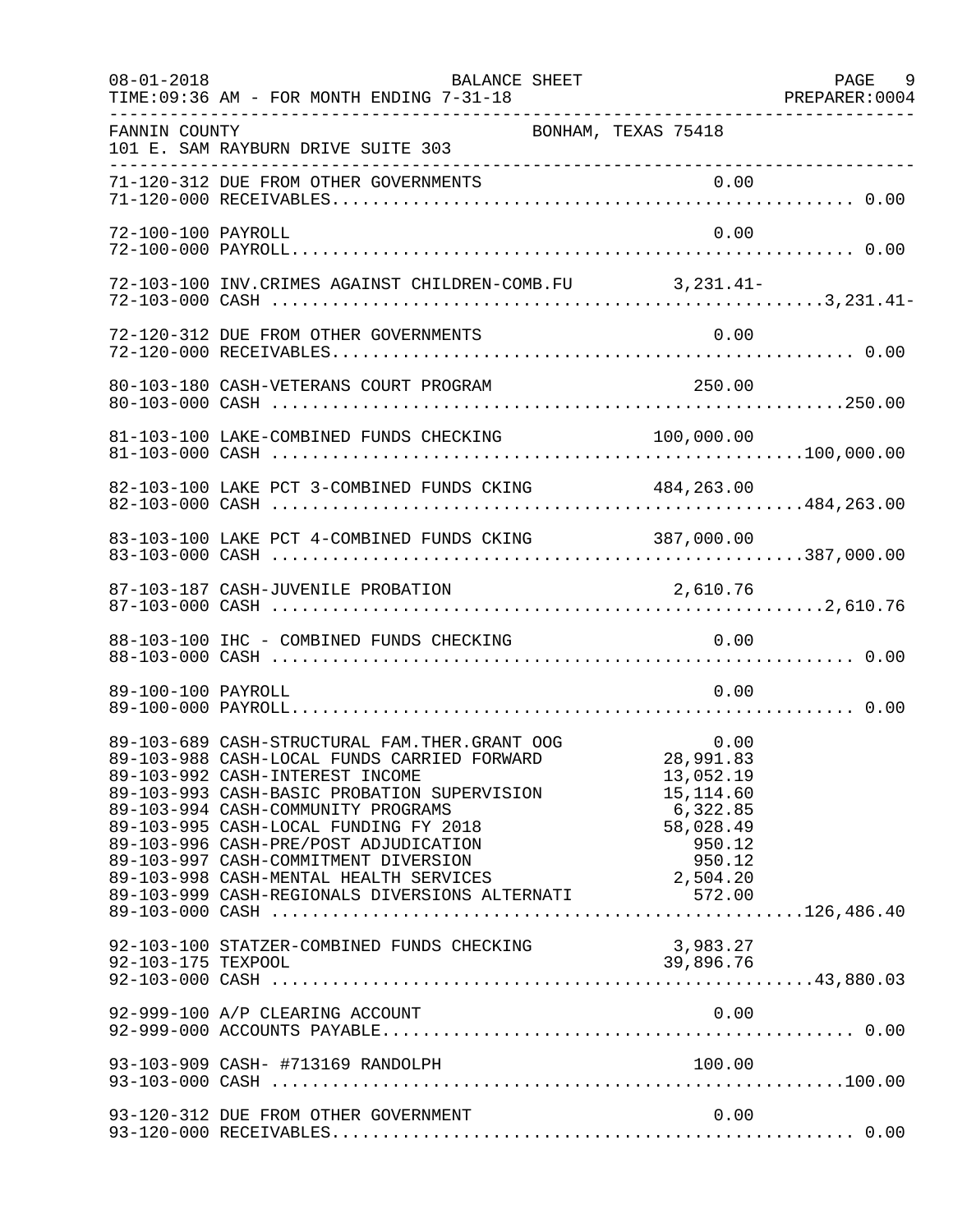08-01-2018 BALANCE SHEET PAGE 9
TIME:09:36 AM - FOR MONTH ENDING 7-31-18 PREPARER:0004

FANNIN COUNTY BONHAM, TEXAS 75418
101 E. SAM RAYBURN DRIVE SUITE 303

| Account | Description | Amount | Total |
|---|---|---|---|
| 71-120-312 | DUE FROM OTHER GOVERNMENTS | 0.00 | |
| 71-120-000 | RECEIVABLES | | 0.00 |
| 72-100-100 | PAYROLL | 0.00 | |
| 72-100-000 | PAYROLL | | 0.00 |
| 72-103-100 | INV.CRIMES AGAINST CHILDREN-COMB.FU | 3,231.41- | |
| 72-103-000 | CASH | | 3,231.41- |
| 72-120-312 | DUE FROM OTHER GOVERNMENTS | 0.00 | |
| 72-120-000 | RECEIVABLES | | 0.00 |
| 80-103-180 | CASH-VETERANS COURT PROGRAM | 250.00 | |
| 80-103-000 | CASH | | 250.00 |
| 81-103-100 | LAKE-COMBINED FUNDS CHECKING | 100,000.00 | |
| 81-103-000 | CASH | | 100,000.00 |
| 82-103-100 | LAKE PCT 3-COMBINED FUNDS CKING | 484,263.00 | |
| 82-103-000 | CASH | | 484,263.00 |
| 83-103-100 | LAKE PCT 4-COMBINED FUNDS CKING | 387,000.00 | |
| 83-103-000 | CASH | | 387,000.00 |
| 87-103-187 | CASH-JUVENILE PROBATION | 2,610.76 | |
| 87-103-000 | CASH | | 2,610.76 |
| 88-103-100 | IHC - COMBINED FUNDS CHECKING | 0.00 | |
| 88-103-000 | CASH | | 0.00 |
| 89-100-100 | PAYROLL | 0.00 | |
| 89-100-000 | PAYROLL | | 0.00 |
| 89-103-689 | CASH-STRUCTURAL FAM.THER.GRANT OOG | 0.00 | |
| 89-103-988 | CASH-LOCAL FUNDS CARRIED FORWARD | 28,991.83 | |
| 89-103-992 | CASH-INTEREST INCOME | 13,052.19 | |
| 89-103-993 | CASH-BASIC PROBATION SUPERVISION | 15,114.60 | |
| 89-103-994 | CASH-COMMUNITY PROGRAMS | 6,322.85 | |
| 89-103-995 | CASH-LOCAL FUNDING FY 2018 | 58,028.49 | |
| 89-103-996 | CASH-PRE/POST ADJUDICATION | 950.12 | |
| 89-103-997 | CASH-COMMITMENT DIVERSION | 950.12 | |
| 89-103-998 | CASH-MENTAL HEALTH SERVICES | 2,504.20 | |
| 89-103-999 | CASH-REGIONALS DIVERSIONS ALTERNATI | 572.00 | |
| 89-103-000 | CASH | | 126,486.40 |
| 92-103-100 | STATZER-COMBINED FUNDS CHECKING | 3,983.27 | |
| 92-103-175 | TEXPOOL | 39,896.76 | |
| 92-103-000 | CASH | | 43,880.03 |
| 92-999-100 | A/P CLEARING ACCOUNT | 0.00 | |
| 92-999-000 | ACCOUNTS PAYABLE | | 0.00 |
| 93-103-909 | CASH- #713169 RANDOLPH | 100.00 | |
| 93-103-000 | CASH | | 100.00 |
| 93-120-312 | DUE FROM OTHER GOVERNMENT | 0.00 | |
| 93-120-000 | RECEIVABLES | | 0.00 |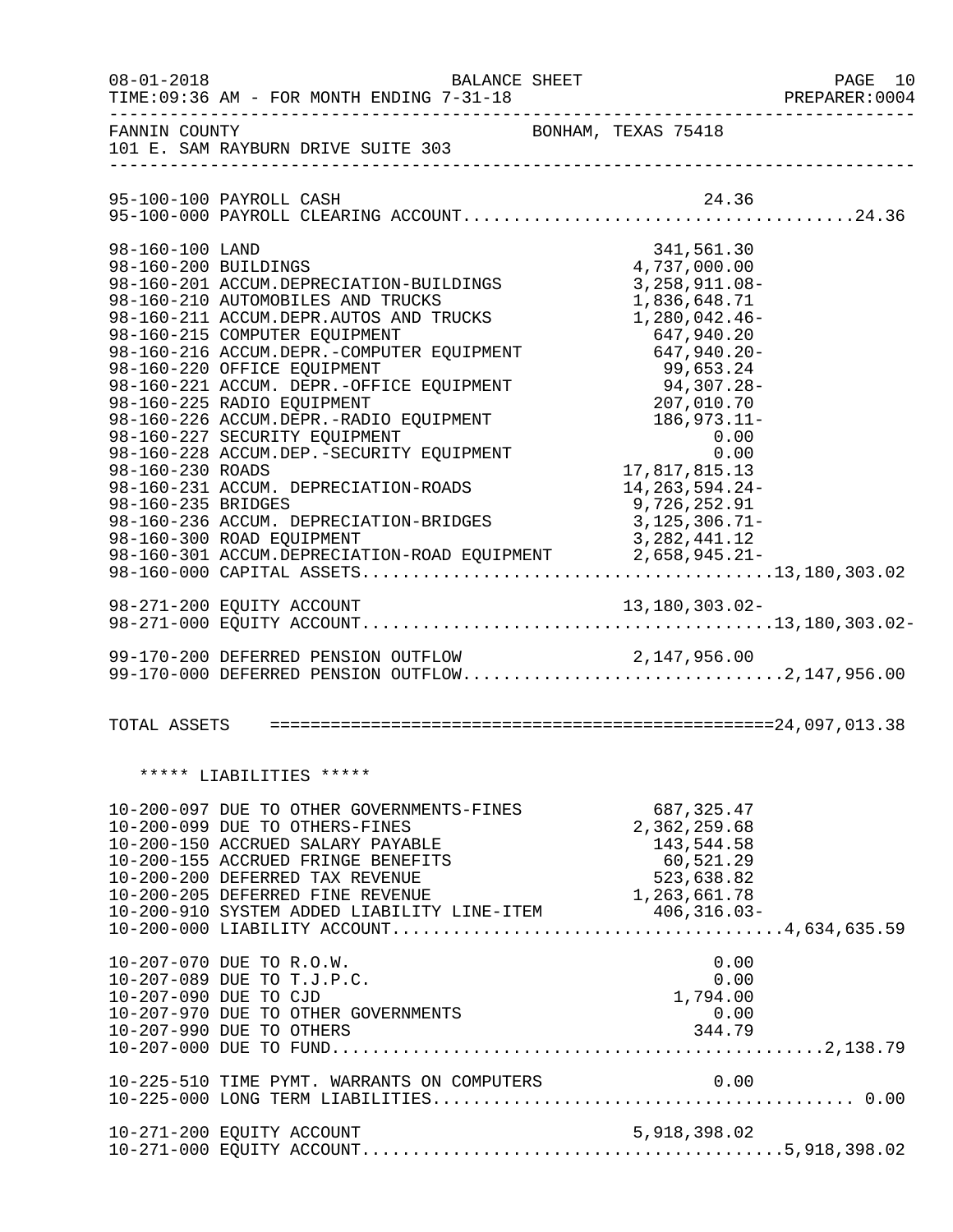BALANCE SHEET

TIME:09:36 AM - FOR MONTH ENDING 7-31-18

FANNIN COUNTY BONHAM, TEXAS 75418

101 E. SAM RAYBURN DRIVE SUITE 303

| Account | Description | Detail | Total |
|---|---|---|---|
| 95-100-100 | PAYROLL CASH | 24.36 | |
| 95-100-000 | PAYROLL CLEARING ACCOUNT | | 24.36 |
| 98-160-100 | LAND | 341,561.30 | |
| 98-160-200 | BUILDINGS | 4,737,000.00 | |
| 98-160-201 | ACCUM.DEPRECIATION-BUILDINGS | 3,258,911.08- | |
| 98-160-210 | AUTOMOBILES AND TRUCKS | 1,836,648.71 | |
| 98-160-211 | ACCUM.DEPR.AUTOS AND TRUCKS | 1,280,042.46- | |
| 98-160-215 | COMPUTER EQUIPMENT | 647,940.20 | |
| 98-160-216 | ACCUM.DEPR.-COMPUTER EQUIPMENT | 647,940.20- | |
| 98-160-220 | OFFICE EQUIPMENT | 99,653.24 | |
| 98-160-221 | ACCUM. DEPR.-OFFICE EQUIPMENT | 94,307.28- | |
| 98-160-225 | RADIO EQUIPMENT | 207,010.70 | |
| 98-160-226 | ACCUM.DEPR.-RADIO EQUIPMENT | 186,973.11- | |
| 98-160-227 | SECURITY EQUIPMENT | 0.00 | |
| 98-160-228 | ACCUM.DEP.-SECURITY EQUIPMENT | 0.00 | |
| 98-160-230 | ROADS | 17,817,815.13 | |
| 98-160-231 | ACCUM. DEPRECIATION-ROADS | 14,263,594.24- | |
| 98-160-235 | BRIDGES | 9,726,252.91 | |
| 98-160-236 | ACCUM. DEPRECIATION-BRIDGES | 3,125,306.71- | |
| 98-160-300 | ROAD EQUIPMENT | 3,282,441.12 | |
| 98-160-301 | ACCUM.DEPRECIATION-ROAD EQUIPMENT | 2,658,945.21- | |
| 98-160-000 | CAPITAL ASSETS | | 13,180,303.02 |
| 98-271-200 | EQUITY ACCOUNT | 13,180,303.02- | |
| 98-271-000 | EQUITY ACCOUNT | | 13,180,303.02- |
| 99-170-200 | DEFERRED PENSION OUTFLOW | 2,147,956.00 | |
| 99-170-000 | DEFERRED PENSION OUTFLOW | | 2,147,956.00 |
| TOTAL ASSETS | | | 24,097,013.38 |

***** LIABILITIES *****

| Account | Description | Detail | Total |
|---|---|---|---|
| 10-200-097 | DUE TO OTHER GOVERNMENTS-FINES | 687,325.47 | |
| 10-200-099 | DUE TO OTHERS-FINES | 2,362,259.68 | |
| 10-200-150 | ACCRUED SALARY PAYABLE | 143,544.58 | |
| 10-200-155 | ACCRUED FRINGE BENEFITS | 60,521.29 | |
| 10-200-200 | DEFERRED TAX REVENUE | 523,638.82 | |
| 10-200-205 | DEFERRED FINE REVENUE | 1,263,661.78 | |
| 10-200-910 | SYSTEM ADDED LIABILITY LINE-ITEM | 406,316.03- | |
| 10-200-000 | LIABILITY ACCOUNT | | 4,634,635.59 |
| 10-207-070 | DUE TO R.O.W. | 0.00 | |
| 10-207-089 | DUE TO T.J.P.C. | 0.00 | |
| 10-207-090 | DUE TO CJD | 1,794.00 | |
| 10-207-970 | DUE TO OTHER GOVERNMENTS | 0.00 | |
| 10-207-990 | DUE TO OTHERS | 344.79 | |
| 10-207-000 | DUE TO FUND | | 2,138.79 |
| 10-225-510 | TIME PYMT. WARRANTS ON COMPUTERS | 0.00 | |
| 10-225-000 | LONG TERM LIABILITIES | | 0.00 |
| 10-271-200 | EQUITY ACCOUNT | 5,918,398.02 | |
| 10-271-000 | EQUITY ACCOUNT | | 5,918,398.02 |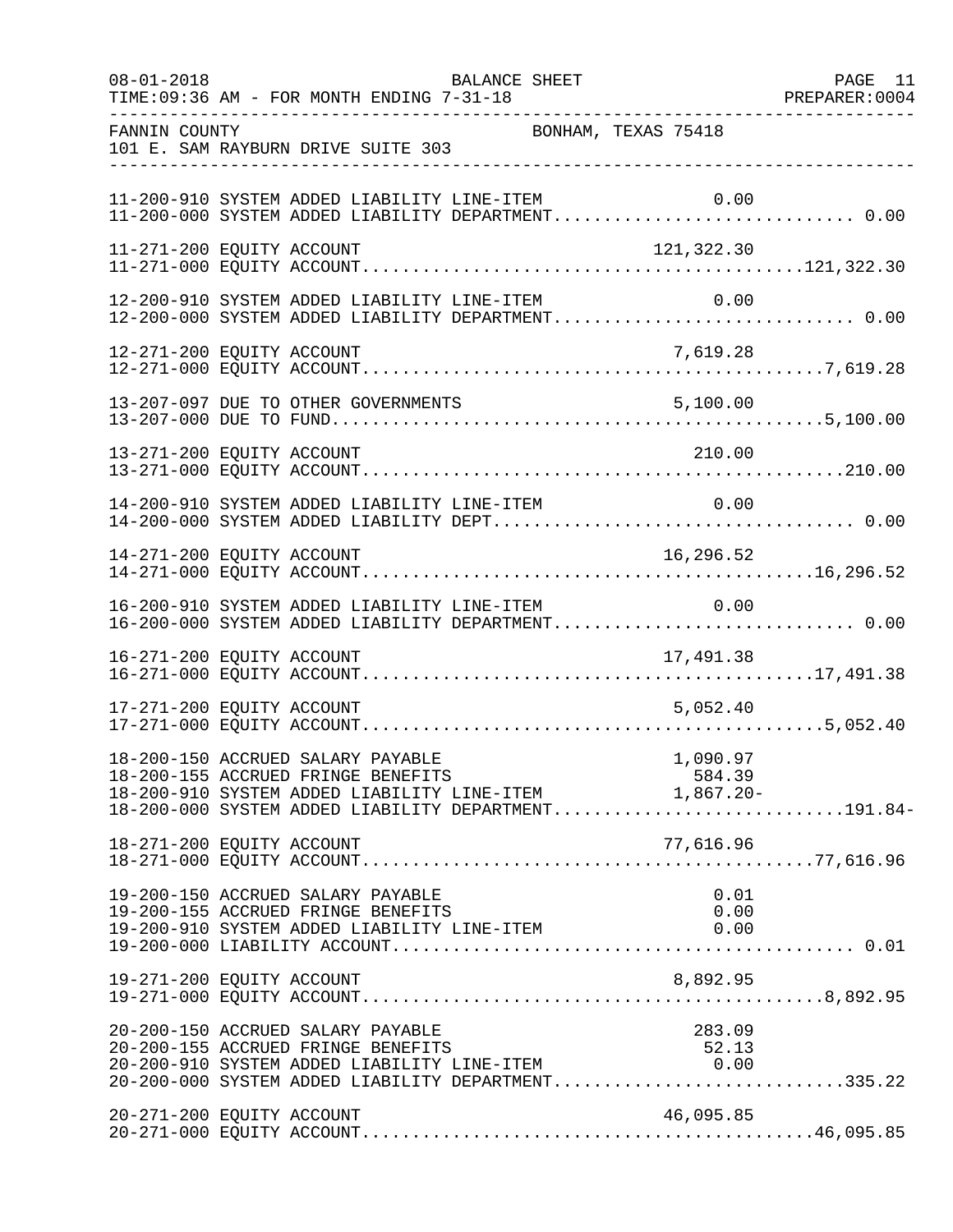FANNIN COUNTY BONHAM, TEXAS 75418
101 E. SAM RAYBURN DRIVE SUITE 303

| Account | Description | Line Item | Total |
|---|---|---|---|
| 11-200-910 | SYSTEM ADDED LIABILITY LINE-ITEM | 0.00 | |
| 11-200-000 | SYSTEM ADDED LIABILITY DEPARTMENT | | 0.00 |
| 11-271-200 | EQUITY ACCOUNT | 121,322.30 | |
| 11-271-000 | EQUITY ACCOUNT | | 121,322.30 |
| 12-200-910 | SYSTEM ADDED LIABILITY LINE-ITEM | 0.00 | |
| 12-200-000 | SYSTEM ADDED LIABILITY DEPARTMENT | | 0.00 |
| 12-271-200 | EQUITY ACCOUNT | 7,619.28 | |
| 12-271-000 | EQUITY ACCOUNT | | 7,619.28 |
| 13-207-097 | DUE TO OTHER GOVERNMENTS | 5,100.00 | |
| 13-207-000 | DUE TO FUND | | 5,100.00 |
| 13-271-200 | EQUITY ACCOUNT | 210.00 | |
| 13-271-000 | EQUITY ACCOUNT | | 210.00 |
| 14-200-910 | SYSTEM ADDED LIABILITY LINE-ITEM | 0.00 | |
| 14-200-000 | SYSTEM ADDED LIABILITY DEPT | | 0.00 |
| 14-271-200 | EQUITY ACCOUNT | 16,296.52 | |
| 14-271-000 | EQUITY ACCOUNT | | 16,296.52 |
| 16-200-910 | SYSTEM ADDED LIABILITY LINE-ITEM | 0.00 | |
| 16-200-000 | SYSTEM ADDED LIABILITY DEPARTMENT | | 0.00 |
| 16-271-200 | EQUITY ACCOUNT | 17,491.38 | |
| 16-271-000 | EQUITY ACCOUNT | | 17,491.38 |
| 17-271-200 | EQUITY ACCOUNT | 5,052.40 | |
| 17-271-000 | EQUITY ACCOUNT | | 5,052.40 |
| 18-200-150 | ACCRUED SALARY PAYABLE | 1,090.97 | |
| 18-200-155 | ACCRUED FRINGE BENEFITS | 584.39 | |
| 18-200-910 | SYSTEM ADDED LIABILITY LINE-ITEM | 1,867.20- | |
| 18-200-000 | SYSTEM ADDED LIABILITY DEPARTMENT | | 191.84- |
| 18-271-200 | EQUITY ACCOUNT | 77,616.96 | |
| 18-271-000 | EQUITY ACCOUNT | | 77,616.96 |
| 19-200-150 | ACCRUED SALARY PAYABLE | 0.01 | |
| 19-200-155 | ACCRUED FRINGE BENEFITS | 0.00 | |
| 19-200-910 | SYSTEM ADDED LIABILITY LINE-ITEM | 0.00 | |
| 19-200-000 | LIABILITY ACCOUNT | | 0.01 |
| 19-271-200 | EQUITY ACCOUNT | 8,892.95 | |
| 19-271-000 | EQUITY ACCOUNT | | 8,892.95 |
| 20-200-150 | ACCRUED SALARY PAYABLE | 283.09 | |
| 20-200-155 | ACCRUED FRINGE BENEFITS | 52.13 | |
| 20-200-910 | SYSTEM ADDED LIABILITY LINE-ITEM | 0.00 | |
| 20-200-000 | SYSTEM ADDED LIABILITY DEPARTMENT | | 335.22 |
| 20-271-200 | EQUITY ACCOUNT | 46,095.85 | |
| 20-271-000 | EQUITY ACCOUNT | | 46,095.85 |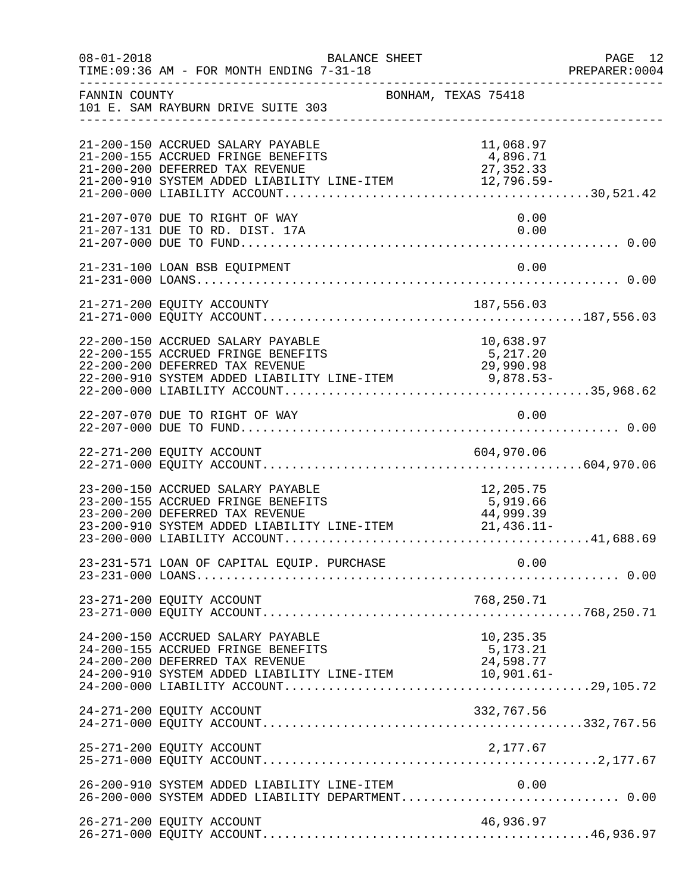08-01-2018 BALANCE SHEET PAGE 12
TIME:09:36 AM - FOR MONTH ENDING 7-31-18 PREPARER:0004

FANNIN COUNTY BONHAM, TEXAS 75418
101 E. SAM RAYBURN DRIVE SUITE 303

| Account | Description | Amount | Total |
|---|---|---|---|
| 21-200-150 | ACCRUED SALARY PAYABLE | 11,068.97 | |
| 21-200-155 | ACCRUED FRINGE BENEFITS | 4,896.71 | |
| 21-200-200 | DEFERRED TAX REVENUE | 27,352.33 | |
| 21-200-910 | SYSTEM ADDED LIABILITY LINE-ITEM | 12,796.59- | |
| 21-200-000 | LIABILITY ACCOUNT | | 30,521.42 |
| 21-207-070 | DUE TO RIGHT OF WAY | 0.00 | |
| 21-207-131 | DUE TO RD. DIST. 17A | 0.00 | |
| 21-207-000 | DUE TO FUND | | 0.00 |
| 21-231-100 | LOAN BSB EQUIPMENT | 0.00 | |
| 21-231-000 | LOANS | | 0.00 |
| 21-271-200 | EQUITY ACCOUNTY | 187,556.03 | |
| 21-271-000 | EQUITY ACCOUNT | | 187,556.03 |
| 22-200-150 | ACCRUED SALARY PAYABLE | 10,638.97 | |
| 22-200-155 | ACCRUED FRINGE BENEFITS | 5,217.20 | |
| 22-200-200 | DEFERRED TAX REVENUE | 29,990.98 | |
| 22-200-910 | SYSTEM ADDED LIABILITY LINE-ITEM | 9,878.53- | |
| 22-200-000 | LIABILITY ACCOUNT | | 35,968.62 |
| 22-207-070 | DUE TO RIGHT OF WAY | 0.00 | |
| 22-207-000 | DUE TO FUND | | 0.00 |
| 22-271-200 | EQUITY ACCOUNT | 604,970.06 | |
| 22-271-000 | EQUITY ACCOUNT | | 604,970.06 |
| 23-200-150 | ACCRUED SALARY PAYABLE | 12,205.75 | |
| 23-200-155 | ACCRUED FRINGE BENEFITS | 5,919.66 | |
| 23-200-200 | DEFERRED TAX REVENUE | 44,999.39 | |
| 23-200-910 | SYSTEM ADDED LIABILITY LINE-ITEM | 21,436.11- | |
| 23-200-000 | LIABILITY ACCOUNT | | 41,688.69 |
| 23-231-571 | LOAN OF CAPITAL EQUIP. PURCHASE | 0.00 | |
| 23-231-000 | LOANS | | 0.00 |
| 23-271-200 | EQUITY ACCOUNT | 768,250.71 | |
| 23-271-000 | EQUITY ACCOUNT | | 768,250.71 |
| 24-200-150 | ACCRUED SALARY PAYABLE | 10,235.35 | |
| 24-200-155 | ACCRUED FRINGE BENEFITS | 5,173.21 | |
| 24-200-200 | DEFERRED TAX REVENUE | 24,598.77 | |
| 24-200-910 | SYSTEM ADDED LIABILITY LINE-ITEM | 10,901.61- | |
| 24-200-000 | LIABILITY ACCOUNT | | 29,105.72 |
| 24-271-200 | EQUITY ACCOUNT | 332,767.56 | |
| 24-271-000 | EQUITY ACCOUNT | | 332,767.56 |
| 25-271-200 | EQUITY ACCOUNT | 2,177.67 | |
| 25-271-000 | EQUITY ACCOUNT | | 2,177.67 |
| 26-200-910 | SYSTEM ADDED LIABILITY LINE-ITEM | 0.00 | |
| 26-200-000 | SYSTEM ADDED LIABILITY DEPARTMENT | | 0.00 |
| 26-271-200 | EQUITY ACCOUNT | 46,936.97 | |
| 26-271-000 | EQUITY ACCOUNT | | 46,936.97 |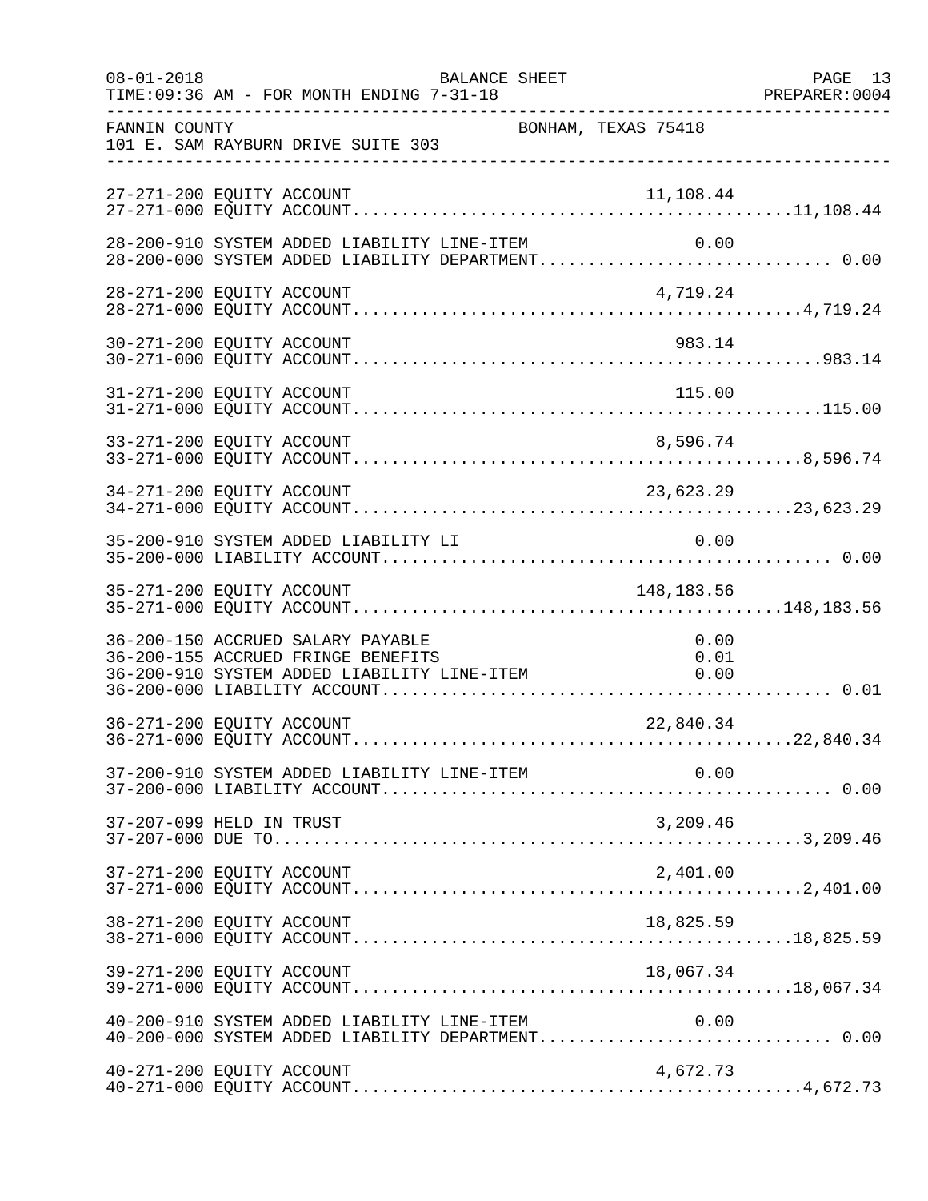FANNIN COUNTY BONHAM, TEXAS 75418
101 E. SAM RAYBURN DRIVE SUITE 303

| Account | Line-Item Amount | Total |
|---|---|---|
| 27-271-200 EQUITY ACCOUNT | 11,108.44 | |
| 27-271-000 EQUITY ACCOUNT | | 11,108.44 |
| 28-200-910 SYSTEM ADDED LIABILITY LINE-ITEM | 0.00 | |
| 28-200-000 SYSTEM ADDED LIABILITY DEPARTMENT | | 0.00 |
| 28-271-200 EQUITY ACCOUNT | 4,719.24 | |
| 28-271-000 EQUITY ACCOUNT | | 4,719.24 |
| 30-271-200 EQUITY ACCOUNT | 983.14 | |
| 30-271-000 EQUITY ACCOUNT | | 983.14 |
| 31-271-200 EQUITY ACCOUNT | 115.00 | |
| 31-271-000 EQUITY ACCOUNT | | 115.00 |
| 33-271-200 EQUITY ACCOUNT | 8,596.74 | |
| 33-271-000 EQUITY ACCOUNT | | 8,596.74 |
| 34-271-200 EQUITY ACCOUNT | 23,623.29 | |
| 34-271-000 EQUITY ACCOUNT | | 23,623.29 |
| 35-200-910 SYSTEM ADDED LIABILITY LI | 0.00 | |
| 35-200-000 LIABILITY ACCOUNT | | 0.00 |
| 35-271-200 EQUITY ACCOUNT | 148,183.56 | |
| 35-271-000 EQUITY ACCOUNT | | 148,183.56 |
| 36-200-150 ACCRUED SALARY PAYABLE | 0.00 | |
| 36-200-155 ACCRUED FRINGE BENEFITS | 0.01 | |
| 36-200-910 SYSTEM ADDED LIABILITY LINE-ITEM | 0.00 | |
| 36-200-000 LIABILITY ACCOUNT | | 0.01 |
| 36-271-200 EQUITY ACCOUNT | 22,840.34 | |
| 36-271-000 EQUITY ACCOUNT | | 22,840.34 |
| 37-200-910 SYSTEM ADDED LIABILITY LINE-ITEM | 0.00 | |
| 37-200-000 LIABILITY ACCOUNT | | 0.00 |
| 37-207-099 HELD IN TRUST | 3,209.46 | |
| 37-207-000 DUE TO | | 3,209.46 |
| 37-271-200 EQUITY ACCOUNT | 2,401.00 | |
| 37-271-000 EQUITY ACCOUNT | | 2,401.00 |
| 38-271-200 EQUITY ACCOUNT | 18,825.59 | |
| 38-271-000 EQUITY ACCOUNT | | 18,825.59 |
| 39-271-200 EQUITY ACCOUNT | 18,067.34 | |
| 39-271-000 EQUITY ACCOUNT | | 18,067.34 |
| 40-200-910 SYSTEM ADDED LIABILITY LINE-ITEM | 0.00 | |
| 40-200-000 SYSTEM ADDED LIABILITY DEPARTMENT | | 0.00 |
| 40-271-200 EQUITY ACCOUNT | 4,672.73 | |
| 40-271-000 EQUITY ACCOUNT | | 4,672.73 |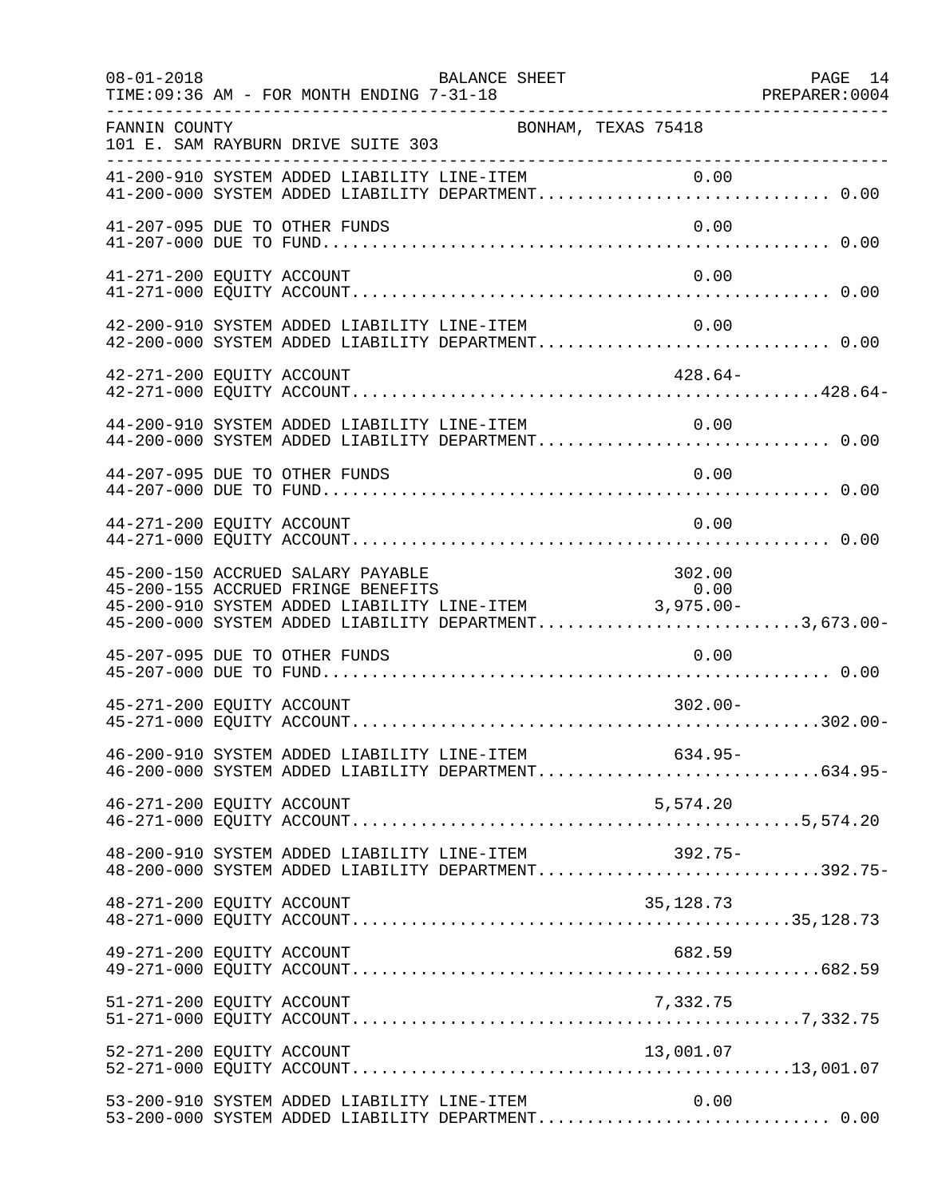FANNIN COUNTY BONHAM, TEXAS 75418
101 E. SAM RAYBURN DRIVE SUITE 303

BALANCE SHEET
08-01-2018
TIME:09:36 AM - FOR MONTH ENDING 7-31-18
PREPARER:0004

| Account | Description | Line-Item Amount | Department Total |
|---|---|---|---|
| 41-200-910 | SYSTEM ADDED LIABILITY LINE-ITEM | 0.00 | |
| 41-200-000 | SYSTEM ADDED LIABILITY DEPARTMENT | | 0.00 |
| 41-207-095 | DUE TO OTHER FUNDS | 0.00 | |
| 41-207-000 | DUE TO FUND | | 0.00 |
| 41-271-200 | EQUITY ACCOUNT | 0.00 | |
| 41-271-000 | EQUITY ACCOUNT | | 0.00 |
| 42-200-910 | SYSTEM ADDED LIABILITY LINE-ITEM | 0.00 | |
| 42-200-000 | SYSTEM ADDED LIABILITY DEPARTMENT | | 0.00 |
| 42-271-200 | EQUITY ACCOUNT | 428.64- | |
| 42-271-000 | EQUITY ACCOUNT | | 428.64- |
| 44-200-910 | SYSTEM ADDED LIABILITY LINE-ITEM | 0.00 | |
| 44-200-000 | SYSTEM ADDED LIABILITY DEPARTMENT | | 0.00 |
| 44-207-095 | DUE TO OTHER FUNDS | 0.00 | |
| 44-207-000 | DUE TO FUND | | 0.00 |
| 44-271-200 | EQUITY ACCOUNT | 0.00 | |
| 44-271-000 | EQUITY ACCOUNT | | 0.00 |
| 45-200-150 | ACCRUED SALARY PAYABLE | 302.00 | |
| 45-200-155 | ACCRUED FRINGE BENEFITS | 0.00 | |
| 45-200-910 | SYSTEM ADDED LIABILITY LINE-ITEM | 3,975.00- | |
| 45-200-000 | SYSTEM ADDED LIABILITY DEPARTMENT | | 3,673.00- |
| 45-207-095 | DUE TO OTHER FUNDS | 0.00 | |
| 45-207-000 | DUE TO FUND | | 0.00 |
| 45-271-200 | EQUITY ACCOUNT | 302.00- | |
| 45-271-000 | EQUITY ACCOUNT | | 302.00- |
| 46-200-910 | SYSTEM ADDED LIABILITY LINE-ITEM | 634.95- | |
| 46-200-000 | SYSTEM ADDED LIABILITY DEPARTMENT | | 634.95- |
| 46-271-200 | EQUITY ACCOUNT | 5,574.20 | |
| 46-271-000 | EQUITY ACCOUNT | | 5,574.20 |
| 48-200-910 | SYSTEM ADDED LIABILITY LINE-ITEM | 392.75- | |
| 48-200-000 | SYSTEM ADDED LIABILITY DEPARTMENT | | 392.75- |
| 48-271-200 | EQUITY ACCOUNT | 35,128.73 | |
| 48-271-000 | EQUITY ACCOUNT | | 35,128.73 |
| 49-271-200 | EQUITY ACCOUNT | 682.59 | |
| 49-271-000 | EQUITY ACCOUNT | | 682.59 |
| 51-271-200 | EQUITY ACCOUNT | 7,332.75 | |
| 51-271-000 | EQUITY ACCOUNT | | 7,332.75 |
| 52-271-200 | EQUITY ACCOUNT | 13,001.07 | |
| 52-271-000 | EQUITY ACCOUNT | | 13,001.07 |
| 53-200-910 | SYSTEM ADDED LIABILITY LINE-ITEM | 0.00 | |
| 53-200-000 | SYSTEM ADDED LIABILITY DEPARTMENT | | 0.00 |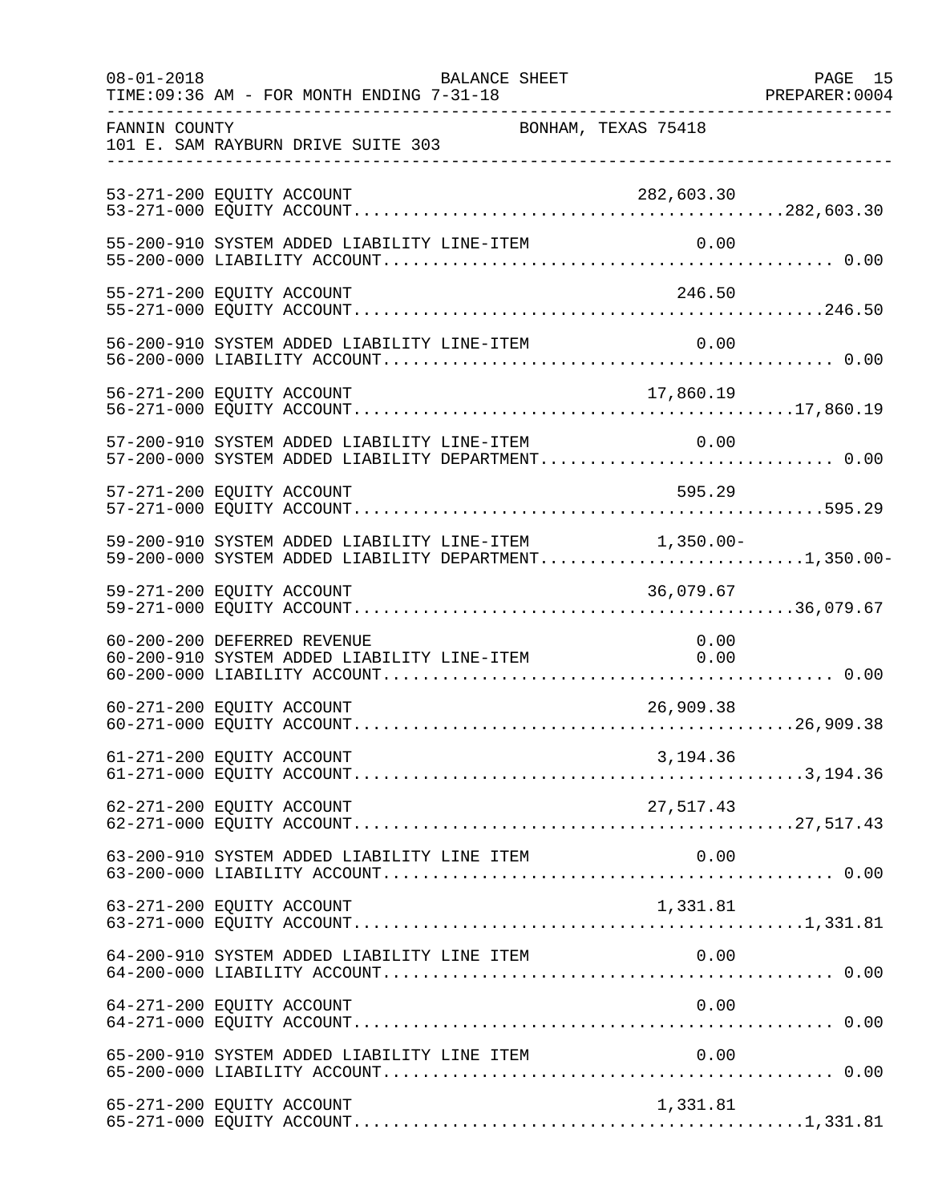FANNIN COUNTY BONHAM, TEXAS 75418
101 E. SAM RAYBURN DRIVE SUITE 303

BALANCE SHEET
FOR MONTH ENDING 7-31-18

| Account | Description | Line Item | Total |
|---|---|---|---|
| 53-271-200 | EQUITY ACCOUNT | 282,603.30 | |
| 53-271-000 | EQUITY ACCOUNT | | 282,603.30 |
| 55-200-910 | SYSTEM ADDED LIABILITY LINE-ITEM | 0.00 | |
| 55-200-000 | LIABILITY ACCOUNT | | 0.00 |
| 55-271-200 | EQUITY ACCOUNT | 246.50 | |
| 55-271-000 | EQUITY ACCOUNT | | 246.50 |
| 56-200-910 | SYSTEM ADDED LIABILITY LINE-ITEM | 0.00 | |
| 56-200-000 | LIABILITY ACCOUNT | | 0.00 |
| 56-271-200 | EQUITY ACCOUNT | 17,860.19 | |
| 56-271-000 | EQUITY ACCOUNT | | 17,860.19 |
| 57-200-910 | SYSTEM ADDED LIABILITY LINE-ITEM | 0.00 | |
| 57-200-000 | SYSTEM ADDED LIABILITY DEPARTMENT | | 0.00 |
| 57-271-200 | EQUITY ACCOUNT | 595.29 | |
| 57-271-000 | EQUITY ACCOUNT | | 595.29 |
| 59-200-910 | SYSTEM ADDED LIABILITY LINE-ITEM | 1,350.00- | |
| 59-200-000 | SYSTEM ADDED LIABILITY DEPARTMENT | | 1,350.00- |
| 59-271-200 | EQUITY ACCOUNT | 36,079.67 | |
| 59-271-000 | EQUITY ACCOUNT | | 36,079.67 |
| 60-200-200 | DEFERRED REVENUE | 0.00 | |
| 60-200-910 | SYSTEM ADDED LIABILITY LINE-ITEM | 0.00 | |
| 60-200-000 | LIABILITY ACCOUNT | | 0.00 |
| 60-271-200 | EQUITY ACCOUNT | 26,909.38 | |
| 60-271-000 | EQUITY ACCOUNT | | 26,909.38 |
| 61-271-200 | EQUITY ACCOUNT | 3,194.36 | |
| 61-271-000 | EQUITY ACCOUNT | | 3,194.36 |
| 62-271-200 | EQUITY ACCOUNT | 27,517.43 | |
| 62-271-000 | EQUITY ACCOUNT | | 27,517.43 |
| 63-200-910 | SYSTEM ADDED LIABILITY LINE ITEM | 0.00 | |
| 63-200-000 | LIABILITY ACCOUNT | | 0.00 |
| 63-271-200 | EQUITY ACCOUNT | 1,331.81 | |
| 63-271-000 | EQUITY ACCOUNT | | 1,331.81 |
| 64-200-910 | SYSTEM ADDED LIABILITY LINE ITEM | 0.00 | |
| 64-200-000 | LIABILITY ACCOUNT | | 0.00 |
| 64-271-200 | EQUITY ACCOUNT | 0.00 | |
| 64-271-000 | EQUITY ACCOUNT | | 0.00 |
| 65-200-910 | SYSTEM ADDED LIABILITY LINE ITEM | 0.00 | |
| 65-200-000 | LIABILITY ACCOUNT | | 0.00 |
| 65-271-200 | EQUITY ACCOUNT | 1,331.81 | |
| 65-271-000 | EQUITY ACCOUNT | | 1,331.81 |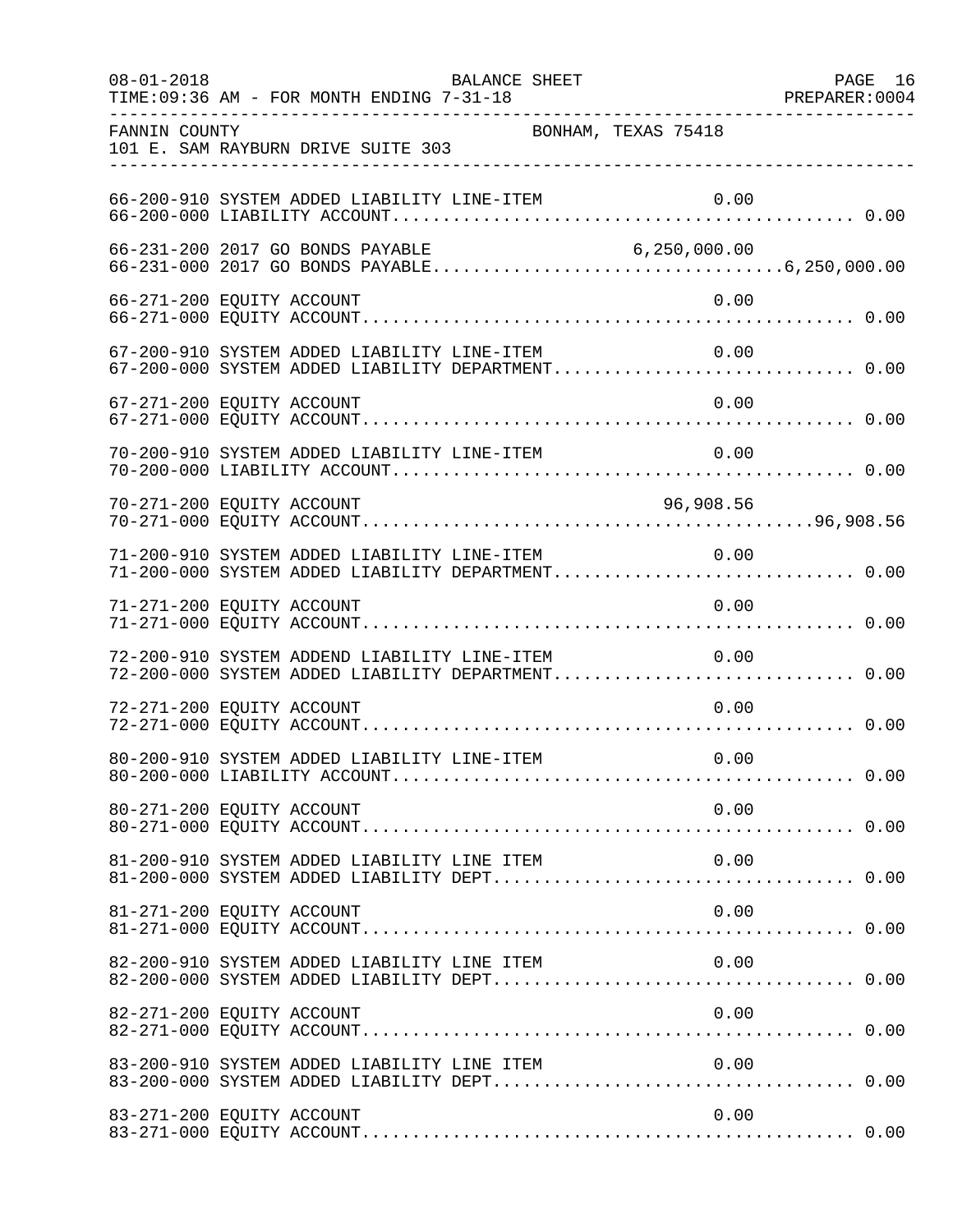FANNIN COUNTY BONHAM, TEXAS 75418
101 E. SAM RAYBURN DRIVE SUITE 303

BALANCE SHEET
08-01-2018
TIME:09:36 AM - FOR MONTH ENDING 7-31-18
PREPARER:0004

```
66-200-910 SYSTEM ADDED LIABILITY LINE-ITEM                    0.00
66-200-000 LIABILITY ACCOUNT............................................... 0.00

66-231-200 2017 GO BONDS PAYABLE                       6,250,000.00
66-231-000 2017 GO BONDS PAYABLE.................................6,250,000.00

66-271-200 EQUITY ACCOUNT                                       0.00
66-271-000 EQUITY ACCOUNT.................................................. 0.00

67-200-910 SYSTEM ADDED LIABILITY LINE-ITEM                    0.00
67-200-000 SYSTEM ADDED LIABILITY DEPARTMENT............................... 0.00

67-271-200 EQUITY ACCOUNT                                       0.00
67-271-000 EQUITY ACCOUNT.................................................. 0.00

70-200-910 SYSTEM ADDED LIABILITY LINE-ITEM                    0.00
70-200-000 LIABILITY ACCOUNT............................................... 0.00

70-271-200 EQUITY ACCOUNT                                  96,908.56
70-271-000 EQUITY ACCOUNT.............................................96,908.56

71-200-910 SYSTEM ADDED LIABILITY LINE-ITEM                    0.00
71-200-000 SYSTEM ADDED LIABILITY DEPARTMENT............................... 0.00

71-271-200 EQUITY ACCOUNT                                       0.00
71-271-000 EQUITY ACCOUNT.................................................. 0.00

72-200-910 SYSTEM ADDEND LIABILITY LINE-ITEM                   0.00
72-200-000 SYSTEM ADDED LIABILITY DEPARTMENT............................... 0.00

72-271-200 EQUITY ACCOUNT                                       0.00
72-271-000 EQUITY ACCOUNT.................................................. 0.00

80-200-910 SYSTEM ADDED LIABILITY LINE-ITEM                    0.00
80-200-000 LIABILITY ACCOUNT............................................... 0.00

80-271-200 EQUITY ACCOUNT                                       0.00
80-271-000 EQUITY ACCOUNT.................................................. 0.00

81-200-910 SYSTEM ADDED LIABILITY LINE ITEM                    0.00
81-200-000 SYSTEM ADDED LIABILITY DEPT..................................... 0.00

81-271-200 EQUITY ACCOUNT                                       0.00
81-271-000 EQUITY ACCOUNT.................................................. 0.00

82-200-910 SYSTEM ADDED LIABILITY LINE ITEM                    0.00
82-200-000 SYSTEM ADDED LIABILITY DEPT..................................... 0.00

82-271-200 EQUITY ACCOUNT                                       0.00
82-271-000 EQUITY ACCOUNT.................................................. 0.00

83-200-910 SYSTEM ADDED LIABILITY LINE ITEM                    0.00
83-200-000 SYSTEM ADDED LIABILITY DEPT..................................... 0.00

83-271-200 EQUITY ACCOUNT                                       0.00
83-271-000 EQUITY ACCOUNT.................................................. 0.00
```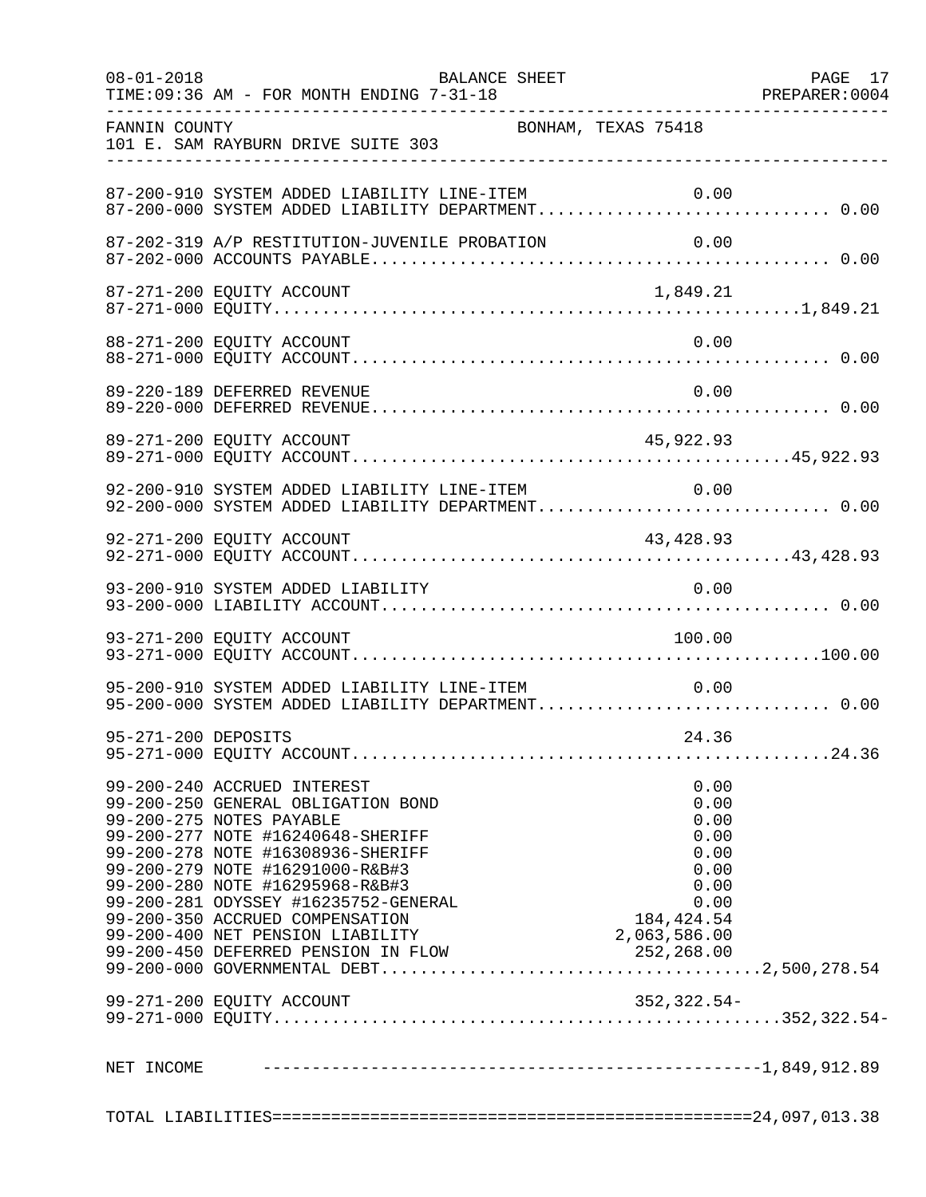FANNIN COUNTY — BONHAM, TEXAS 75418
101 E. SAM RAYBURN DRIVE SUITE 303

BALANCE SHEET
08-01-2018 TIME:09:36 AM - FOR MONTH ENDING 7-31-18 — PREPARER:0004

| Account | Description | Line Amount | Total |
|---|---|---|---|
| 87-200-910 | SYSTEM ADDED LIABILITY LINE-ITEM | 0.00 | |
| 87-200-000 | SYSTEM ADDED LIABILITY DEPARTMENT | | 0.00 |
| 87-202-319 | A/P RESTITUTION-JUVENILE PROBATION | 0.00 | |
| 87-202-000 | ACCOUNTS PAYABLE | | 0.00 |
| 87-271-200 | EQUITY ACCOUNT | 1,849.21 | |
| 87-271-000 | EQUITY | | 1,849.21 |
| 88-271-200 | EQUITY ACCOUNT | 0.00 | |
| 88-271-000 | EQUITY ACCOUNT | | 0.00 |
| 89-220-189 | DEFERRED REVENUE | 0.00 | |
| 89-220-000 | DEFERRED REVENUE | | 0.00 |
| 89-271-200 | EQUITY ACCOUNT | 45,922.93 | |
| 89-271-000 | EQUITY ACCOUNT | | 45,922.93 |
| 92-200-910 | SYSTEM ADDED LIABILITY LINE-ITEM | 0.00 | |
| 92-200-000 | SYSTEM ADDED LIABILITY DEPARTMENT | | 0.00 |
| 92-271-200 | EQUITY ACCOUNT | 43,428.93 | |
| 92-271-000 | EQUITY ACCOUNT | | 43,428.93 |
| 93-200-910 | SYSTEM ADDED LIABILITY | 0.00 | |
| 93-200-000 | LIABILITY ACCOUNT | | 0.00 |
| 93-271-200 | EQUITY ACCOUNT | 100.00 | |
| 93-271-000 | EQUITY ACCOUNT | | 100.00 |
| 95-200-910 | SYSTEM ADDED LIABILITY LINE-ITEM | 0.00 | |
| 95-200-000 | SYSTEM ADDED LIABILITY DEPARTMENT | | 0.00 |
| 95-271-200 | DEPOSITS | 24.36 | |
| 95-271-000 | EQUITY ACCOUNT | | 24.36 |
| 99-200-240 | ACCRUED INTEREST | 0.00 | |
| 99-200-250 | GENERAL OBLIGATION BOND | 0.00 | |
| 99-200-275 | NOTES PAYABLE | 0.00 | |
| 99-200-277 | NOTE #16240648-SHERIFF | 0.00 | |
| 99-200-278 | NOTE #16308936-SHERIFF | 0.00 | |
| 99-200-279 | NOTE #16291000-R&B#3 | 0.00 | |
| 99-200-280 | NOTE #16295968-R&B#3 | 0.00 | |
| 99-200-281 | ODYSSEY #16235752-GENERAL | 0.00 | |
| 99-200-350 | ACCRUED COMPENSATION | 184,424.54 | |
| 99-200-400 | NET PENSION LIABILITY | 2,063,586.00 | |
| 99-200-450 | DEFERRED PENSION IN FLOW | 252,268.00 | |
| 99-200-000 | GOVERNMENTAL DEBT | | 2,500,278.54 |
| 99-271-200 | EQUITY ACCOUNT | 352,322.54- | |
| 99-271-000 | EQUITY | | 352,322.54- |
| NET INCOME | | | 1,849,912.89 |
| TOTAL LIABILITIES | | | 24,097,013.38 |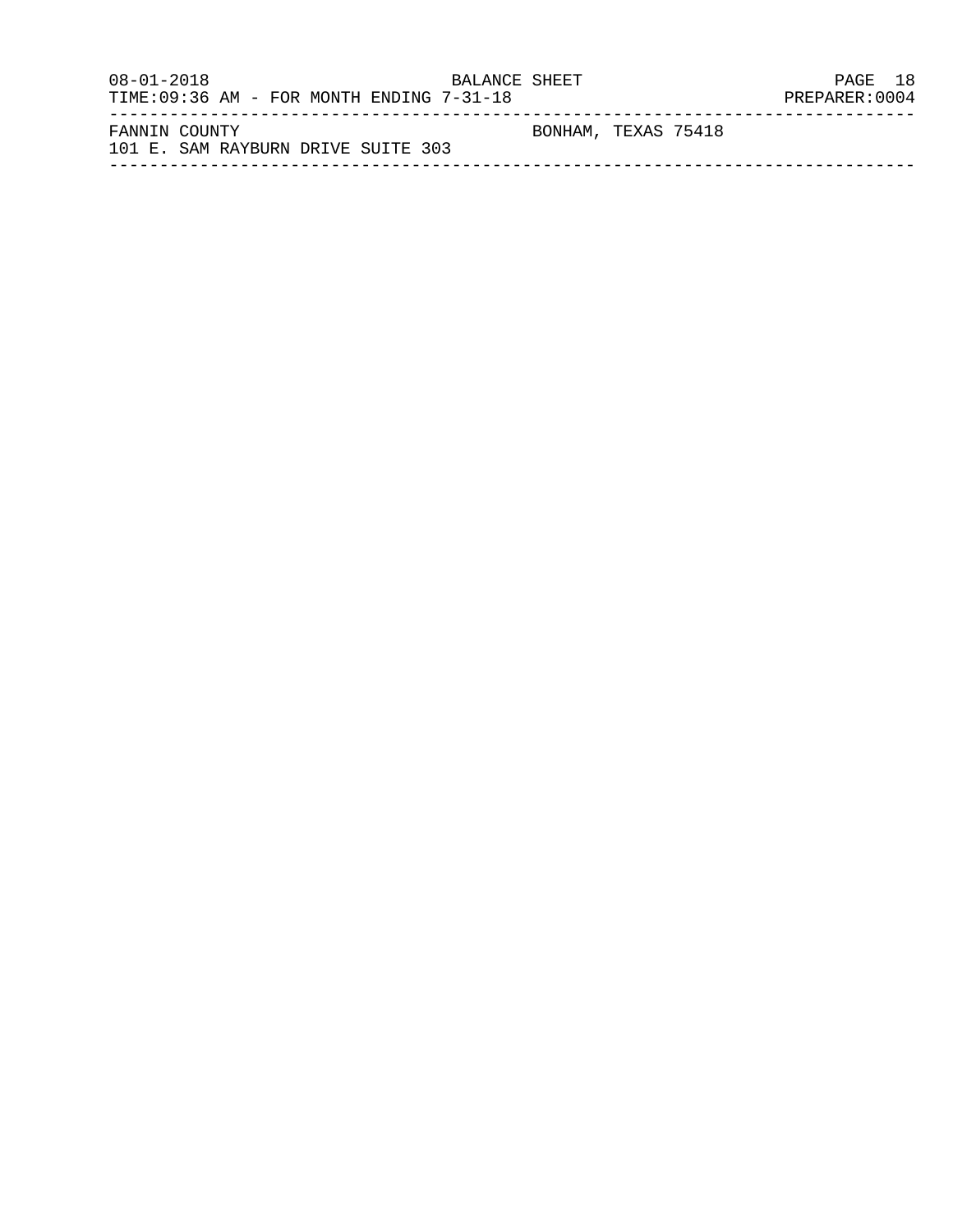08-01-2018 BALANCE SHEET

TIME:09:36 AM - FOR MONTH ENDING 7-31-18 PREPARER:0004

FANNIN COUNTY BONHAM, TEXAS 75418

101 E. SAM RAYBURN DRIVE SUITE 303